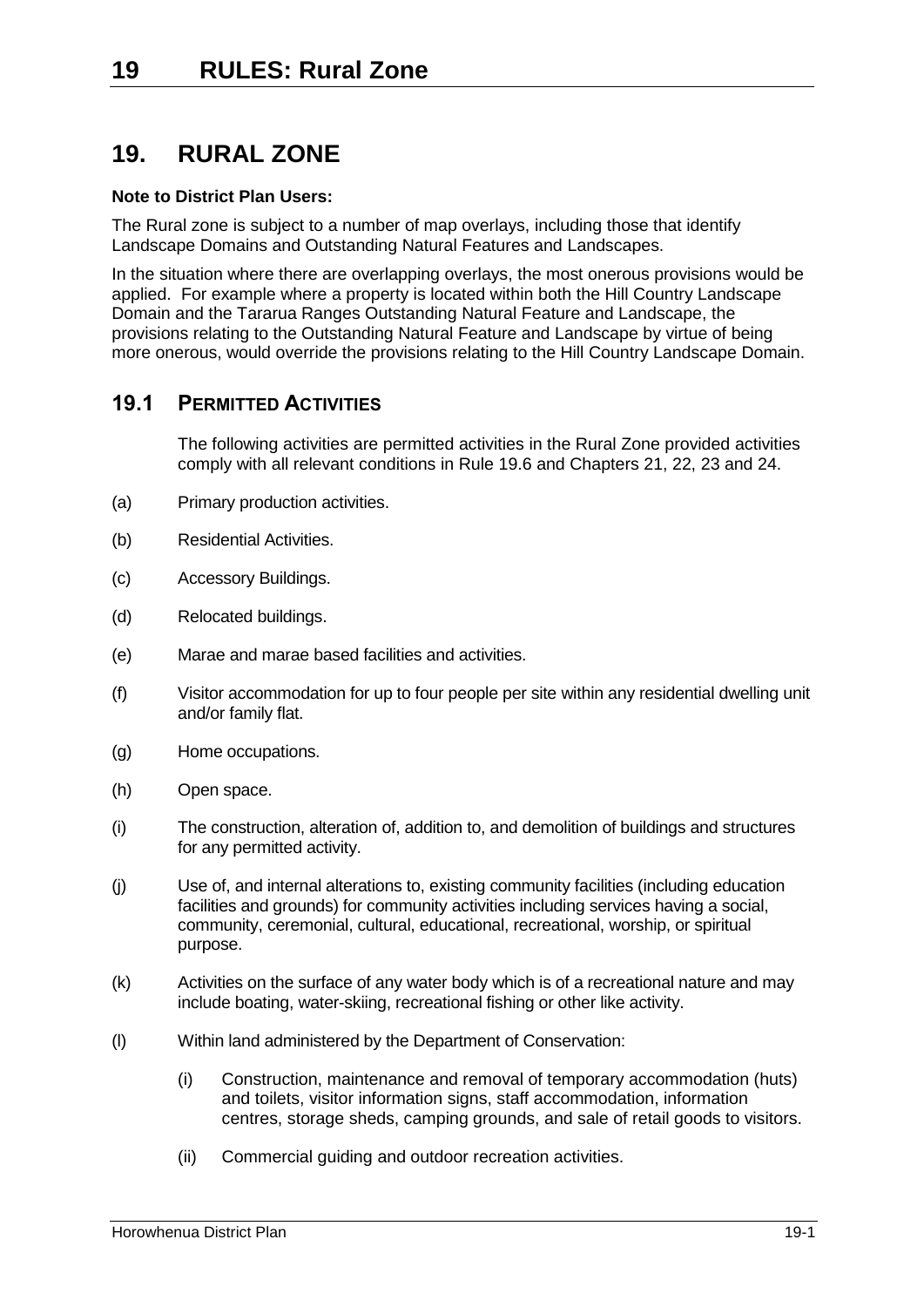# 19. RURAL ZONE

**Note to District Plan Users:**

The Rural zone is subject to a number of map overlays, including those that identify Landscape Domains and Outstanding Natural Features and Landscapes.

In the situation where there are overlapping overlays, the most onerous provisions would be applied. For example where a property is located within both the Hill Country Landscape Domain and the Tararua Ranges Outstanding Natural Feature and Landscape, the provisions relating to the Outstanding Natural Feature and Landscape by virtue of being more onerous, would override the provisions relating to the Hill Country Landscape Domain.

## 19.1 PERMITTED ACTIVITIES

The following activities are permitted activities in the Rural Zone provided activities comply with all relevant conditions in Rule 19.6 and Chapters 21, 22, 23 and 24.

(a) Primary production activities.

(b) Residential Activities.

(c) Accessory Buildings.

(d) Relocated buildings.

(e) Marae and marae based facilities and activities.

(f) Visitor accommodation for up to four people per site within any residential dwelling unit and/or family flat.

(g) Home occupations.

(h) Open space.

(i) The construction, alteration of, addition to, and demolition of buildings and structures for any permitted activity.

(j) Use of, and internal alterations to, existing community facilities (including education facilities and grounds) for community activities including services having a social, community, ceremonial, cultural, educational, recreational, worship, or spiritual purpose.

(k) Activities on the surface of any water body which is of a recreational nature and may include boating, water-skiing, recreational fishing or other like activity.

(l) Within land administered by the Department of Conservation:

 (i) Construction, maintenance and removal of temporary accommodation (huts) and toilets, visitor information signs, staff accommodation, information centres, storage sheds, camping grounds, and sale of retail goods to visitors.

 (ii) Commercial guiding and outdoor recreation activities.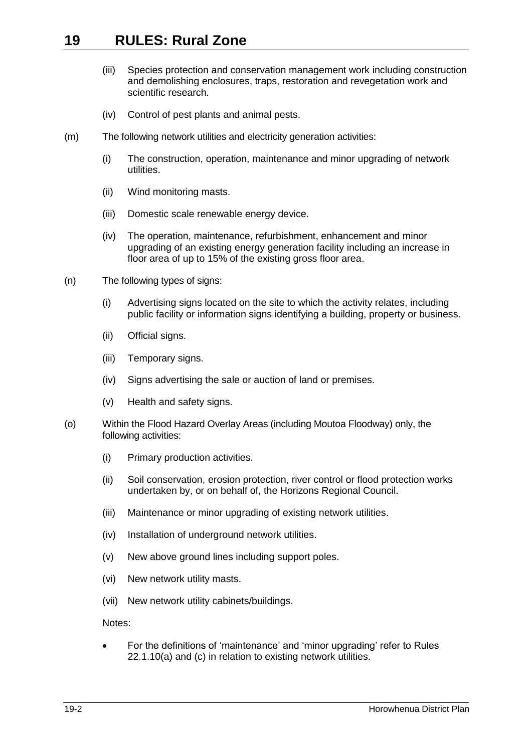- (iii) Species protection and conservation management work including construction and demolishing enclosures, traps, restoration and revegetation work and scientific research.
- (iv) Control of pest plants and animal pests.

(m) The following network utilities and electricity generation activities:

- (i) The construction, operation, maintenance and minor upgrading of network utilities.
- (ii) Wind monitoring masts.
- (iii) Domestic scale renewable energy device.
- (iv) The operation, maintenance, refurbishment, enhancement and minor upgrading of an existing energy generation facility including an increase in floor area of up to 15% of the existing gross floor area.

(n) The following types of signs:

- (i) Advertising signs located on the site to which the activity relates, including public facility or information signs identifying a building, property or business.
- (ii) Official signs.
- (iii) Temporary signs.
- (iv) Signs advertising the sale or auction of land or premises.
- (v) Health and safety signs.

(o) Within the Flood Hazard Overlay Areas (including Moutoa Floodway) only, the following activities:

- (i) Primary production activities.
- (ii) Soil conservation, erosion protection, river control or flood protection works undertaken by, or on behalf of, the Horizons Regional Council.
- (iii) Maintenance or minor upgrading of existing network utilities.
- (iv) Installation of underground network utilities.
- (v) New above ground lines including support poles.
- (vi) New network utility masts.
- (vii) New network utility cabinets/buildings.

Notes:

- For the definitions of 'maintenance' and 'minor upgrading' refer to Rules 22.1.10(a) and (c) in relation to existing network utilities.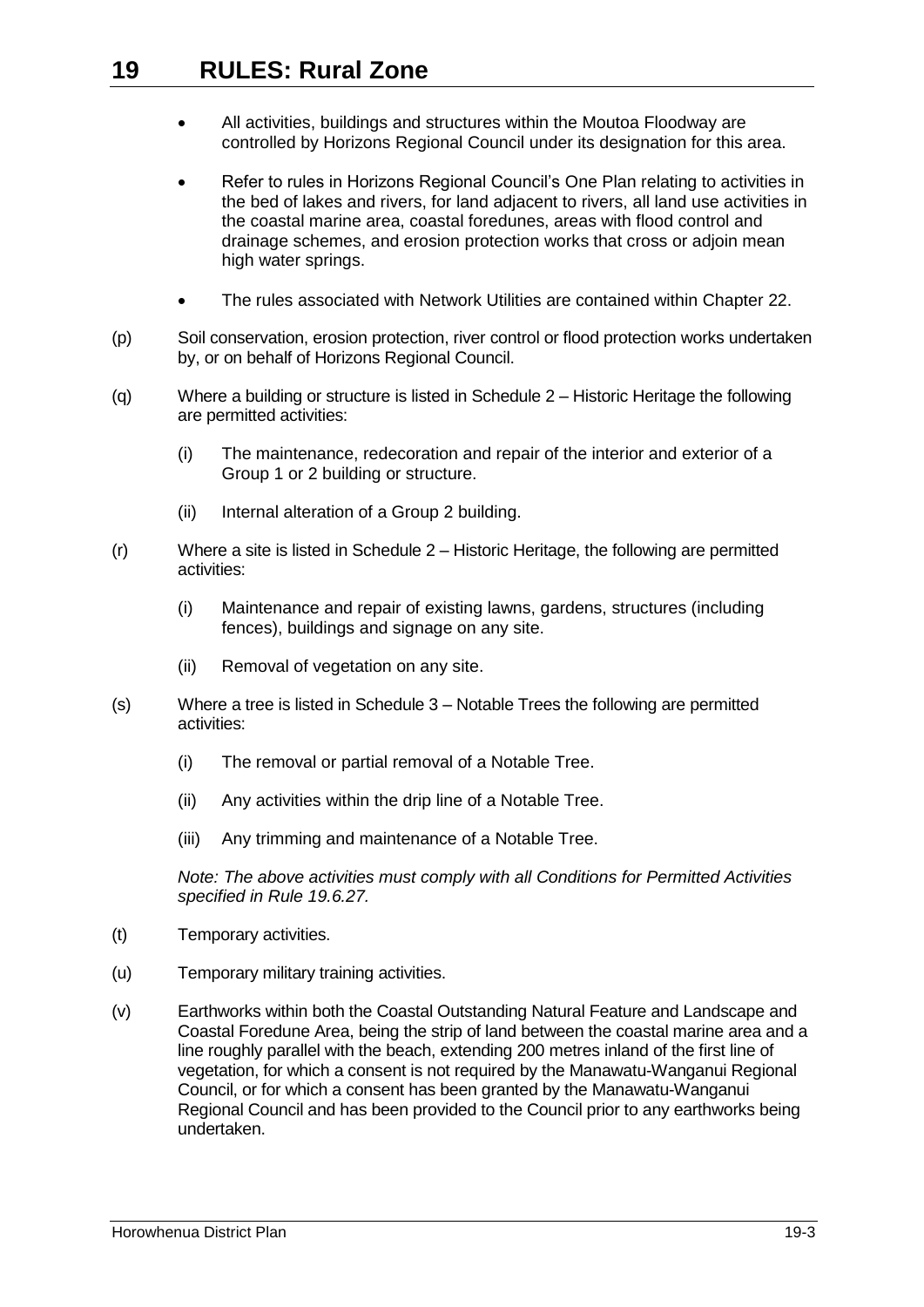- All activities, buildings and structures within the Moutoa Floodway are controlled by Horizons Regional Council under its designation for this area.
- Refer to rules in Horizons Regional Council's One Plan relating to activities in the bed of lakes and rivers, for land adjacent to rivers, all land use activities in the coastal marine area, coastal foredunes, areas with flood control and drainage schemes, and erosion protection works that cross or adjoin mean high water springs.
- The rules associated with Network Utilities are contained within Chapter 22.

(p) Soil conservation, erosion protection, river control or flood protection works undertaken by, or on behalf of Horizons Regional Council.

(q) Where a building or structure is listed in Schedule 2 – Historic Heritage the following are permitted activities:

 (i) The maintenance, redecoration and repair of the interior and exterior of a Group 1 or 2 building or structure.

 (ii) Internal alteration of a Group 2 building.

(r) Where a site is listed in Schedule 2 – Historic Heritage, the following are permitted activities:

 (i) Maintenance and repair of existing lawns, gardens, structures (including fences), buildings and signage on any site.

 (ii) Removal of vegetation on any site.

(s) Where a tree is listed in Schedule 3 – Notable Trees the following are permitted activities:

 (i) The removal or partial removal of a Notable Tree.

 (ii) Any activities within the drip line of a Notable Tree.

 (iii) Any trimming and maintenance of a Notable Tree.

 *Note: The above activities must comply with all Conditions for Permitted Activities specified in Rule 19.6.27.*

(t) Temporary activities.

(u) Temporary military training activities.

(v) Earthworks within both the Coastal Outstanding Natural Feature and Landscape and Coastal Foredune Area, being the strip of land between the coastal marine area and a line roughly parallel with the beach, extending 200 metres inland of the first line of vegetation, for which a consent is not required by the Manawatu-Wanganui Regional Council, or for which a consent has been granted by the Manawatu-Wanganui Regional Council and has been provided to the Council prior to any earthworks being undertaken.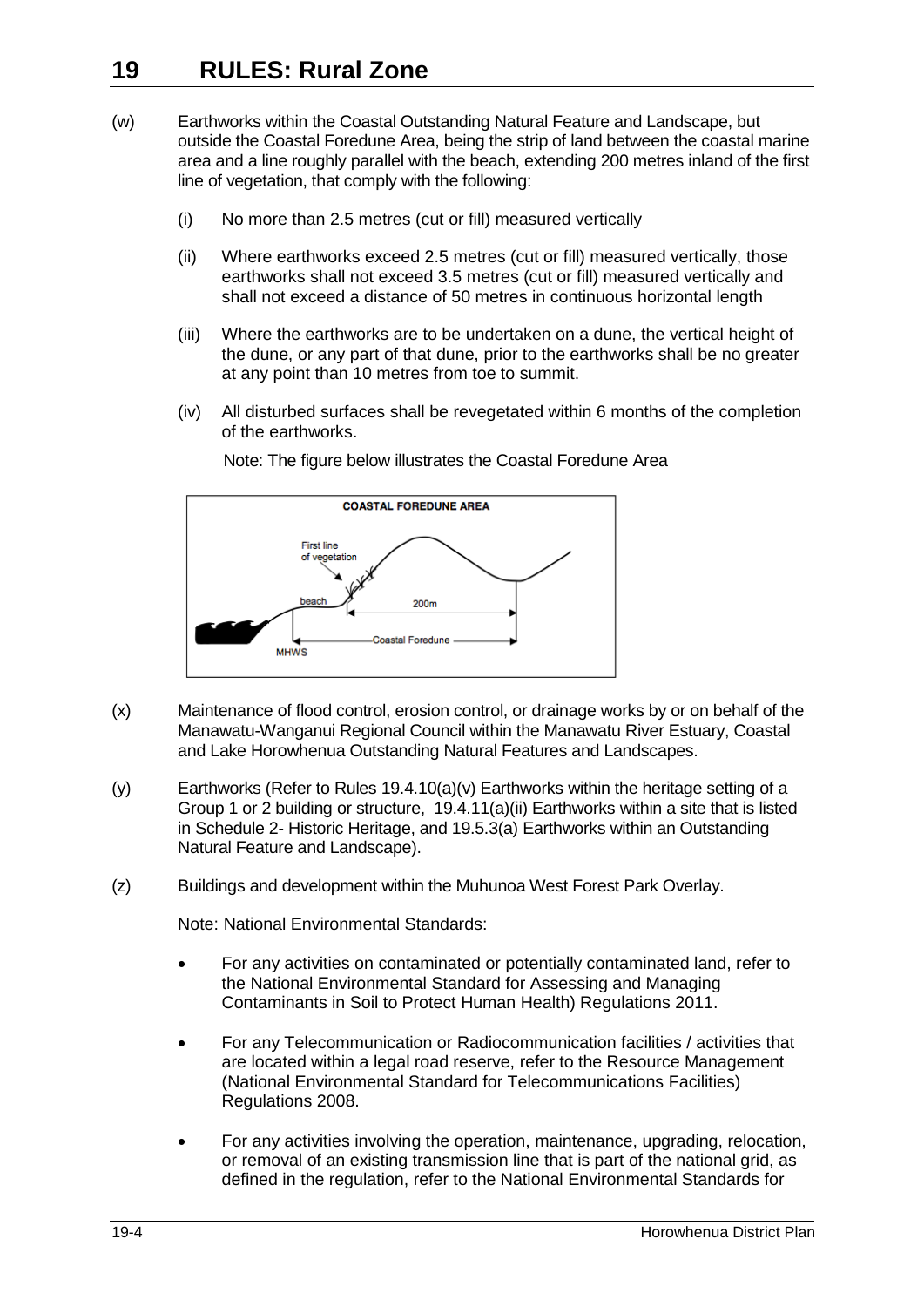# 19 RULES: Rural Zone

(w) Earthworks within the Coastal Outstanding Natural Feature and Landscape, but outside the Coastal Foredune Area, being the strip of land between the coastal marine area and a line roughly parallel with the beach, extending 200 metres inland of the first line of vegetation, that comply with the following:

- (i) No more than 2.5 metres (cut or fill) measured vertically
- (ii) Where earthworks exceed 2.5 metres (cut or fill) measured vertically, those earthworks shall not exceed 3.5 metres (cut or fill) measured vertically and shall not exceed a distance of 50 metres in continuous horizontal length
- (iii) Where the earthworks are to be undertaken on a dune, the vertical height of the dune, or any part of that dune, prior to the earthworks shall be no greater at any point than 10 metres from toe to summit.
- (iv) All disturbed surfaces shall be revegetated within 6 months of the completion of the earthworks.

Note: The figure below illustrates the Coastal Foredune Area

COASTAL FOREDUNE AREA

First line of vegetation

beach

200m

Coastal Foredune

MHWS

(x) Maintenance of flood control, erosion control, or drainage works by or on behalf of the Manawatu-Wanganui Regional Council within the Manawatu River Estuary, Coastal and Lake Horowhenua Outstanding Natural Features and Landscapes.

(y) Earthworks (Refer to Rules 19.4.10(a)(v) Earthworks within the heritage setting of a Group 1 or 2 building or structure, 19.4.11(a)(ii) Earthworks within a site that is listed in Schedule 2- Historic Heritage, and 19.5.3(a) Earthworks within an Outstanding Natural Feature and Landscape).

(z) Buildings and development within the Muhunoa West Forest Park Overlay.

Note: National Environmental Standards:

- For any activities on contaminated or potentially contaminated land, refer to the National Environmental Standard for Assessing and Managing Contaminants in Soil to Protect Human Health) Regulations 2011.
- For any Telecommunication or Radiocommunication facilities / activities that are located within a legal road reserve, refer to the Resource Management (National Environmental Standard for Telecommunications Facilities) Regulations 2008.
- For any activities involving the operation, maintenance, upgrading, relocation, or removal of an existing transmission line that is part of the national grid, as defined in the regulation, refer to the National Environmental Standards for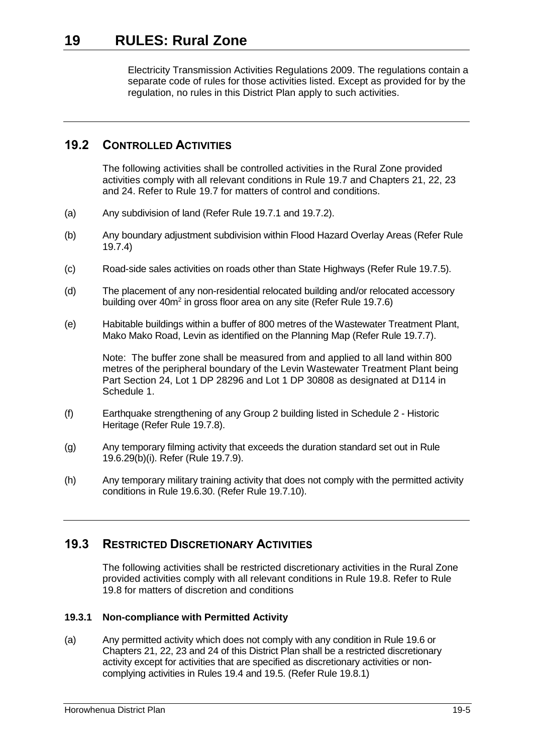Electricity Transmission Activities Regulations 2009. The regulations contain a separate code of rules for those activities listed. Except as provided for by the regulation, no rules in this District Plan apply to such activities.

## 19.2 CONTROLLED ACTIVITIES

The following activities shall be controlled activities in the Rural Zone provided activities comply with all relevant conditions in Rule 19.7 and Chapters 21, 22, 23 and 24. Refer to Rule 19.7 for matters of control and conditions.

(a) Any subdivision of land (Refer Rule 19.7.1 and 19.7.2).

(b) Any boundary adjustment subdivision within Flood Hazard Overlay Areas (Refer Rule 19.7.4)

(c) Road-side sales activities on roads other than State Highways (Refer Rule 19.7.5).

(d) The placement of any non-residential relocated building and/or relocated accessory building over 40m$^2$ in gross floor area on any site (Refer Rule 19.7.6)

(e) Habitable buildings within a buffer of 800 metres of the Wastewater Treatment Plant, Mako Mako Road, Levin as identified on the Planning Map (Refer Rule 19.7.7).

Note: The buffer zone shall be measured from and applied to all land within 800 metres of the peripheral boundary of the Levin Wastewater Treatment Plant being Part Section 24, Lot 1 DP 28296 and Lot 1 DP 30808 as designated at D114 in Schedule 1.

(f) Earthquake strengthening of any Group 2 building listed in Schedule 2 - Historic Heritage (Refer Rule 19.7.8).

(g) Any temporary filming activity that exceeds the duration standard set out in Rule 19.6.29(b)(i). Refer (Rule 19.7.9).

(h) Any temporary military training activity that does not comply with the permitted activity conditions in Rule 19.6.30. (Refer Rule 19.7.10).

## 19.3 RESTRICTED DISCRETIONARY ACTIVITIES

The following activities shall be restricted discretionary activities in the Rural Zone provided activities comply with all relevant conditions in Rule 19.8. Refer to Rule 19.8 for matters of discretion and conditions

### 19.3.1 Non-compliance with Permitted Activity

(a) Any permitted activity which does not comply with any condition in Rule 19.6 or Chapters 21, 22, 23 and 24 of this District Plan shall be a restricted discretionary activity except for activities that are specified as discretionary activities or non-complying activities in Rules 19.4 and 19.5. (Refer Rule 19.8.1)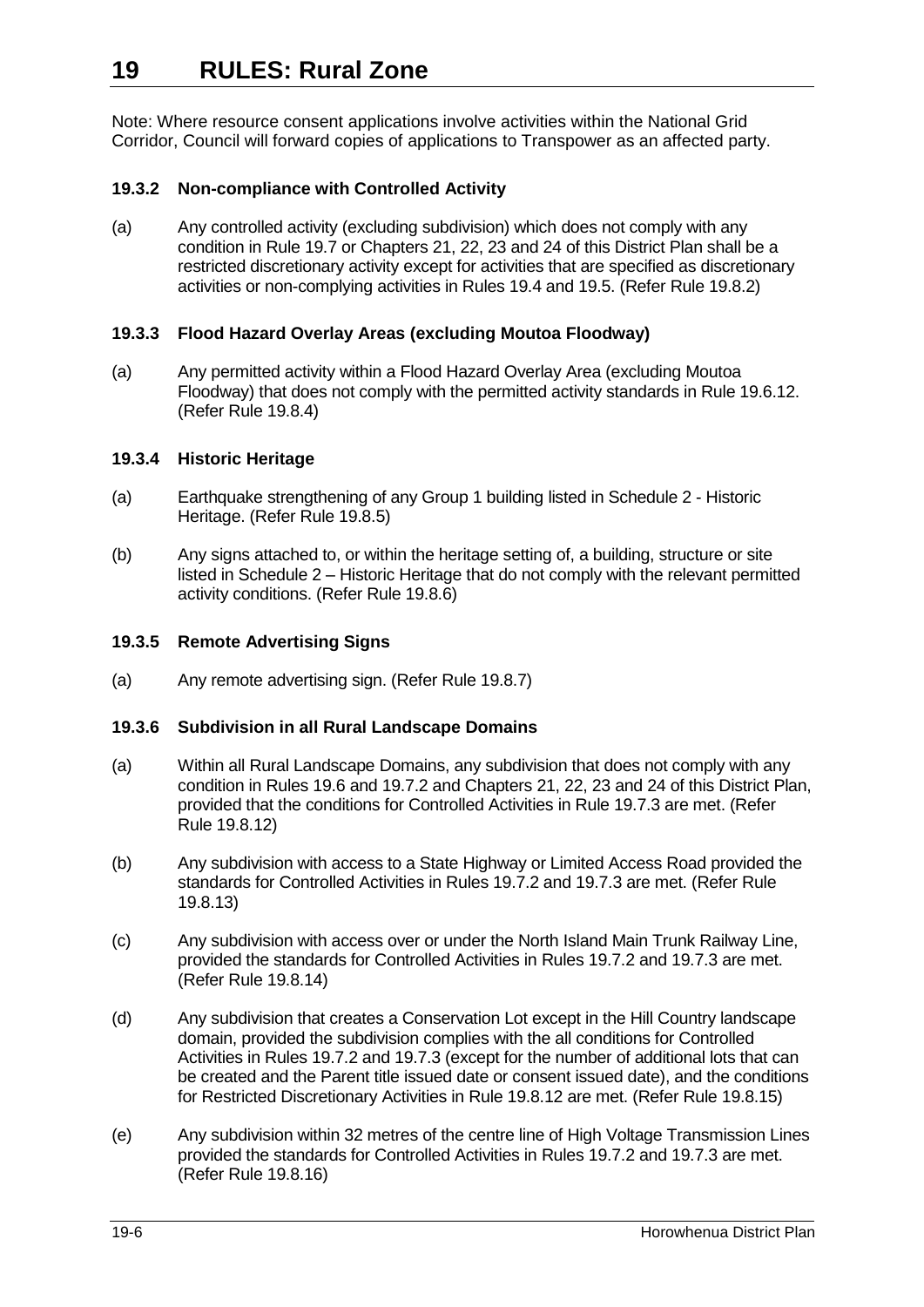Note: Where resource consent applications involve activities within the National Grid Corridor, Council will forward copies of applications to Transpower as an affected party.

### 19.3.2 Non-compliance with Controlled Activity

(a) Any controlled activity (excluding subdivision) which does not comply with any condition in Rule 19.7 or Chapters 21, 22, 23 and 24 of this District Plan shall be a restricted discretionary activity except for activities that are specified as discretionary activities or non-complying activities in Rules 19.4 and 19.5. (Refer Rule 19.8.2)

### 19.3.3 Flood Hazard Overlay Areas (excluding Moutoa Floodway)

(a) Any permitted activity within a Flood Hazard Overlay Area (excluding Moutoa Floodway) that does not comply with the permitted activity standards in Rule 19.6.12. (Refer Rule 19.8.4)

### 19.3.4 Historic Heritage

(a) Earthquake strengthening of any Group 1 building listed in Schedule 2 - Historic Heritage. (Refer Rule 19.8.5)

(b) Any signs attached to, or within the heritage setting of, a building, structure or site listed in Schedule 2 – Historic Heritage that do not comply with the relevant permitted activity conditions. (Refer Rule 19.8.6)

### 19.3.5 Remote Advertising Signs

(a) Any remote advertising sign. (Refer Rule 19.8.7)

### 19.3.6 Subdivision in all Rural Landscape Domains

(a) Within all Rural Landscape Domains, any subdivision that does not comply with any condition in Rules 19.6 and 19.7.2 and Chapters 21, 22, 23 and 24 of this District Plan, provided that the conditions for Controlled Activities in Rule 19.7.3 are met. (Refer Rule 19.8.12)

(b) Any subdivision with access to a State Highway or Limited Access Road provided the standards for Controlled Activities in Rules 19.7.2 and 19.7.3 are met. (Refer Rule 19.8.13)

(c) Any subdivision with access over or under the North Island Main Trunk Railway Line, provided the standards for Controlled Activities in Rules 19.7.2 and 19.7.3 are met. (Refer Rule 19.8.14)

(d) Any subdivision that creates a Conservation Lot except in the Hill Country landscape domain, provided the subdivision complies with the all conditions for Controlled Activities in Rules 19.7.2 and 19.7.3 (except for the number of additional lots that can be created and the Parent title issued date or consent issued date), and the conditions for Restricted Discretionary Activities in Rule 19.8.12 are met. (Refer Rule 19.8.15)

(e) Any subdivision within 32 metres of the centre line of High Voltage Transmission Lines provided the standards for Controlled Activities in Rules 19.7.2 and 19.7.3 are met. (Refer Rule 19.8.16)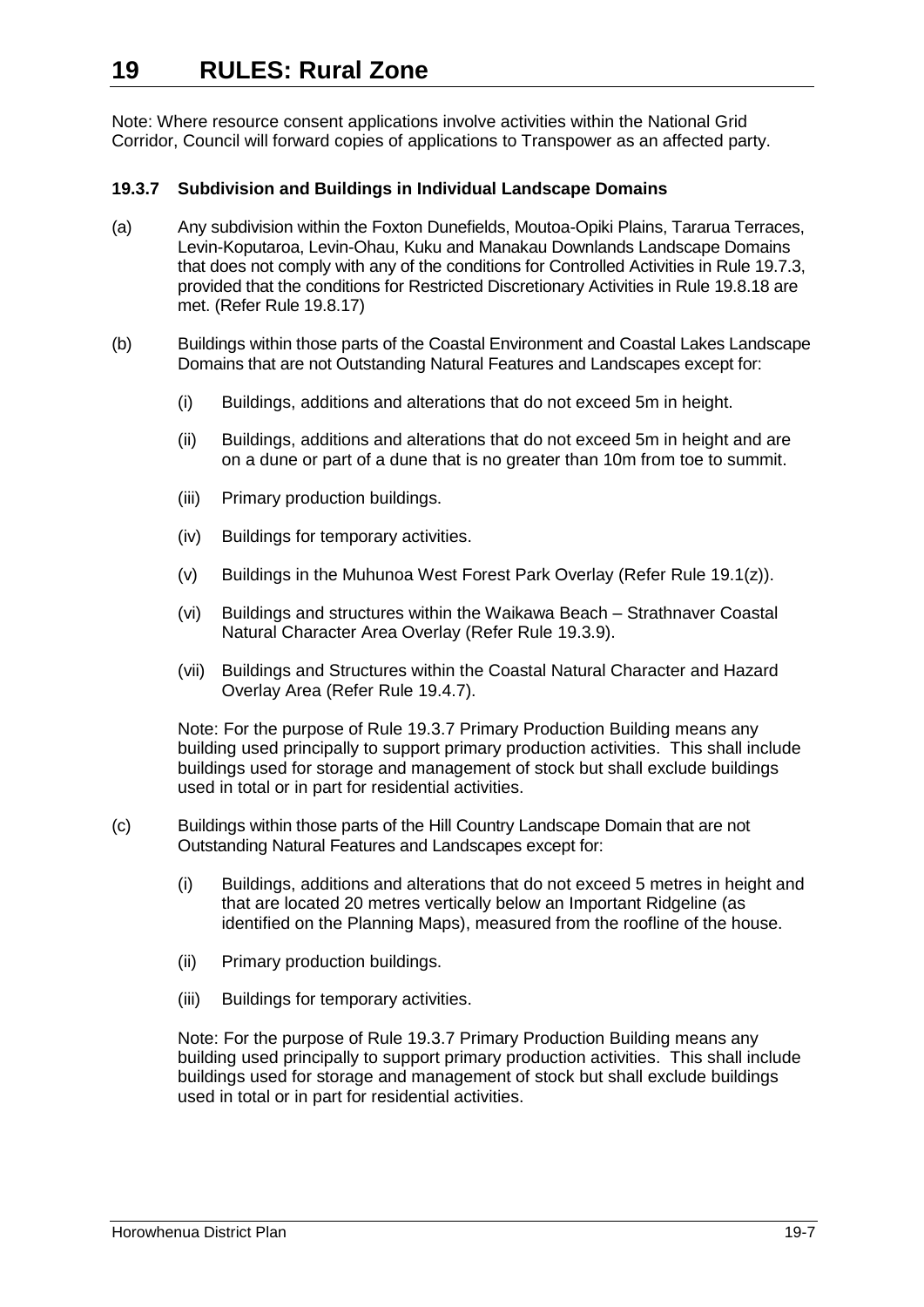# 19 RULES: Rural Zone

Note: Where resource consent applications involve activities within the National Grid Corridor, Council will forward copies of applications to Transpower as an affected party.

### 19.3.7 Subdivision and Buildings in Individual Landscape Domains

(a) Any subdivision within the Foxton Dunefields, Moutoa-Opiki Plains, Tararua Terraces, Levin-Koputaroa, Levin-Ohau, Kuku and Manakau Downlands Landscape Domains that does not comply with any of the conditions for Controlled Activities in Rule 19.7.3, provided that the conditions for Restricted Discretionary Activities in Rule 19.8.18 are met. (Refer Rule 19.8.17)

(b) Buildings within those parts of the Coastal Environment and Coastal Lakes Landscape Domains that are not Outstanding Natural Features and Landscapes except for:

- (i) Buildings, additions and alterations that do not exceed 5m in height.
- (ii) Buildings, additions and alterations that do not exceed 5m in height and are on a dune or part of a dune that is no greater than 10m from toe to summit.
- (iii) Primary production buildings.
- (iv) Buildings for temporary activities.
- (v) Buildings in the Muhunoa West Forest Park Overlay (Refer Rule 19.1(z)).
- (vi) Buildings and structures within the Waikawa Beach – Strathnaver Coastal Natural Character Area Overlay (Refer Rule 19.3.9).
- (vii) Buildings and Structures within the Coastal Natural Character and Hazard Overlay Area (Refer Rule 19.4.7).

Note: For the purpose of Rule 19.3.7 Primary Production Building means any building used principally to support primary production activities. This shall include buildings used for storage and management of stock but shall exclude buildings used in total or in part for residential activities.

(c) Buildings within those parts of the Hill Country Landscape Domain that are not Outstanding Natural Features and Landscapes except for:

- (i) Buildings, additions and alterations that do not exceed 5 metres in height and that are located 20 metres vertically below an Important Ridgeline (as identified on the Planning Maps), measured from the roofline of the house.
- (ii) Primary production buildings.
- (iii) Buildings for temporary activities.

Note: For the purpose of Rule 19.3.7 Primary Production Building means any building used principally to support primary production activities. This shall include buildings used for storage and management of stock but shall exclude buildings used in total or in part for residential activities.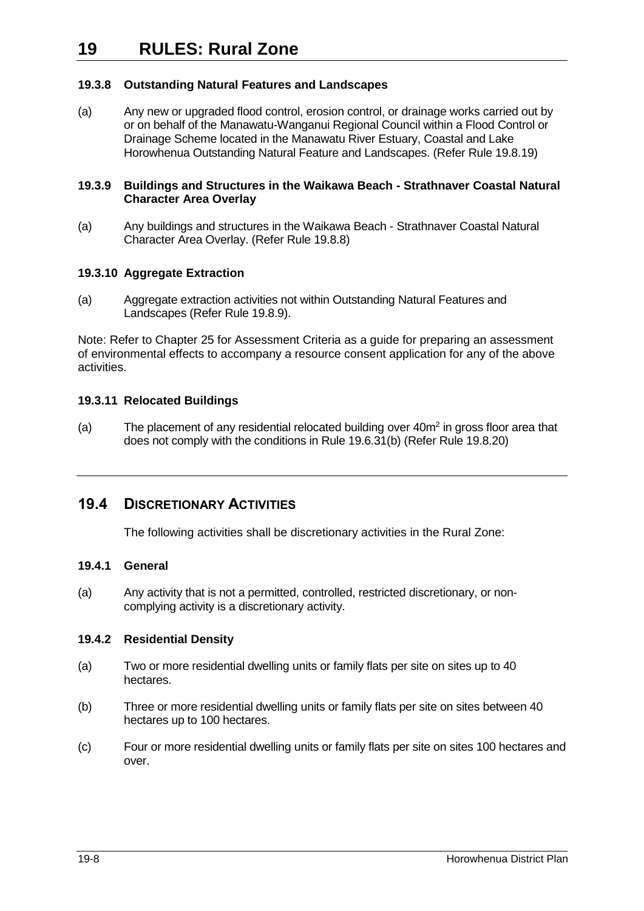#### 19.3.8 Outstanding Natural Features and Landscapes

(a) Any new or upgraded flood control, erosion control, or drainage works carried out by or on behalf of the Manawatu-Wanganui Regional Council within a Flood Control or Drainage Scheme located in the Manawatu River Estuary, Coastal and Lake Horowhenua Outstanding Natural Feature and Landscapes. (Refer Rule 19.8.19)

#### 19.3.9 Buildings and Structures in the Waikawa Beach - Strathnaver Coastal Natural Character Area Overlay

(a) Any buildings and structures in the Waikawa Beach - Strathnaver Coastal Natural Character Area Overlay. (Refer Rule 19.8.8)

#### 19.3.10 Aggregate Extraction

(a) Aggregate extraction activities not within Outstanding Natural Features and Landscapes (Refer Rule 19.8.9).

Note: Refer to Chapter 25 for Assessment Criteria as a guide for preparing an assessment of environmental effects to accompany a resource consent application for any of the above activities.

#### 19.3.11 Relocated Buildings

(a) The placement of any residential relocated building over $40m^2$ in gross floor area that does not comply with the conditions in Rule 19.6.31(b) (Refer Rule 19.8.20)

## 19.4 DISCRETIONARY ACTIVITIES

The following activities shall be discretionary activities in the Rural Zone:

#### 19.4.1 General

(a) Any activity that is not a permitted, controlled, restricted discretionary, or non-complying activity is a discretionary activity.

#### 19.4.2 Residential Density

(a) Two or more residential dwelling units or family flats per site on sites up to 40 hectares.

(b) Three or more residential dwelling units or family flats per site on sites between 40 hectares up to 100 hectares.

(c) Four or more residential dwelling units or family flats per site on sites 100 hectares and over.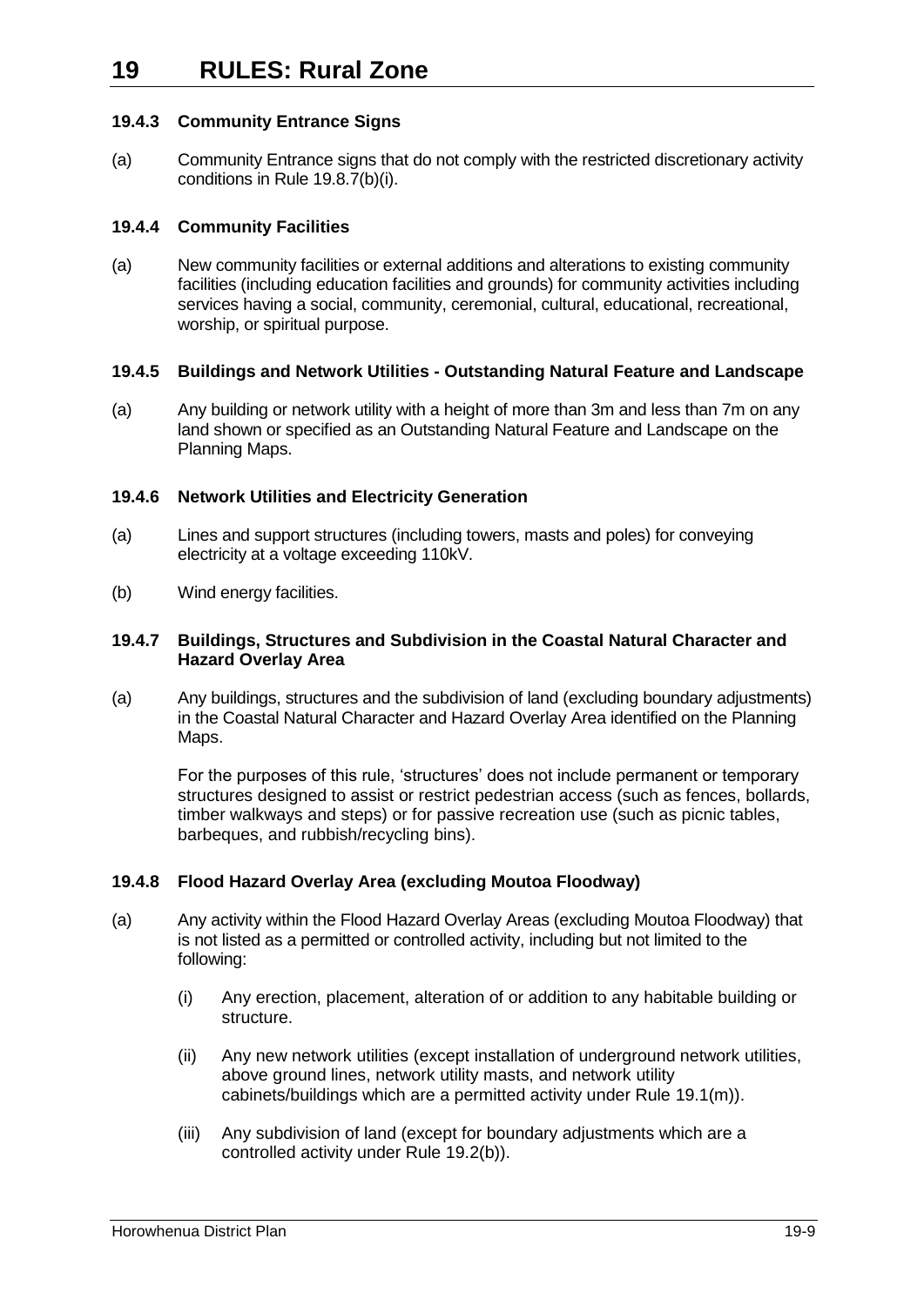### 19.4.3 Community Entrance Signs

(a) Community Entrance signs that do not comply with the restricted discretionary activity conditions in Rule 19.8.7(b)(i).

### 19.4.4 Community Facilities

(a) New community facilities or external additions and alterations to existing community facilities (including education facilities and grounds) for community activities including services having a social, community, ceremonial, cultural, educational, recreational, worship, or spiritual purpose.

### 19.4.5 Buildings and Network Utilities - Outstanding Natural Feature and Landscape

(a) Any building or network utility with a height of more than 3m and less than 7m on any land shown or specified as an Outstanding Natural Feature and Landscape on the Planning Maps.

### 19.4.6 Network Utilities and Electricity Generation

(a) Lines and support structures (including towers, masts and poles) for conveying electricity at a voltage exceeding 110kV.

(b) Wind energy facilities.

### 19.4.7 Buildings, Structures and Subdivision in the Coastal Natural Character and Hazard Overlay Area

(a) Any buildings, structures and the subdivision of land (excluding boundary adjustments) in the Coastal Natural Character and Hazard Overlay Area identified on the Planning Maps.

For the purposes of this rule, 'structures' does not include permanent or temporary structures designed to assist or restrict pedestrian access (such as fences, bollards, timber walkways and steps) or for passive recreation use (such as picnic tables, barbeques, and rubbish/recycling bins).

### 19.4.8 Flood Hazard Overlay Area (excluding Moutoa Floodway)

(a) Any activity within the Flood Hazard Overlay Areas (excluding Moutoa Floodway) that is not listed as a permitted or controlled activity, including but not limited to the following:

(i) Any erection, placement, alteration of or addition to any habitable building or structure.

(ii) Any new network utilities (except installation of underground network utilities, above ground lines, network utility masts, and network utility cabinets/buildings which are a permitted activity under Rule 19.1(m)).

(iii) Any subdivision of land (except for boundary adjustments which are a controlled activity under Rule 19.2(b)).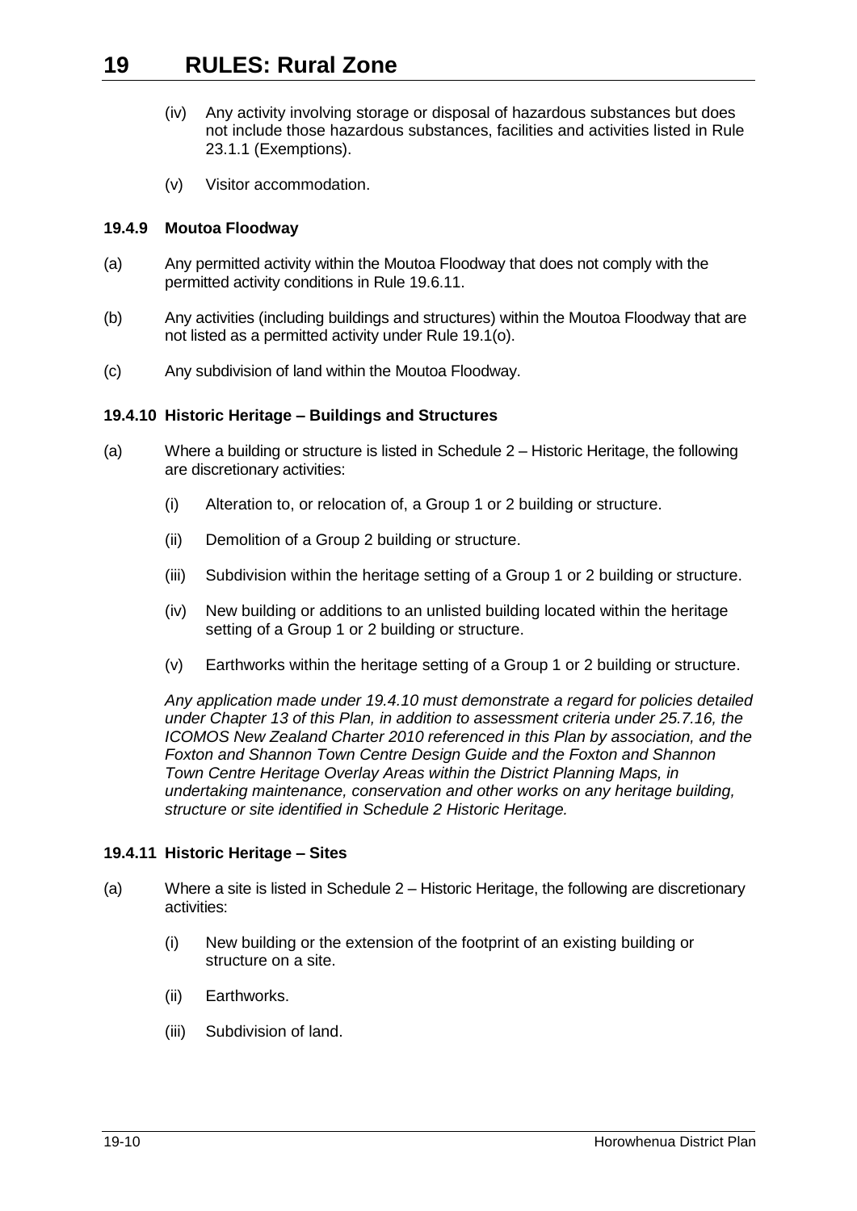(iv) Any activity involving storage or disposal of hazardous substances but does not include those hazardous substances, facilities and activities listed in Rule 23.1.1 (Exemptions).

(v) Visitor accommodation.

### 19.4.9 Moutoa Floodway

(a) Any permitted activity within the Moutoa Floodway that does not comply with the permitted activity conditions in Rule 19.6.11.

(b) Any activities (including buildings and structures) within the Moutoa Floodway that are not listed as a permitted activity under Rule 19.1(o).

(c) Any subdivision of land within the Moutoa Floodway.

### 19.4.10 Historic Heritage – Buildings and Structures

(a) Where a building or structure is listed in Schedule 2 – Historic Heritage, the following are discretionary activities:

(i) Alteration to, or relocation of, a Group 1 or 2 building or structure.

(ii) Demolition of a Group 2 building or structure.

(iii) Subdivision within the heritage setting of a Group 1 or 2 building or structure.

(iv) New building or additions to an unlisted building located within the heritage setting of a Group 1 or 2 building or structure.

(v) Earthworks within the heritage setting of a Group 1 or 2 building or structure.

*Any application made under 19.4.10 must demonstrate a regard for policies detailed under Chapter 13 of this Plan, in addition to assessment criteria under 25.7.16, the ICOMOS New Zealand Charter 2010 referenced in this Plan by association, and the Foxton and Shannon Town Centre Design Guide and the Foxton and Shannon Town Centre Heritage Overlay Areas within the District Planning Maps, in undertaking maintenance, conservation and other works on any heritage building, structure or site identified in Schedule 2 Historic Heritage.*

### 19.4.11 Historic Heritage – Sites

(a) Where a site is listed in Schedule 2 – Historic Heritage, the following are discretionary activities:

(i) New building or the extension of the footprint of an existing building or structure on a site.

(ii) Earthworks.

(iii) Subdivision of land.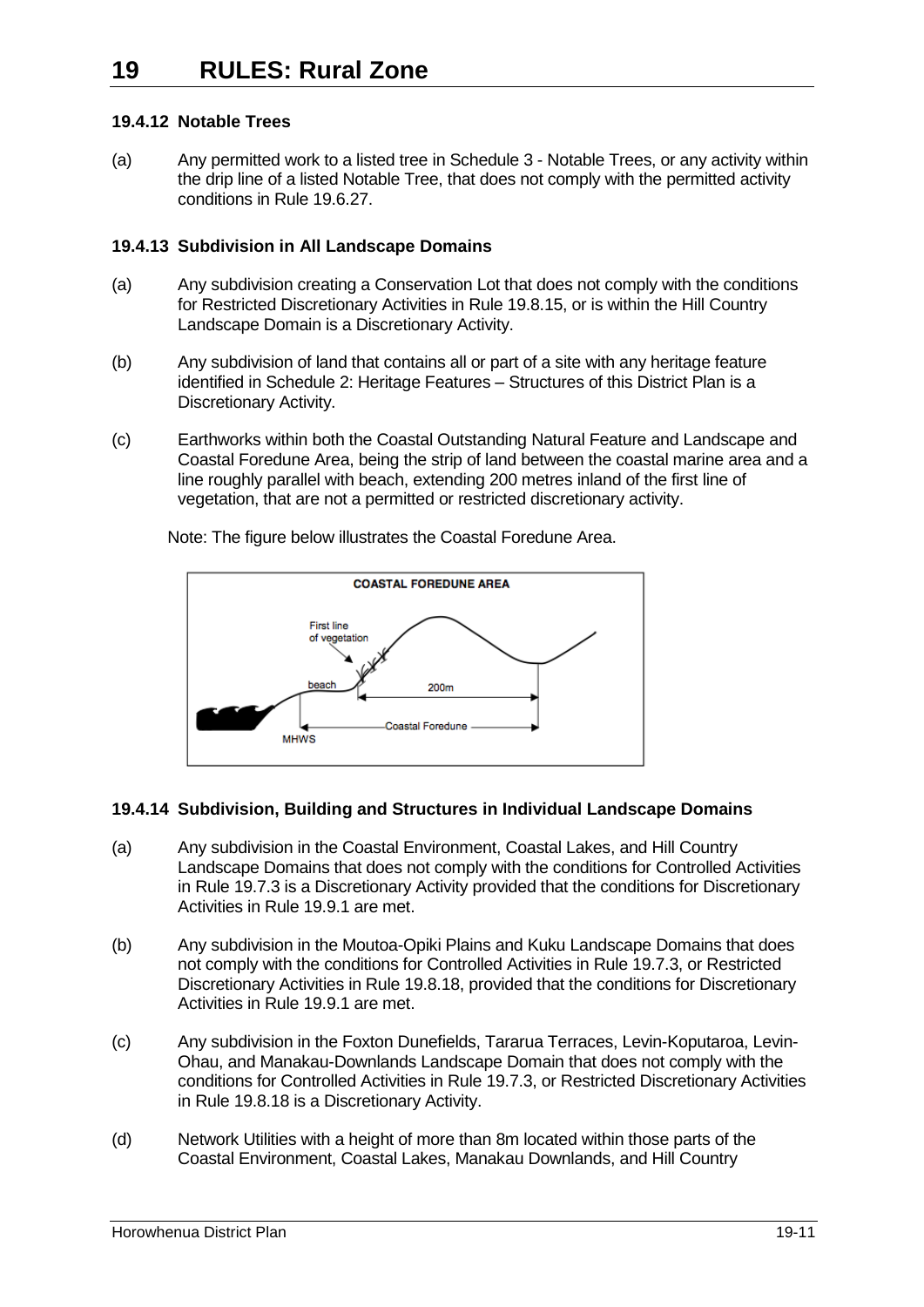# 19 RULES: Rural Zone

### 19.4.12 Notable Trees

(a) Any permitted work to a listed tree in Schedule 3 - Notable Trees, or any activity within the drip line of a listed Notable Tree, that does not comply with the permitted activity conditions in Rule 19.6.27.

### 19.4.13 Subdivision in All Landscape Domains

(a) Any subdivision creating a Conservation Lot that does not comply with the conditions for Restricted Discretionary Activities in Rule 19.8.15, or is within the Hill Country Landscape Domain is a Discretionary Activity.

(b) Any subdivision of land that contains all or part of a site with any heritage feature identified in Schedule 2: Heritage Features – Structures of this District Plan is a Discretionary Activity.

(c) Earthworks within both the Coastal Outstanding Natural Feature and Landscape and Coastal Foredune Area, being the strip of land between the coastal marine area and a line roughly parallel with beach, extending 200 metres inland of the first line of vegetation, that are not a permitted or restricted discretionary activity.

Note: The figure below illustrates the Coastal Foredune Area.

COASTAL FOREDUNE AREA

First line of vegetation | beach | 200m | Coastal Foredune | MHWS

### 19.4.14 Subdivision, Building and Structures in Individual Landscape Domains

(a) Any subdivision in the Coastal Environment, Coastal Lakes, and Hill Country Landscape Domains that does not comply with the conditions for Controlled Activities in Rule 19.7.3 is a Discretionary Activity provided that the conditions for Discretionary Activities in Rule 19.9.1 are met.

(b) Any subdivision in the Moutoa-Opiki Plains and Kuku Landscape Domains that does not comply with the conditions for Controlled Activities in Rule 19.7.3, or Restricted Discretionary Activities in Rule 19.8.18, provided that the conditions for Discretionary Activities in Rule 19.9.1 are met.

(c) Any subdivision in the Foxton Dunefields, Tararua Terraces, Levin-Koputaroa, Levin-Ohau, and Manakau-Downlands Landscape Domain that does not comply with the conditions for Controlled Activities in Rule 19.7.3, or Restricted Discretionary Activities in Rule 19.8.18 is a Discretionary Activity.

(d) Network Utilities with a height of more than 8m located within those parts of the Coastal Environment, Coastal Lakes, Manakau Downlands, and Hill Country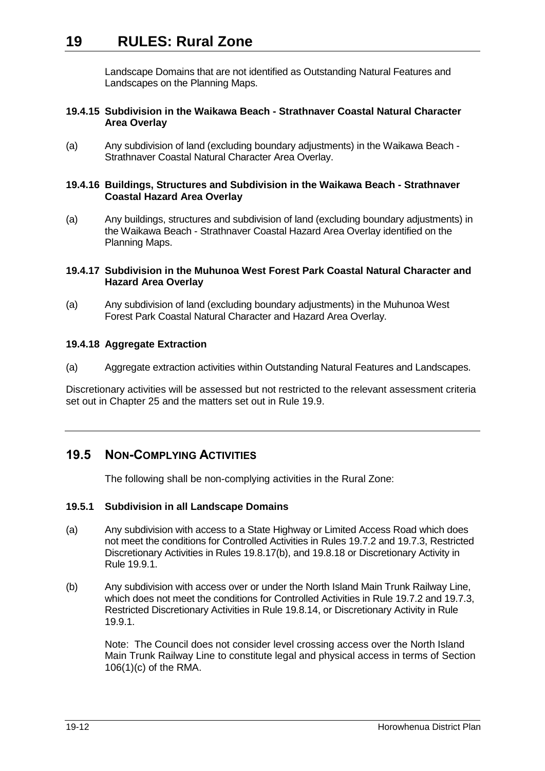Landscape Domains that are not identified as Outstanding Natural Features and Landscapes on the Planning Maps.

#### 19.4.15 Subdivision in the Waikawa Beach - Strathnaver Coastal Natural Character Area Overlay

(a) Any subdivision of land (excluding boundary adjustments) in the Waikawa Beach - Strathnaver Coastal Natural Character Area Overlay.

#### 19.4.16 Buildings, Structures and Subdivision in the Waikawa Beach - Strathnaver Coastal Hazard Area Overlay

(a) Any buildings, structures and subdivision of land (excluding boundary adjustments) in the Waikawa Beach - Strathnaver Coastal Hazard Area Overlay identified on the Planning Maps.

#### 19.4.17 Subdivision in the Muhunoa West Forest Park Coastal Natural Character and Hazard Area Overlay

(a) Any subdivision of land (excluding boundary adjustments) in the Muhunoa West Forest Park Coastal Natural Character and Hazard Area Overlay.

#### 19.4.18 Aggregate Extraction

(a) Aggregate extraction activities within Outstanding Natural Features and Landscapes.

Discretionary activities will be assessed but not restricted to the relevant assessment criteria set out in Chapter 25 and the matters set out in Rule 19.9.

## 19.5 NON-COMPLYING ACTIVITIES

The following shall be non-complying activities in the Rural Zone:

#### 19.5.1 Subdivision in all Landscape Domains

(a) Any subdivision with access to a State Highway or Limited Access Road which does not meet the conditions for Controlled Activities in Rules 19.7.2 and 19.7.3, Restricted Discretionary Activities in Rules 19.8.17(b), and 19.8.18 or Discretionary Activity in Rule 19.9.1.

(b) Any subdivision with access over or under the North Island Main Trunk Railway Line, which does not meet the conditions for Controlled Activities in Rule 19.7.2 and 19.7.3, Restricted Discretionary Activities in Rule 19.8.14, or Discretionary Activity in Rule 19.9.1.

Note: The Council does not consider level crossing access over the North Island Main Trunk Railway Line to constitute legal and physical access in terms of Section 106(1)(c) of the RMA.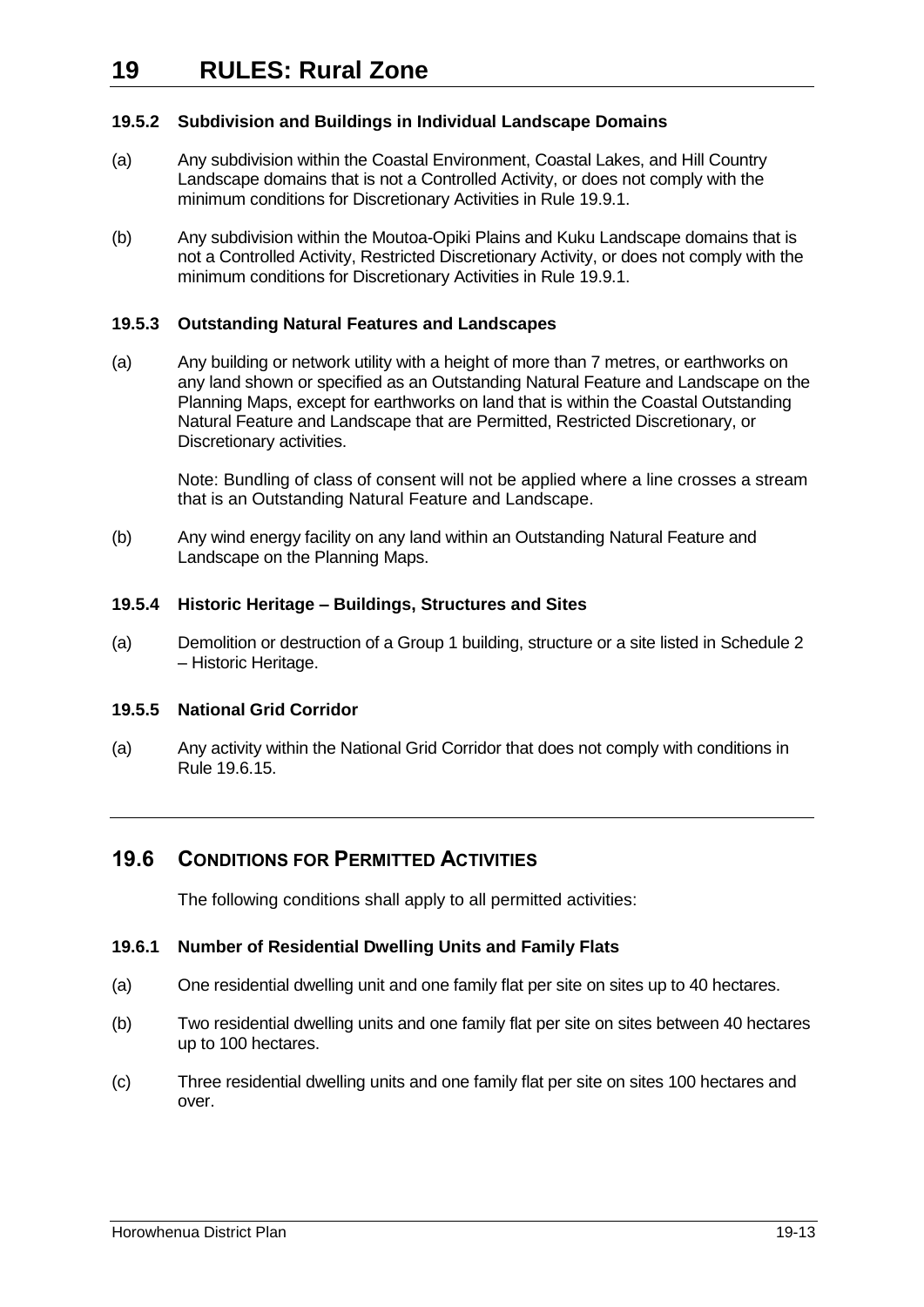#### 19.5.2 Subdivision and Buildings in Individual Landscape Domains

(a) Any subdivision within the Coastal Environment, Coastal Lakes, and Hill Country Landscape domains that is not a Controlled Activity, or does not comply with the minimum conditions for Discretionary Activities in Rule 19.9.1.

(b) Any subdivision within the Moutoa-Opiki Plains and Kuku Landscape domains that is not a Controlled Activity, Restricted Discretionary Activity, or does not comply with the minimum conditions for Discretionary Activities in Rule 19.9.1.

#### 19.5.3 Outstanding Natural Features and Landscapes

(a) Any building or network utility with a height of more than 7 metres, or earthworks on any land shown or specified as an Outstanding Natural Feature and Landscape on the Planning Maps, except for earthworks on land that is within the Coastal Outstanding Natural Feature and Landscape that are Permitted, Restricted Discretionary, or Discretionary activities.

Note: Bundling of class of consent will not be applied where a line crosses a stream that is an Outstanding Natural Feature and Landscape.

(b) Any wind energy facility on any land within an Outstanding Natural Feature and Landscape on the Planning Maps.

#### 19.5.4 Historic Heritage – Buildings, Structures and Sites

(a) Demolition or destruction of a Group 1 building, structure or a site listed in Schedule 2 – Historic Heritage.

#### 19.5.5 National Grid Corridor

(a) Any activity within the National Grid Corridor that does not comply with conditions in Rule 19.6.15.

## 19.6 CONDITIONS FOR PERMITTED ACTIVITIES

The following conditions shall apply to all permitted activities:

#### 19.6.1 Number of Residential Dwelling Units and Family Flats

(a) One residential dwelling unit and one family flat per site on sites up to 40 hectares.

(b) Two residential dwelling units and one family flat per site on sites between 40 hectares up to 100 hectares.

(c) Three residential dwelling units and one family flat per site on sites 100 hectares and over.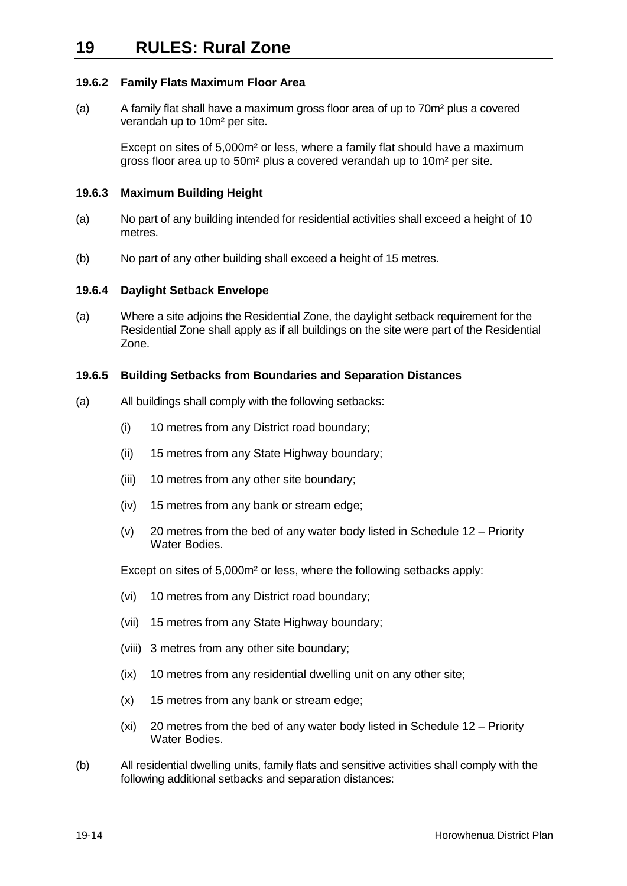#### 19.6.2 Family Flats Maximum Floor Area

(a) A family flat shall have a maximum gross floor area of up to 70m² plus a covered verandah up to 10m² per site.

Except on sites of 5,000m² or less, where a family flat should have a maximum gross floor area up to 50m² plus a covered verandah up to 10m² per site.

#### 19.6.3 Maximum Building Height

(a) No part of any building intended for residential activities shall exceed a height of 10 metres.

(b) No part of any other building shall exceed a height of 15 metres.

#### 19.6.4 Daylight Setback Envelope

(a) Where a site adjoins the Residential Zone, the daylight setback requirement for the Residential Zone shall apply as if all buildings on the site were part of the Residential Zone.

#### 19.6.5 Building Setbacks from Boundaries and Separation Distances

(a) All buildings shall comply with the following setbacks:

- (i) 10 metres from any District road boundary;
- (ii) 15 metres from any State Highway boundary;
- (iii) 10 metres from any other site boundary;
- (iv) 15 metres from any bank or stream edge;
- (v) 20 metres from the bed of any water body listed in Schedule 12 – Priority Water Bodies.

Except on sites of 5,000m² or less, where the following setbacks apply:

- (vi) 10 metres from any District road boundary;
- (vii) 15 metres from any State Highway boundary;
- (viii) 3 metres from any other site boundary;
- (ix) 10 metres from any residential dwelling unit on any other site;
- (x) 15 metres from any bank or stream edge;
- (xi) 20 metres from the bed of any water body listed in Schedule 12 – Priority Water Bodies.

(b) All residential dwelling units, family flats and sensitive activities shall comply with the following additional setbacks and separation distances: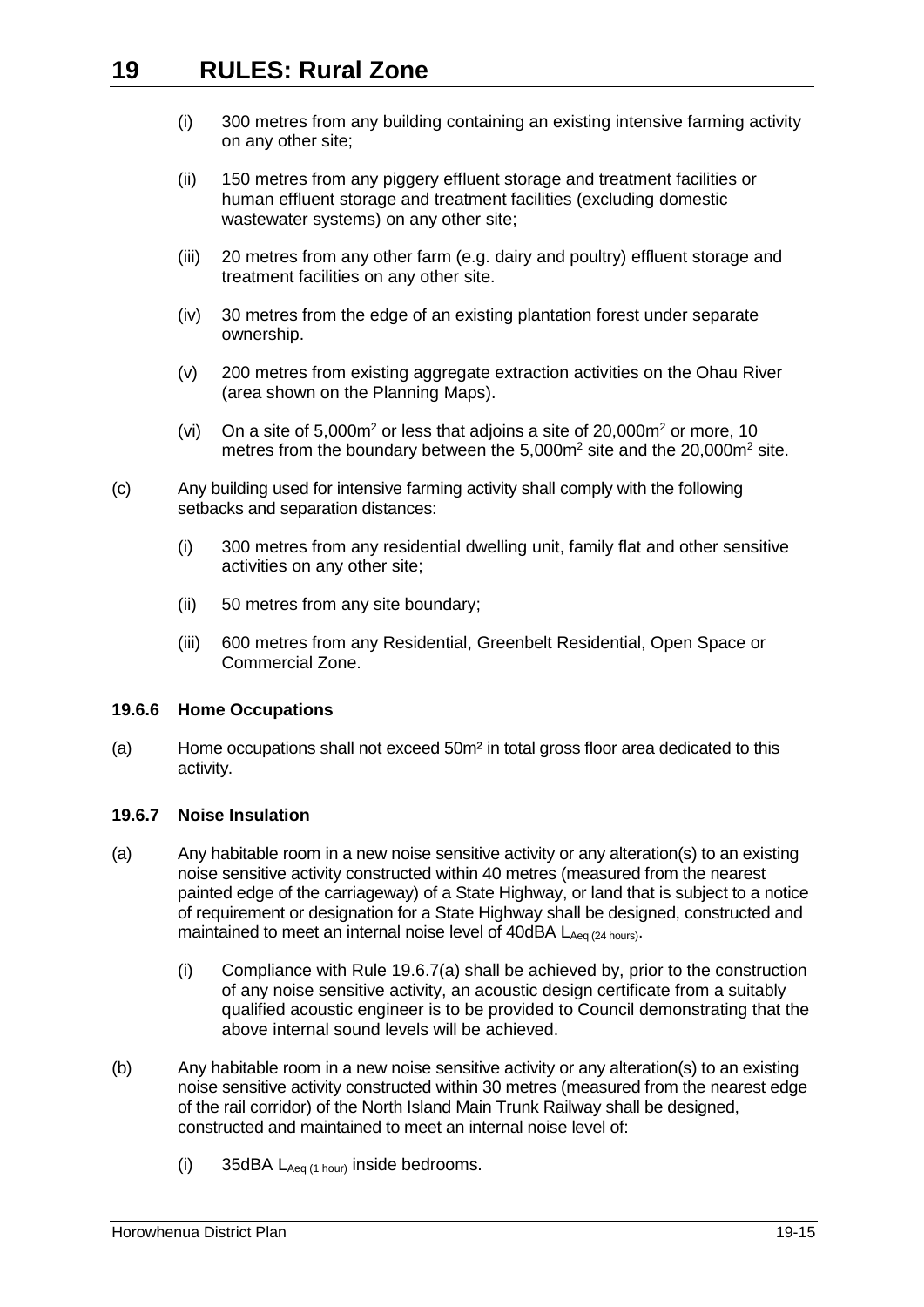(i) 300 metres from any building containing an existing intensive farming activity on any other site;

(ii) 150 metres from any piggery effluent storage and treatment facilities or human effluent storage and treatment facilities (excluding domestic wastewater systems) on any other site;

(iii) 20 metres from any other farm (e.g. dairy and poultry) effluent storage and treatment facilities on any other site.

(iv) 30 metres from the edge of an existing plantation forest under separate ownership.

(v) 200 metres from existing aggregate extraction activities on the Ohau River (area shown on the Planning Maps).

(vi) On a site of 5,000m$^2$ or less that adjoins a site of 20,000m$^2$ or more, 10 metres from the boundary between the 5,000m$^2$ site and the 20,000m$^2$ site.

(c) Any building used for intensive farming activity shall comply with the following setbacks and separation distances:

(i) 300 metres from any residential dwelling unit, family flat and other sensitive activities on any other site;

(ii) 50 metres from any site boundary;

(iii) 600 metres from any Residential, Greenbelt Residential, Open Space or Commercial Zone.

#### 19.6.6 Home Occupations

(a) Home occupations shall not exceed 50m² in total gross floor area dedicated to this activity.

#### 19.6.7 Noise Insulation

(a) Any habitable room in a new noise sensitive activity or any alteration(s) to an existing noise sensitive activity constructed within 40 metres (measured from the nearest painted edge of the carriageway) of a State Highway, or land that is subject to a notice of requirement or designation for a State Highway shall be designed, constructed and maintained to meet an internal noise level of 40dBA $L_{Aeq\,(24\,hours)}$.

(i) Compliance with Rule 19.6.7(a) shall be achieved by, prior to the construction of any noise sensitive activity, an acoustic design certificate from a suitably qualified acoustic engineer is to be provided to Council demonstrating that the above internal sound levels will be achieved.

(b) Any habitable room in a new noise sensitive activity or any alteration(s) to an existing noise sensitive activity constructed within 30 metres (measured from the nearest edge of the rail corridor) of the North Island Main Trunk Railway shall be designed, constructed and maintained to meet an internal noise level of:

(i) 35dBA $L_{Aeq\,(1\,hour)}$ inside bedrooms.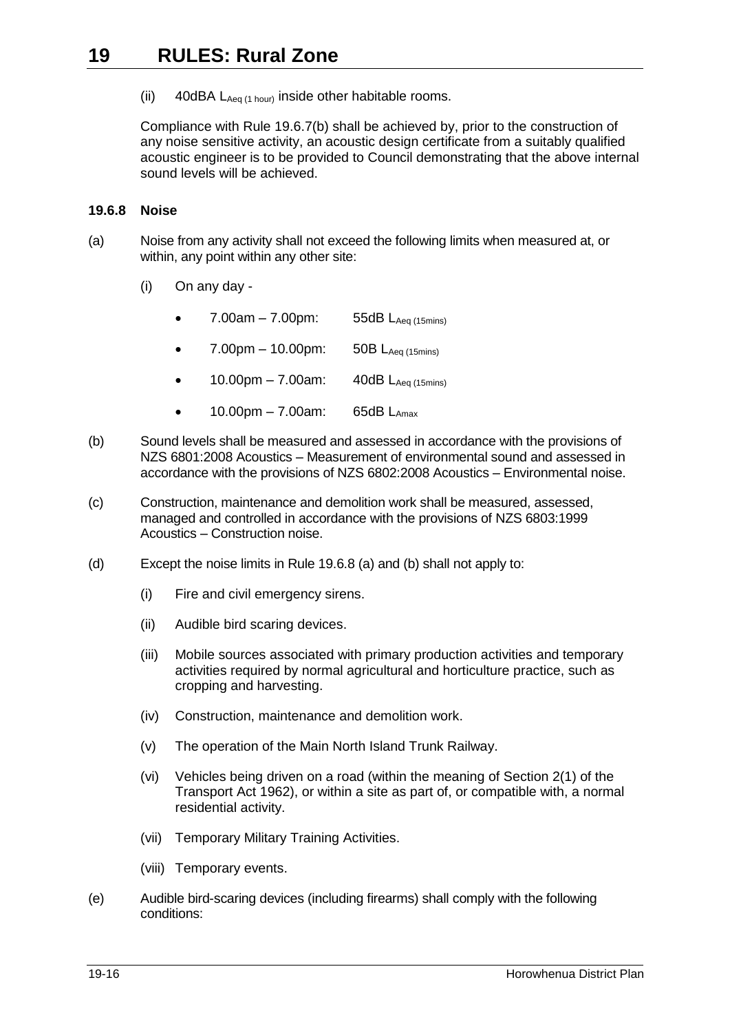(ii) 40dBA $L_{Aeq\ (1\ hour)}$ inside other habitable rooms.

Compliance with Rule 19.6.7(b) shall be achieved by, prior to the construction of any noise sensitive activity, an acoustic design certificate from a suitably qualified acoustic engineer is to be provided to Council demonstrating that the above internal sound levels will be achieved.

### 19.6.8 Noise

(a) Noise from any activity shall not exceed the following limits when measured at, or within, any point within any other site:

(i) On any day -

- 7.00am – 7.00pm: 55dB $L_{Aeq\ (15mins)}$
- 7.00pm – 10.00pm: 50B $L_{Aeq\ (15mins)}$
- 10.00pm – 7.00am: 40dB $L_{Aeq\ (15mins)}$
- 10.00pm – 7.00am: 65dB $L_{Amax}$

(b) Sound levels shall be measured and assessed in accordance with the provisions of NZS 6801:2008 Acoustics – Measurement of environmental sound and assessed in accordance with the provisions of NZS 6802:2008 Acoustics – Environmental noise.

(c) Construction, maintenance and demolition work shall be measured, assessed, managed and controlled in accordance with the provisions of NZS 6803:1999 Acoustics – Construction noise.

(d) Except the noise limits in Rule 19.6.8 (a) and (b) shall not apply to:

(i) Fire and civil emergency sirens.

(ii) Audible bird scaring devices.

(iii) Mobile sources associated with primary production activities and temporary activities required by normal agricultural and horticulture practice, such as cropping and harvesting.

(iv) Construction, maintenance and demolition work.

(v) The operation of the Main North Island Trunk Railway.

(vi) Vehicles being driven on a road (within the meaning of Section 2(1) of the Transport Act 1962), or within a site as part of, or compatible with, a normal residential activity.

(vii) Temporary Military Training Activities.

(viii) Temporary events.

(e) Audible bird-scaring devices (including firearms) shall comply with the following conditions: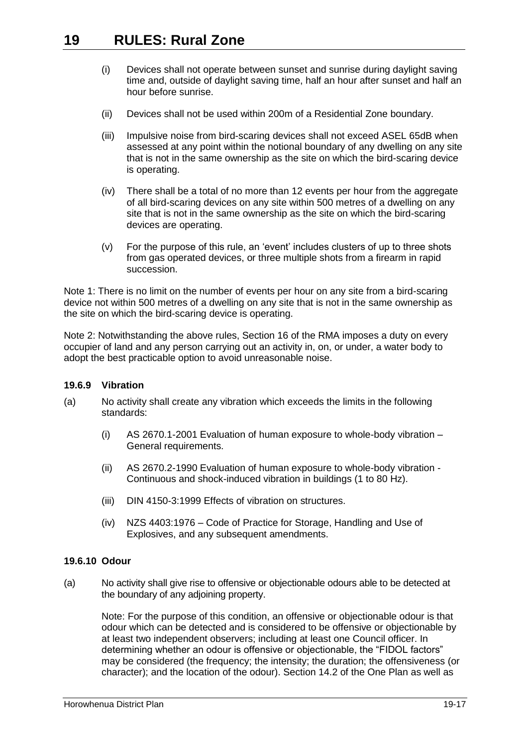(i) Devices shall not operate between sunset and sunrise during daylight saving time and, outside of daylight saving time, half an hour after sunset and half an hour before sunrise.

(ii) Devices shall not be used within 200m of a Residential Zone boundary.

(iii) Impulsive noise from bird-scaring devices shall not exceed ASEL 65dB when assessed at any point within the notional boundary of any dwelling on any site that is not in the same ownership as the site on which the bird-scaring device is operating.

(iv) There shall be a total of no more than 12 events per hour from the aggregate of all bird-scaring devices on any site within 500 metres of a dwelling on any site that is not in the same ownership as the site on which the bird-scaring devices are operating.

(v) For the purpose of this rule, an 'event' includes clusters of up to three shots from gas operated devices, or three multiple shots from a firearm in rapid succession.

Note 1: There is no limit on the number of events per hour on any site from a bird-scaring device not within 500 metres of a dwelling on any site that is not in the same ownership as the site on which the bird-scaring device is operating.

Note 2: Notwithstanding the above rules, Section 16 of the RMA imposes a duty on every occupier of land and any person carrying out an activity in, on, or under, a water body to adopt the best practicable option to avoid unreasonable noise.

#### 19.6.9 Vibration

(a) No activity shall create any vibration which exceeds the limits in the following standards:

(i) AS 2670.1-2001 Evaluation of human exposure to whole-body vibration – General requirements.

(ii) AS 2670.2-1990 Evaluation of human exposure to whole-body vibration - Continuous and shock-induced vibration in buildings (1 to 80 Hz).

(iii) DIN 4150-3:1999 Effects of vibration on structures.

(iv) NZS 4403:1976 – Code of Practice for Storage, Handling and Use of Explosives, and any subsequent amendments.

#### 19.6.10 Odour

(a) No activity shall give rise to offensive or objectionable odours able to be detected at the boundary of any adjoining property.

Note: For the purpose of this condition, an offensive or objectionable odour is that odour which can be detected and is considered to be offensive or objectionable by at least two independent observers; including at least one Council officer. In determining whether an odour is offensive or objectionable, the "FIDOL factors" may be considered (the frequency; the intensity; the duration; the offensiveness (or character); and the location of the odour). Section 14.2 of the One Plan as well as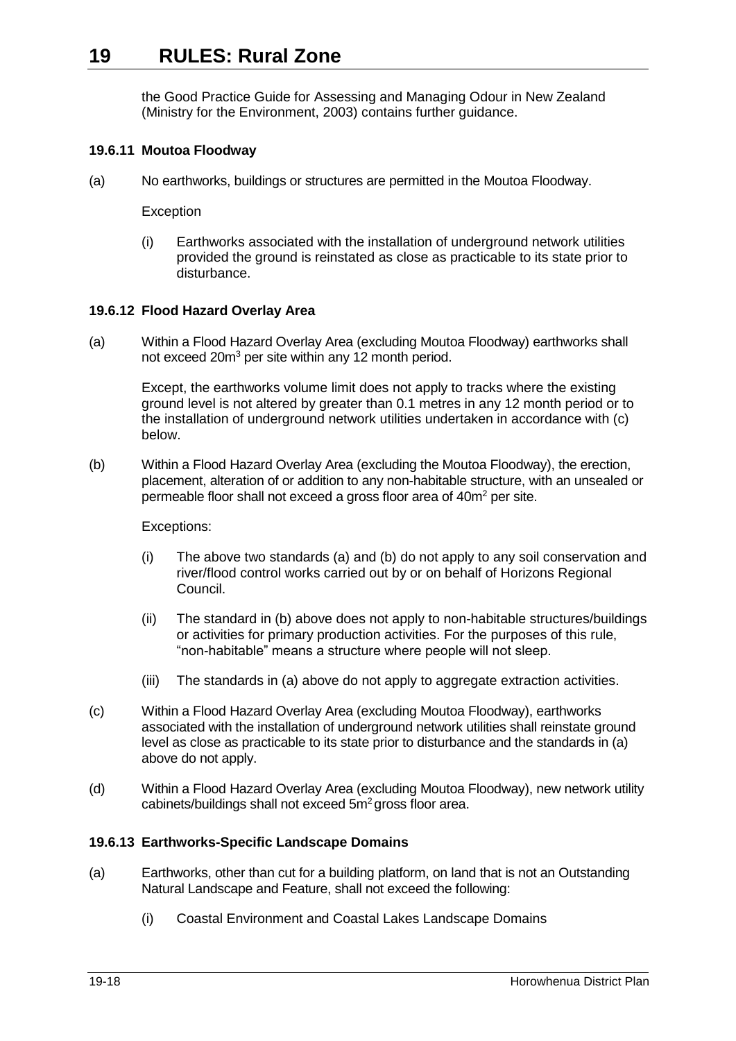the Good Practice Guide for Assessing and Managing Odour in New Zealand (Ministry for the Environment, 2003) contains further guidance.

#### 19.6.11 Moutoa Floodway

(a) No earthworks, buildings or structures are permitted in the Moutoa Floodway.

Exception

(i) Earthworks associated with the installation of underground network utilities provided the ground is reinstated as close as practicable to its state prior to disturbance.

#### 19.6.12 Flood Hazard Overlay Area

(a) Within a Flood Hazard Overlay Area (excluding Moutoa Floodway) earthworks shall not exceed $20m^3$ per site within any 12 month period.

Except, the earthworks volume limit does not apply to tracks where the existing ground level is not altered by greater than 0.1 metres in any 12 month period or to the installation of underground network utilities undertaken in accordance with (c) below.

(b) Within a Flood Hazard Overlay Area (excluding the Moutoa Floodway), the erection, placement, alteration of or addition to any non-habitable structure, with an unsealed or permeable floor shall not exceed a gross floor area of $40m^2$ per site.

Exceptions:

(i) The above two standards (a) and (b) do not apply to any soil conservation and river/flood control works carried out by or on behalf of Horizons Regional Council.

(ii) The standard in (b) above does not apply to non-habitable structures/buildings or activities for primary production activities. For the purposes of this rule, "non-habitable" means a structure where people will not sleep.

(iii) The standards in (a) above do not apply to aggregate extraction activities.

(c) Within a Flood Hazard Overlay Area (excluding Moutoa Floodway), earthworks associated with the installation of underground network utilities shall reinstate ground level as close as practicable to its state prior to disturbance and the standards in (a) above do not apply.

(d) Within a Flood Hazard Overlay Area (excluding Moutoa Floodway), new network utility cabinets/buildings shall not exceed $5m^2$ gross floor area.

#### 19.6.13 Earthworks-Specific Landscape Domains

(a) Earthworks, other than cut for a building platform, on land that is not an Outstanding Natural Landscape and Feature, shall not exceed the following:

(i) Coastal Environment and Coastal Lakes Landscape Domains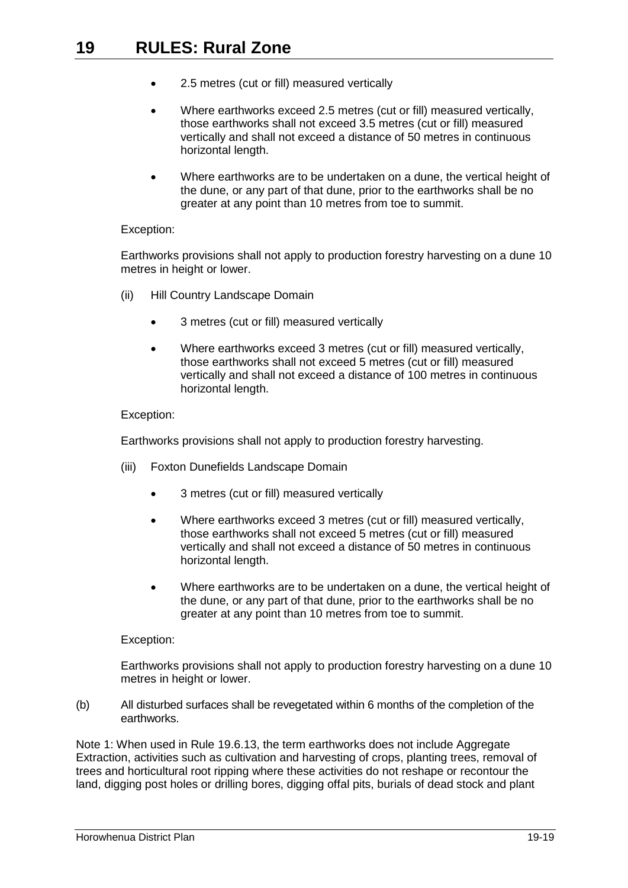- 2.5 metres (cut or fill) measured vertically
- Where earthworks exceed 2.5 metres (cut or fill) measured vertically, those earthworks shall not exceed 3.5 metres (cut or fill) measured vertically and shall not exceed a distance of 50 metres in continuous horizontal length.
- Where earthworks are to be undertaken on a dune, the vertical height of the dune, or any part of that dune, prior to the earthworks shall be no greater at any point than 10 metres from toe to summit.

Exception:

Earthworks provisions shall not apply to production forestry harvesting on a dune 10 metres in height or lower.

(ii) Hill Country Landscape Domain

- 3 metres (cut or fill) measured vertically
- Where earthworks exceed 3 metres (cut or fill) measured vertically, those earthworks shall not exceed 5 metres (cut or fill) measured vertically and shall not exceed a distance of 100 metres in continuous horizontal length.

Exception:

Earthworks provisions shall not apply to production forestry harvesting.

(iii) Foxton Dunefields Landscape Domain

- 3 metres (cut or fill) measured vertically
- Where earthworks exceed 3 metres (cut or fill) measured vertically, those earthworks shall not exceed 5 metres (cut or fill) measured vertically and shall not exceed a distance of 50 metres in continuous horizontal length.
- Where earthworks are to be undertaken on a dune, the vertical height of the dune, or any part of that dune, prior to the earthworks shall be no greater at any point than 10 metres from toe to summit.

Exception:

Earthworks provisions shall not apply to production forestry harvesting on a dune 10 metres in height or lower.

(b) All disturbed surfaces shall be revegetated within 6 months of the completion of the earthworks.

Note 1: When used in Rule 19.6.13, the term earthworks does not include Aggregate Extraction, activities such as cultivation and harvesting of crops, planting trees, removal of trees and horticultural root ripping where these activities do not reshape or recontour the land, digging post holes or drilling bores, digging offal pits, burials of dead stock and plant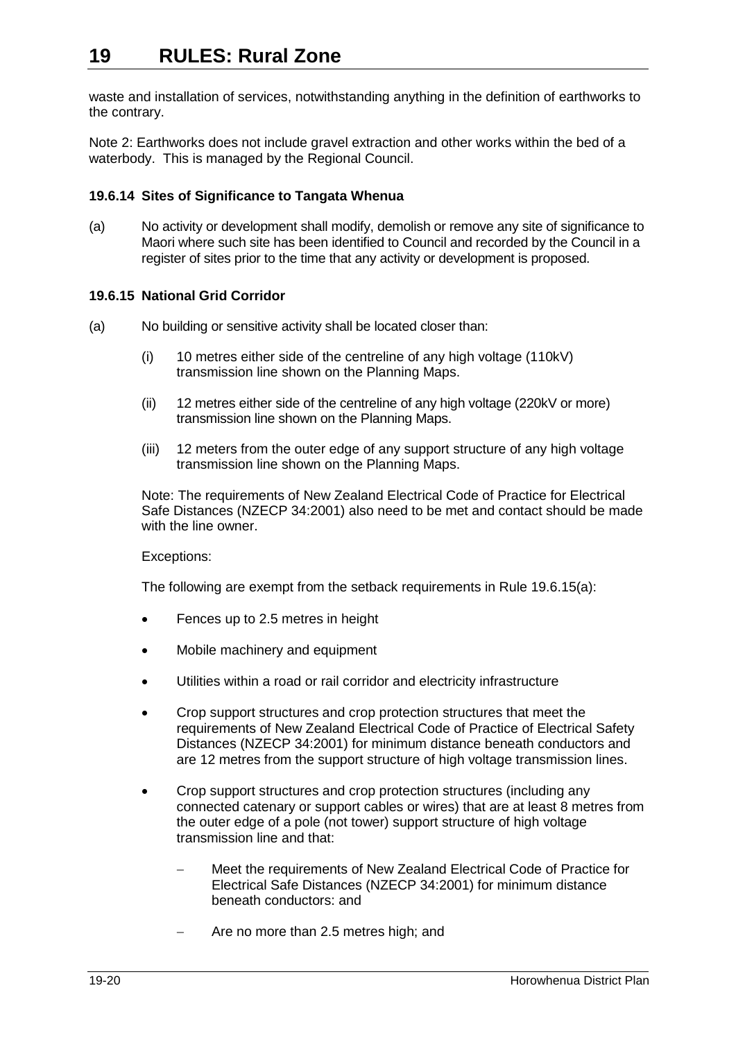waste and installation of services, notwithstanding anything in the definition of earthworks to the contrary.

Note 2: Earthworks does not include gravel extraction and other works within the bed of a waterbody. This is managed by the Regional Council.

### 19.6.14 Sites of Significance to Tangata Whenua

(a) No activity or development shall modify, demolish or remove any site of significance to Maori where such site has been identified to Council and recorded by the Council in a register of sites prior to the time that any activity or development is proposed.

### 19.6.15 National Grid Corridor

(a) No building or sensitive activity shall be located closer than:

(i) 10 metres either side of the centreline of any high voltage (110kV) transmission line shown on the Planning Maps.

(ii) 12 metres either side of the centreline of any high voltage (220kV or more) transmission line shown on the Planning Maps.

(iii) 12 meters from the outer edge of any support structure of any high voltage transmission line shown on the Planning Maps.

Note: The requirements of New Zealand Electrical Code of Practice for Electrical Safe Distances (NZECP 34:2001) also need to be met and contact should be made with the line owner.

Exceptions:

The following are exempt from the setback requirements in Rule 19.6.15(a):

- Fences up to 2.5 metres in height
- Mobile machinery and equipment
- Utilities within a road or rail corridor and electricity infrastructure
- Crop support structures and crop protection structures that meet the requirements of New Zealand Electrical Code of Practice of Electrical Safety Distances (NZECP 34:2001) for minimum distance beneath conductors and are 12 metres from the support structure of high voltage transmission lines.
- Crop support structures and crop protection structures (including any connected catenary or support cables or wires) that are at least 8 metres from the outer edge of a pole (not tower) support structure of high voltage transmission line and that:
  - Meet the requirements of New Zealand Electrical Code of Practice for Electrical Safe Distances (NZECP 34:2001) for minimum distance beneath conductors: and
  - Are no more than 2.5 metres high; and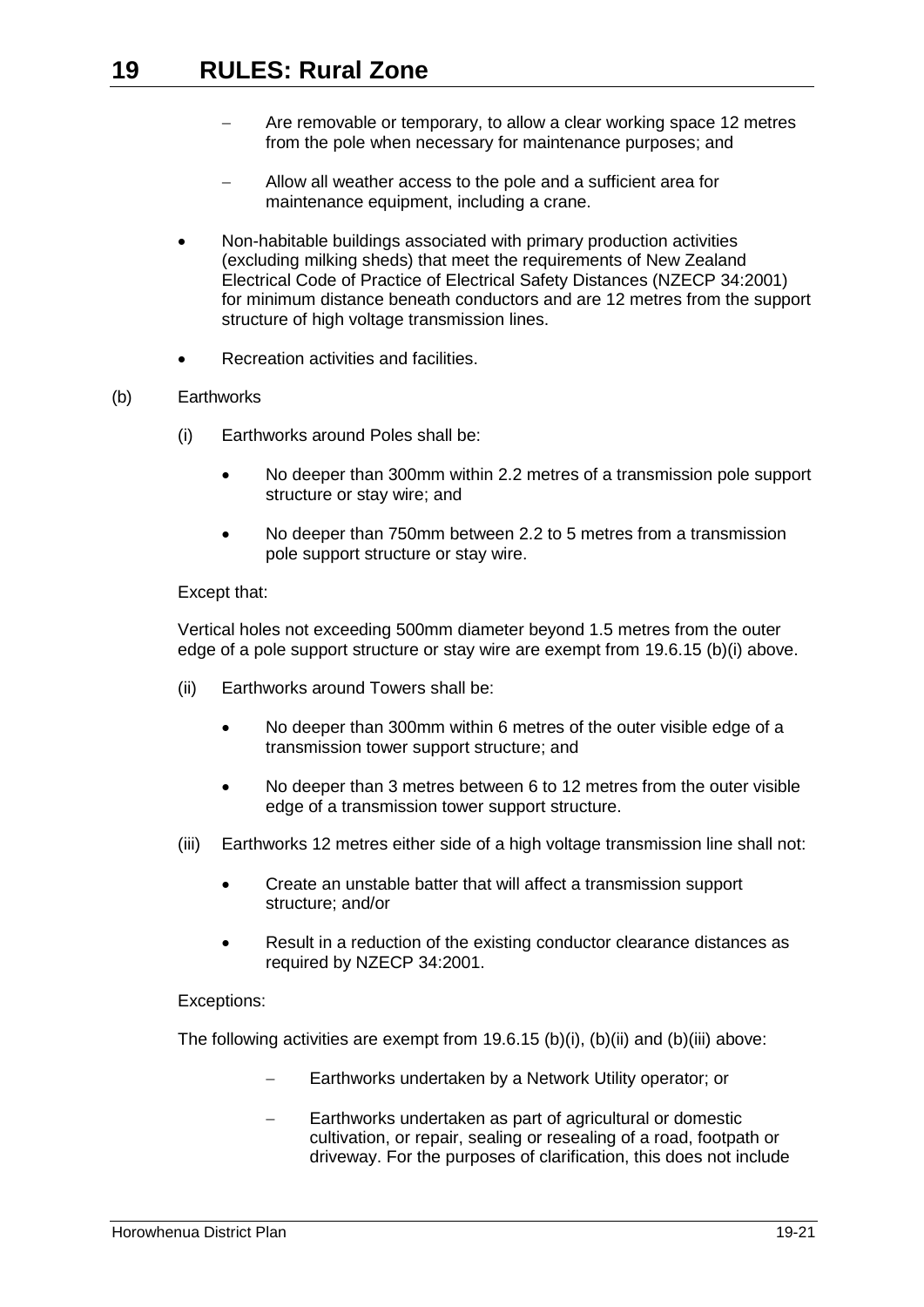- Are removable or temporary, to allow a clear working space 12 metres from the pole when necessary for maintenance purposes; and

  - Allow all weather access to the pole and a sufficient area for maintenance equipment, including a crane.

- Non-habitable buildings associated with primary production activities (excluding milking sheds) that meet the requirements of New Zealand Electrical Code of Practice of Electrical Safety Distances (NZECP 34:2001) for minimum distance beneath conductors and are 12 metres from the support structure of high voltage transmission lines.

- Recreation activities and facilities.

(b) Earthworks

(i) Earthworks around Poles shall be:

- No deeper than 300mm within 2.2 metres of a transmission pole support structure or stay wire; and

- No deeper than 750mm between 2.2 to 5 metres from a transmission pole support structure or stay wire.

Except that:

Vertical holes not exceeding 500mm diameter beyond 1.5 metres from the outer edge of a pole support structure or stay wire are exempt from 19.6.15 (b)(i) above.

(ii) Earthworks around Towers shall be:

- No deeper than 300mm within 6 metres of the outer visible edge of a transmission tower support structure; and

- No deeper than 3 metres between 6 to 12 metres from the outer visible edge of a transmission tower support structure.

(iii) Earthworks 12 metres either side of a high voltage transmission line shall not:

- Create an unstable batter that will affect a transmission support structure; and/or

- Result in a reduction of the existing conductor clearance distances as required by NZECP 34:2001.

Exceptions:

The following activities are exempt from 19.6.15 (b)(i), (b)(ii) and (b)(iii) above:

- Earthworks undertaken by a Network Utility operator; or

- Earthworks undertaken as part of agricultural or domestic cultivation, or repair, sealing or resealing of a road, footpath or driveway. For the purposes of clarification, this does not include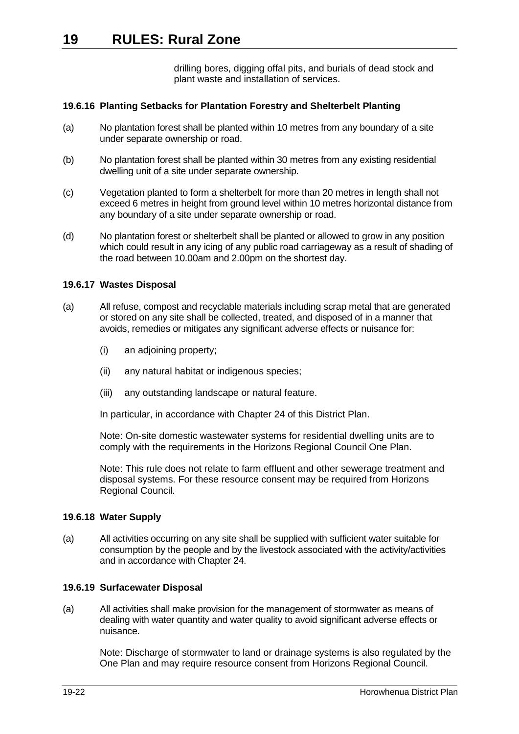drilling bores, digging offal pits, and burials of dead stock and plant waste and installation of services.

### 19.6.16 Planting Setbacks for Plantation Forestry and Shelterbelt Planting

(a) No plantation forest shall be planted within 10 metres from any boundary of a site under separate ownership or road.

(b) No plantation forest shall be planted within 30 metres from any existing residential dwelling unit of a site under separate ownership.

(c) Vegetation planted to form a shelterbelt for more than 20 metres in length shall not exceed 6 metres in height from ground level within 10 metres horizontal distance from any boundary of a site under separate ownership or road.

(d) No plantation forest or shelterbelt shall be planted or allowed to grow in any position which could result in any icing of any public road carriageway as a result of shading of the road between 10.00am and 2.00pm on the shortest day.

### 19.6.17 Wastes Disposal

(a) All refuse, compost and recyclable materials including scrap metal that are generated or stored on any site shall be collected, treated, and disposed of in a manner that avoids, remedies or mitigates any significant adverse effects or nuisance for:

   (i) an adjoining property;

   (ii) any natural habitat or indigenous species;

   (iii) any outstanding landscape or natural feature.

   In particular, in accordance with Chapter 24 of this District Plan.

   Note: On-site domestic wastewater systems for residential dwelling units are to comply with the requirements in the Horizons Regional Council One Plan.

   Note: This rule does not relate to farm effluent and other sewerage treatment and disposal systems. For these resource consent may be required from Horizons Regional Council.

### 19.6.18 Water Supply

(a) All activities occurring on any site shall be supplied with sufficient water suitable for consumption by the people and by the livestock associated with the activity/activities and in accordance with Chapter 24.

### 19.6.19 Surfacewater Disposal

(a) All activities shall make provision for the management of stormwater as means of dealing with water quantity and water quality to avoid significant adverse effects or nuisance.

   Note: Discharge of stormwater to land or drainage systems is also regulated by the One Plan and may require resource consent from Horizons Regional Council.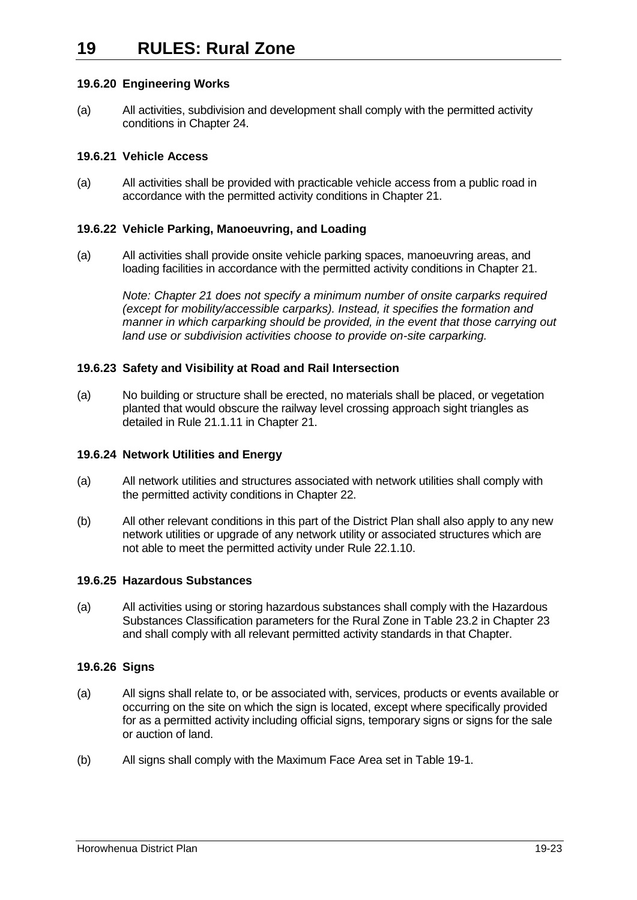#### 19.6.20 Engineering Works

(a) All activities, subdivision and development shall comply with the permitted activity conditions in Chapter 24.

#### 19.6.21 Vehicle Access

(a) All activities shall be provided with practicable vehicle access from a public road in accordance with the permitted activity conditions in Chapter 21.

#### 19.6.22 Vehicle Parking, Manoeuvring, and Loading

(a) All activities shall provide onsite vehicle parking spaces, manoeuvring areas, and loading facilities in accordance with the permitted activity conditions in Chapter 21.

*Note: Chapter 21 does not specify a minimum number of onsite carparks required (except for mobility/accessible carparks). Instead, it specifies the formation and manner in which carparking should be provided, in the event that those carrying out land use or subdivision activities choose to provide on-site carparking.*

#### 19.6.23 Safety and Visibility at Road and Rail Intersection

(a) No building or structure shall be erected, no materials shall be placed, or vegetation planted that would obscure the railway level crossing approach sight triangles as detailed in Rule 21.1.11 in Chapter 21.

#### 19.6.24 Network Utilities and Energy

(a) All network utilities and structures associated with network utilities shall comply with the permitted activity conditions in Chapter 22.

(b) All other relevant conditions in this part of the District Plan shall also apply to any new network utilities or upgrade of any network utility or associated structures which are not able to meet the permitted activity under Rule 22.1.10.

#### 19.6.25 Hazardous Substances

(a) All activities using or storing hazardous substances shall comply with the Hazardous Substances Classification parameters for the Rural Zone in Table 23.2 in Chapter 23 and shall comply with all relevant permitted activity standards in that Chapter.

#### 19.6.26 Signs

(a) All signs shall relate to, or be associated with, services, products or events available or occurring on the site on which the sign is located, except where specifically provided for as a permitted activity including official signs, temporary signs or signs for the sale or auction of land.

(b) All signs shall comply with the Maximum Face Area set in Table 19-1.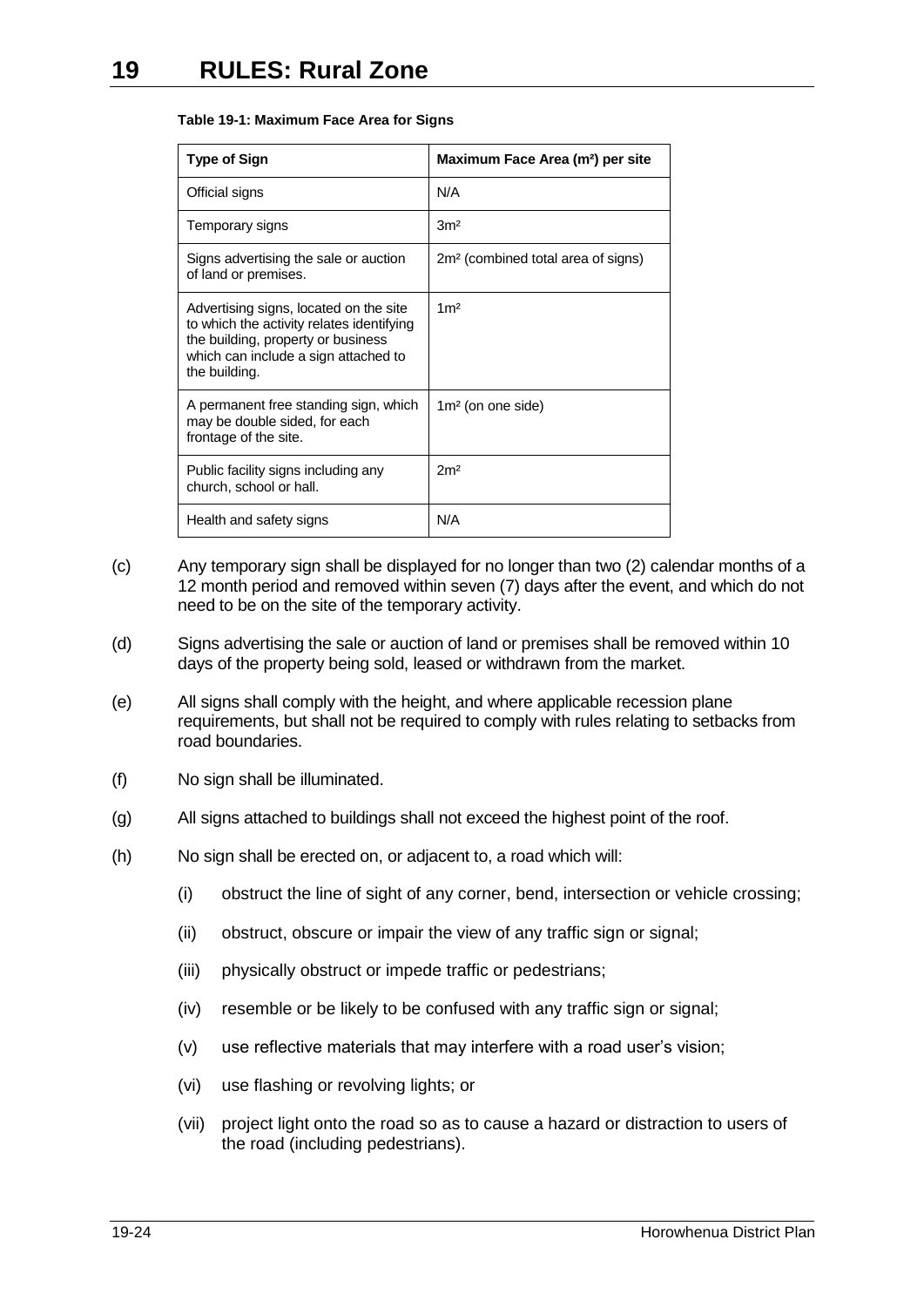# 19 RULES: Rural Zone

**Table 19-1: Maximum Face Area for Signs**

| Type of Sign | Maximum Face Area ($m^2$) per site |
| --- | --- |
| Official signs | N/A |
| Temporary signs | $3m^2$ |
| Signs advertising the sale or auction of land or premises. | $2m^2$ (combined total area of signs) |
| Advertising signs, located on the site to which the activity relates identifying the building, property or business which can include a sign attached to the building. | $1m^2$ |
| A permanent free standing sign, which may be double sided, for each frontage of the site. | $1m^2$ (on one side) |
| Public facility signs including any church, school or hall. | $2m^2$ |
| Health and safety signs | N/A |

(c) Any temporary sign shall be displayed for no longer than two (2) calendar months of a 12 month period and removed within seven (7) days after the event, and which do not need to be on the site of the temporary activity.

(d) Signs advertising the sale or auction of land or premises shall be removed within 10 days of the property being sold, leased or withdrawn from the market.

(e) All signs shall comply with the height, and where applicable recession plane requirements, but shall not be required to comply with rules relating to setbacks from road boundaries.

(f) No sign shall be illuminated.

(g) All signs attached to buildings shall not exceed the highest point of the roof.

(h) No sign shall be erected on, or adjacent to, a road which will:

- (i) obstruct the line of sight of any corner, bend, intersection or vehicle crossing;
- (ii) obstruct, obscure or impair the view of any traffic sign or signal;
- (iii) physically obstruct or impede traffic or pedestrians;
- (iv) resemble or be likely to be confused with any traffic sign or signal;
- (v) use reflective materials that may interfere with a road user's vision;
- (vi) use flashing or revolving lights; or
- (vii) project light onto the road so as to cause a hazard or distraction to users of the road (including pedestrians).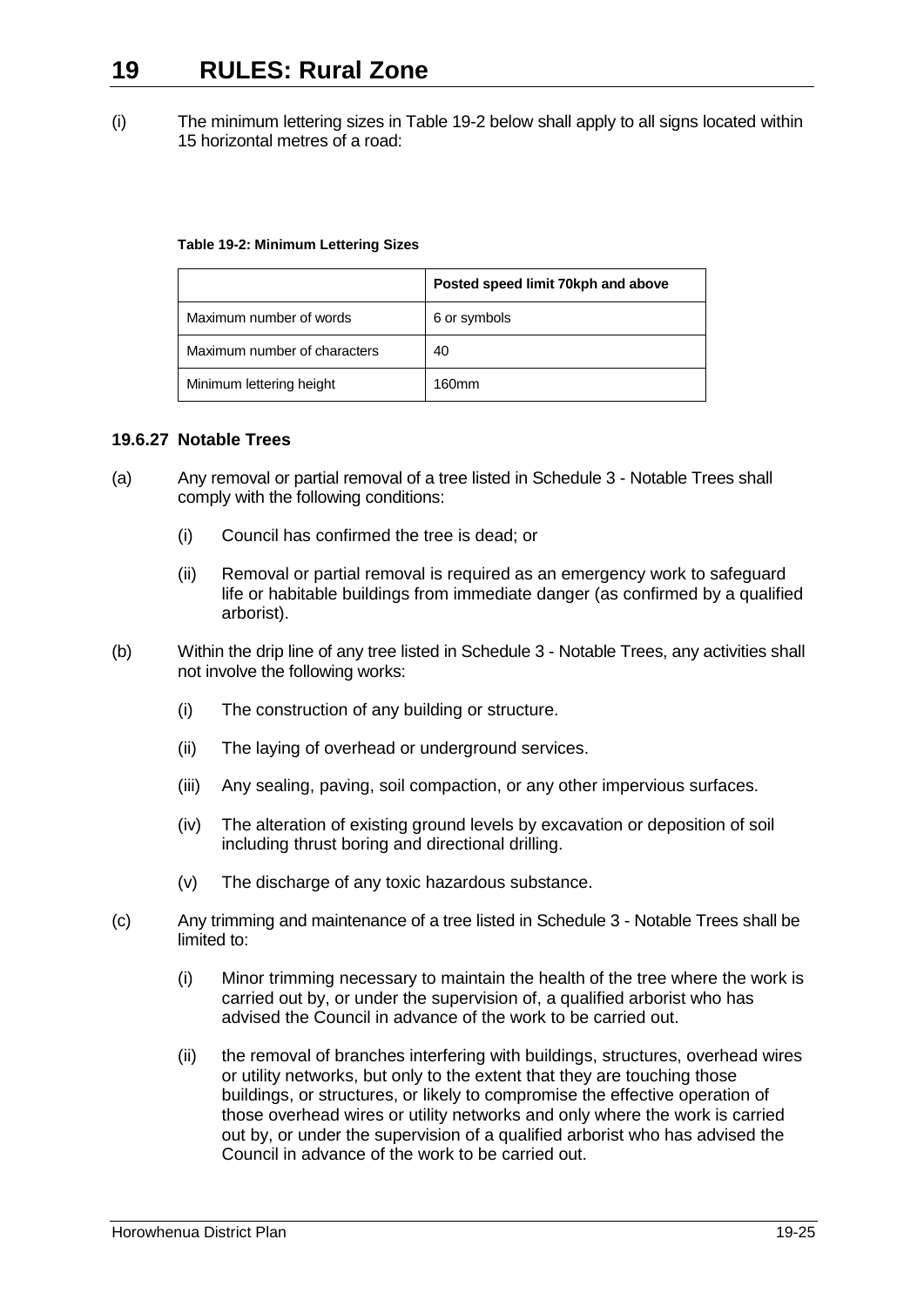(i) The minimum lettering sizes in Table 19-2 below shall apply to all signs located within 15 horizontal metres of a road:

**Table 19-2: Minimum Lettering Sizes**

| | Posted speed limit 70kph and above |
|---|---|
| Maximum number of words | 6 or symbols |
| Maximum number of characters | 40 |
| Minimum lettering height | 160mm |

### 19.6.27 Notable Trees

(a) Any removal or partial removal of a tree listed in Schedule 3 - Notable Trees shall comply with the following conditions:

  (i) Council has confirmed the tree is dead; or

  (ii) Removal or partial removal is required as an emergency work to safeguard life or habitable buildings from immediate danger (as confirmed by a qualified arborist).

(b) Within the drip line of any tree listed in Schedule 3 - Notable Trees, any activities shall not involve the following works:

  (i) The construction of any building or structure.

  (ii) The laying of overhead or underground services.

  (iii) Any sealing, paving, soil compaction, or any other impervious surfaces.

  (iv) The alteration of existing ground levels by excavation or deposition of soil including thrust boring and directional drilling.

  (v) The discharge of any toxic hazardous substance.

(c) Any trimming and maintenance of a tree listed in Schedule 3 - Notable Trees shall be limited to:

  (i) Minor trimming necessary to maintain the health of the tree where the work is carried out by, or under the supervision of, a qualified arborist who has advised the Council in advance of the work to be carried out.

  (ii) the removal of branches interfering with buildings, structures, overhead wires or utility networks, but only to the extent that they are touching those buildings, or structures, or likely to compromise the effective operation of those overhead wires or utility networks and only where the work is carried out by, or under the supervision of a qualified arborist who has advised the Council in advance of the work to be carried out.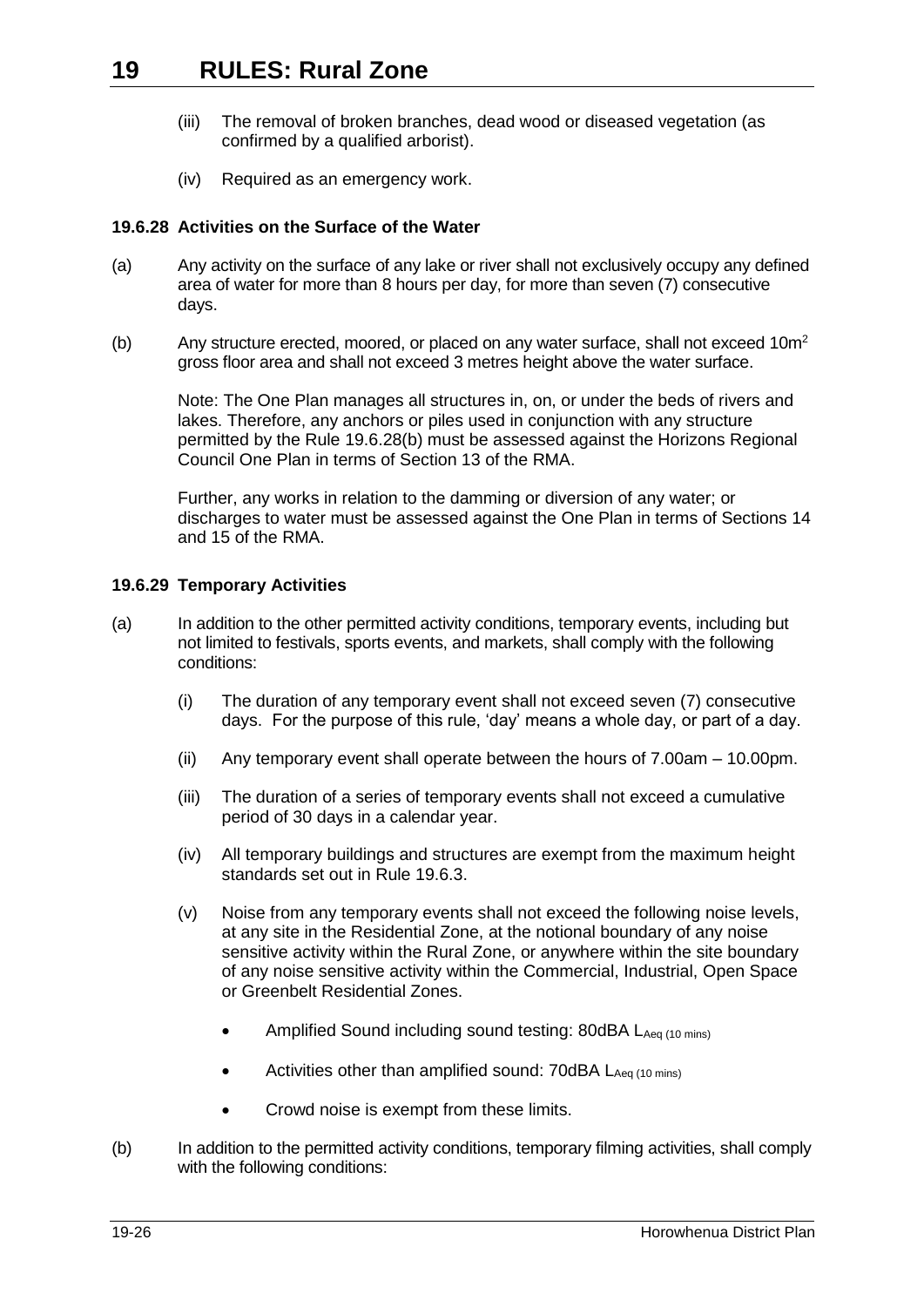(iii) The removal of broken branches, dead wood or diseased vegetation (as confirmed by a qualified arborist).

(iv) Required as an emergency work.

### 19.6.28 Activities on the Surface of the Water

(a) Any activity on the surface of any lake or river shall not exclusively occupy any defined area of water for more than 8 hours per day, for more than seven (7) consecutive days.

(b) Any structure erected, moored, or placed on any water surface, shall not exceed $10m^2$ gross floor area and shall not exceed 3 metres height above the water surface.

Note: The One Plan manages all structures in, on, or under the beds of rivers and lakes. Therefore, any anchors or piles used in conjunction with any structure permitted by the Rule 19.6.28(b) must be assessed against the Horizons Regional Council One Plan in terms of Section 13 of the RMA.

Further, any works in relation to the damming or diversion of any water; or discharges to water must be assessed against the One Plan in terms of Sections 14 and 15 of the RMA.

### 19.6.29 Temporary Activities

(a) In addition to the other permitted activity conditions, temporary events, including but not limited to festivals, sports events, and markets, shall comply with the following conditions:

(i) The duration of any temporary event shall not exceed seven (7) consecutive days. For the purpose of this rule, 'day' means a whole day, or part of a day.

(ii) Any temporary event shall operate between the hours of 7.00am – 10.00pm.

(iii) The duration of a series of temporary events shall not exceed a cumulative period of 30 days in a calendar year.

(iv) All temporary buildings and structures are exempt from the maximum height standards set out in Rule 19.6.3.

(v) Noise from any temporary events shall not exceed the following noise levels, at any site in the Residential Zone, at the notional boundary of any noise sensitive activity within the Rural Zone, or anywhere within the site boundary of any noise sensitive activity within the Commercial, Industrial, Open Space or Greenbelt Residential Zones.

- Amplified Sound including sound testing: 80dBA $L_{Aeq\ (10\ mins)}$
- Activities other than amplified sound: 70dBA $L_{Aeq\ (10\ mins)}$
- Crowd noise is exempt from these limits.

(b) In addition to the permitted activity conditions, temporary filming activities, shall comply with the following conditions: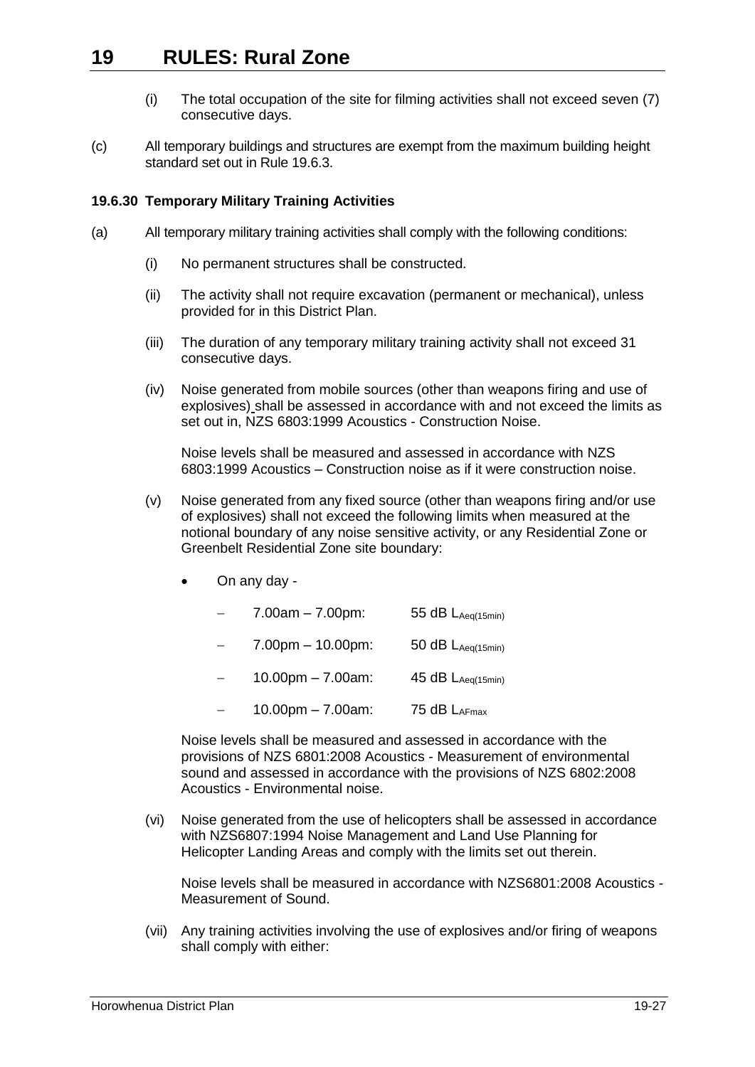(i) The total occupation of the site for filming activities shall not exceed seven (7) consecutive days.

(c) All temporary buildings and structures are exempt from the maximum building height standard set out in Rule 19.6.3.

**19.6.30 Temporary Military Training Activities**

(a) All temporary military training activities shall comply with the following conditions:

(i) No permanent structures shall be constructed.

(ii) The activity shall not require excavation (permanent or mechanical), unless provided for in this District Plan.

(iii) The duration of any temporary military training activity shall not exceed 31 consecutive days.

(iv) Noise generated from mobile sources (other than weapons firing and use of explosives) shall be assessed in accordance with and not exceed the limits as set out in, NZS 6803:1999 Acoustics - Construction Noise.

Noise levels shall be measured and assessed in accordance with NZS 6803:1999 Acoustics – Construction noise as if it were construction noise.

(v) Noise generated from any fixed source (other than weapons firing and/or use of explosives) shall not exceed the following limits when measured at the notional boundary of any noise sensitive activity, or any Residential Zone or Greenbelt Residential Zone site boundary:

- On any day -
  - 7.00am – 7.00pm: 55 dB $L_{Aeq(15min)}$
  - 7.00pm – 10.00pm: 50 dB $L_{Aeq(15min)}$
  - 10.00pm – 7.00am: 45 dB $L_{Aeq(15min)}$
  - 10.00pm – 7.00am: 75 dB $L_{AFmax}$

Noise levels shall be measured and assessed in accordance with the provisions of NZS 6801:2008 Acoustics - Measurement of environmental sound and assessed in accordance with the provisions of NZS 6802:2008 Acoustics - Environmental noise.

(vi) Noise generated from the use of helicopters shall be assessed in accordance with NZS6807:1994 Noise Management and Land Use Planning for Helicopter Landing Areas and comply with the limits set out therein.

Noise levels shall be measured in accordance with NZS6801:2008 Acoustics - Measurement of Sound.

(vii) Any training activities involving the use of explosives and/or firing of weapons shall comply with either: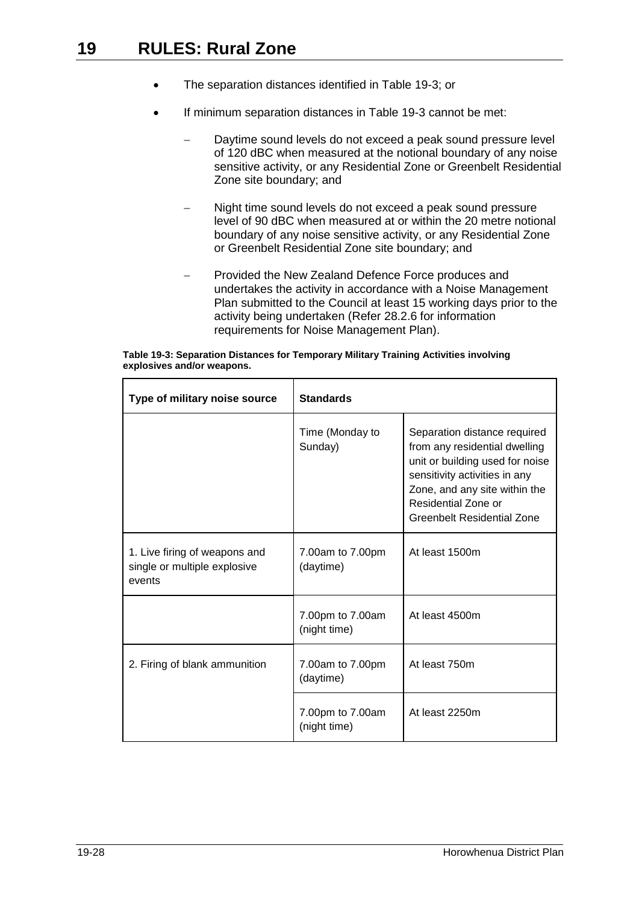- The separation distances identified in Table 19-3; or
- If minimum separation distances in Table 19-3 cannot be met:
  - Daytime sound levels do not exceed a peak sound pressure level of 120 dBC when measured at the notional boundary of any noise sensitive activity, or any Residential Zone or Greenbelt Residential Zone site boundary; and
  - Night time sound levels do not exceed a peak sound pressure level of 90 dBC when measured at or within the 20 metre notional boundary of any noise sensitive activity, or any Residential Zone or Greenbelt Residential Zone site boundary; and
  - Provided the New Zealand Defence Force produces and undertakes the activity in accordance with a Noise Management Plan submitted to the Council at least 15 working days prior to the activity being undertaken (Refer 28.2.6 for information requirements for Noise Management Plan).

**Table 19-3: Separation Distances for Temporary Military Training Activities involving explosives and/or weapons.**

| Type of military noise source | Standards | |
|---|---|---|
| | Time (Monday to Sunday) | Separation distance required from any residential dwelling unit or building used for noise sensitivity activities in any Zone, and any site within the Residential Zone or Greenbelt Residential Zone |
| 1. Live firing of weapons and single or multiple explosive events | 7.00am to 7.00pm (daytime) | At least 1500m |
| | 7.00pm to 7.00am (night time) | At least 4500m |
| 2. Firing of blank ammunition | 7.00am to 7.00pm (daytime) | At least 750m |
| | 7.00pm to 7.00am (night time) | At least 2250m |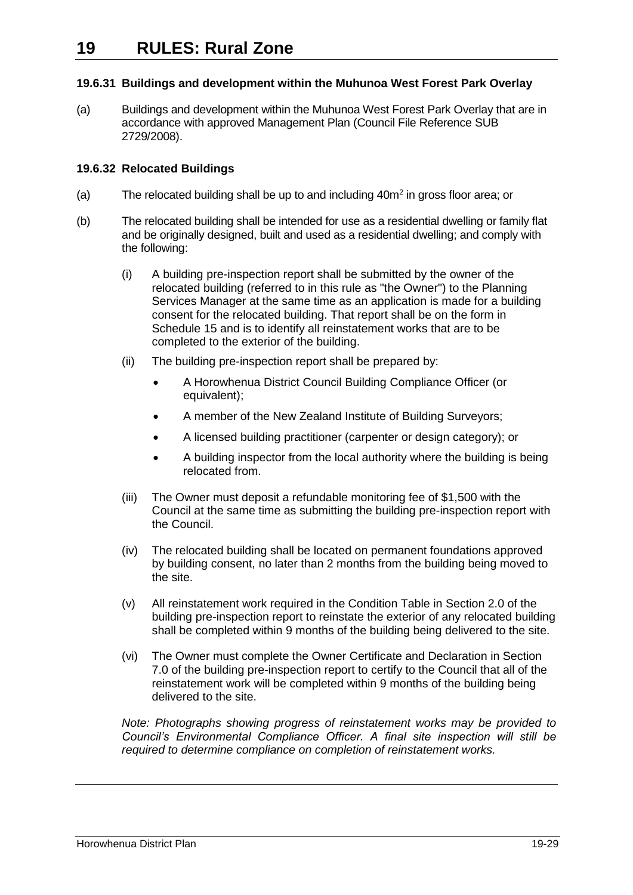# 19 RULES: Rural Zone

**19.6.31 Buildings and development within the Muhunoa West Forest Park Overlay**

(a) Buildings and development within the Muhunoa West Forest Park Overlay that are in accordance with approved Management Plan (Council File Reference SUB 2729/2008).

**19.6.32 Relocated Buildings**

(a) The relocated building shall be up to and including 40m$^2$ in gross floor area; or

(b) The relocated building shall be intended for use as a residential dwelling or family flat and be originally designed, built and used as a residential dwelling; and comply with the following:

   (i) A building pre-inspection report shall be submitted by the owner of the relocated building (referred to in this rule as "the Owner") to the Planning Services Manager at the same time as an application is made for a building consent for the relocated building. That report shall be on the form in Schedule 15 and is to identify all reinstatement works that are to be completed to the exterior of the building.

   (ii) The building pre-inspection report shall be prepared by:

   - A Horowhenua District Council Building Compliance Officer (or equivalent);
   - A member of the New Zealand Institute of Building Surveyors;
   - A licensed building practitioner (carpenter or design category); or
   - A building inspector from the local authority where the building is being relocated from.

   (iii) The Owner must deposit a refundable monitoring fee of $1,500 with the Council at the same time as submitting the building pre-inspection report with the Council.

   (iv) The relocated building shall be located on permanent foundations approved by building consent, no later than 2 months from the building being moved to the site.

   (v) All reinstatement work required in the Condition Table in Section 2.0 of the building pre-inspection report to reinstate the exterior of any relocated building shall be completed within 9 months of the building being delivered to the site.

   (vi) The Owner must complete the Owner Certificate and Declaration in Section 7.0 of the building pre-inspection report to certify to the Council that all of the reinstatement work will be completed within 9 months of the building being delivered to the site.

*Note: Photographs showing progress of reinstatement works may be provided to Council's Environmental Compliance Officer. A final site inspection will still be required to determine compliance on completion of reinstatement works.*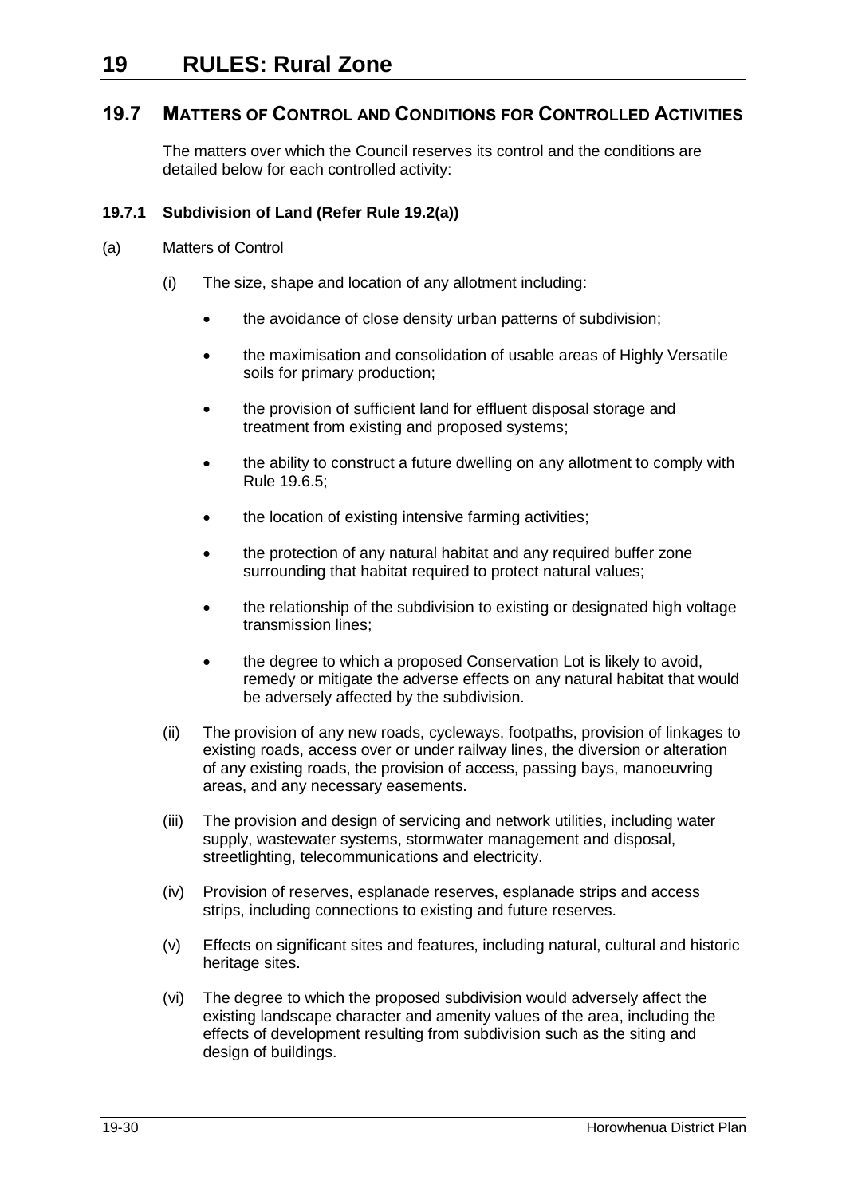# 19 RULES: Rural Zone

## 19.7 MATTERS OF CONTROL AND CONDITIONS FOR CONTROLLED ACTIVITIES

The matters over which the Council reserves its control and the conditions are detailed below for each controlled activity:

### 19.7.1 Subdivision of Land (Refer Rule 19.2(a))

(a) Matters of Control

(i) The size, shape and location of any allotment including:

- the avoidance of close density urban patterns of subdivision;
- the maximisation and consolidation of usable areas of Highly Versatile soils for primary production;
- the provision of sufficient land for effluent disposal storage and treatment from existing and proposed systems;
- the ability to construct a future dwelling on any allotment to comply with Rule 19.6.5;
- the location of existing intensive farming activities;
- the protection of any natural habitat and any required buffer zone surrounding that habitat required to protect natural values;
- the relationship of the subdivision to existing or designated high voltage transmission lines;
- the degree to which a proposed Conservation Lot is likely to avoid, remedy or mitigate the adverse effects on any natural habitat that would be adversely affected by the subdivision.

(ii) The provision of any new roads, cycleways, footpaths, provision of linkages to existing roads, access over or under railway lines, the diversion or alteration of any existing roads, the provision of access, passing bays, manoeuvring areas, and any necessary easements.

(iii) The provision and design of servicing and network utilities, including water supply, wastewater systems, stormwater management and disposal, streetlighting, telecommunications and electricity.

(iv) Provision of reserves, esplanade reserves, esplanade strips and access strips, including connections to existing and future reserves.

(v) Effects on significant sites and features, including natural, cultural and historic heritage sites.

(vi) The degree to which the proposed subdivision would adversely affect the existing landscape character and amenity values of the area, including the effects of development resulting from subdivision such as the siting and design of buildings.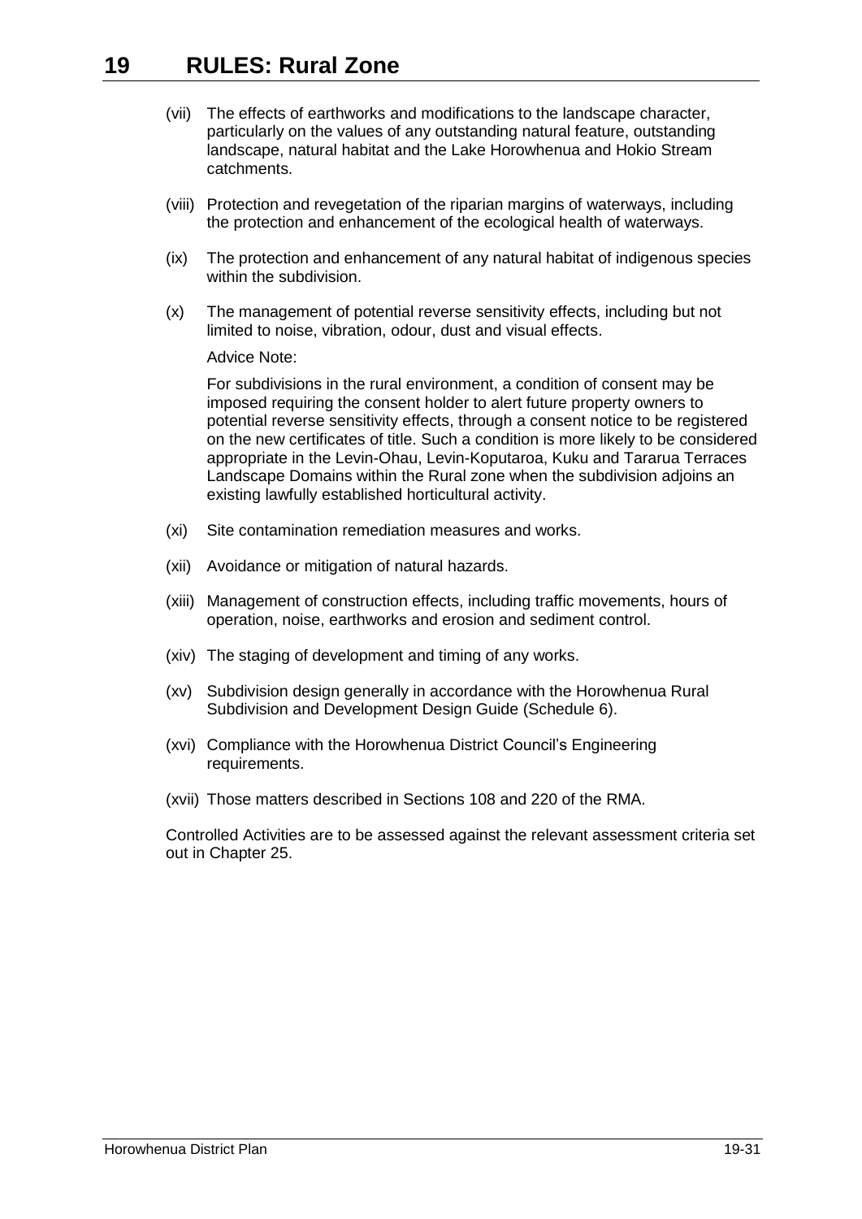(vii) The effects of earthworks and modifications to the landscape character, particularly on the values of any outstanding natural feature, outstanding landscape, natural habitat and the Lake Horowhenua and Hokio Stream catchments.

(viii) Protection and revegetation of the riparian margins of waterways, including the protection and enhancement of the ecological health of waterways.

(ix) The protection and enhancement of any natural habitat of indigenous species within the subdivision.

(x) The management of potential reverse sensitivity effects, including but not limited to noise, vibration, odour, dust and visual effects.

Advice Note:

For subdivisions in the rural environment, a condition of consent may be imposed requiring the consent holder to alert future property owners to potential reverse sensitivity effects, through a consent notice to be registered on the new certificates of title. Such a condition is more likely to be considered appropriate in the Levin-Ohau, Levin-Koputaroa, Kuku and Tararua Terraces Landscape Domains within the Rural zone when the subdivision adjoins an existing lawfully established horticultural activity.

(xi) Site contamination remediation measures and works.

(xii) Avoidance or mitigation of natural hazards.

(xiii) Management of construction effects, including traffic movements, hours of operation, noise, earthworks and erosion and sediment control.

(xiv) The staging of development and timing of any works.

(xv) Subdivision design generally in accordance with the Horowhenua Rural Subdivision and Development Design Guide (Schedule 6).

(xvi) Compliance with the Horowhenua District Council's Engineering requirements.

(xvii) Those matters described in Sections 108 and 220 of the RMA.

Controlled Activities are to be assessed against the relevant assessment criteria set out in Chapter 25.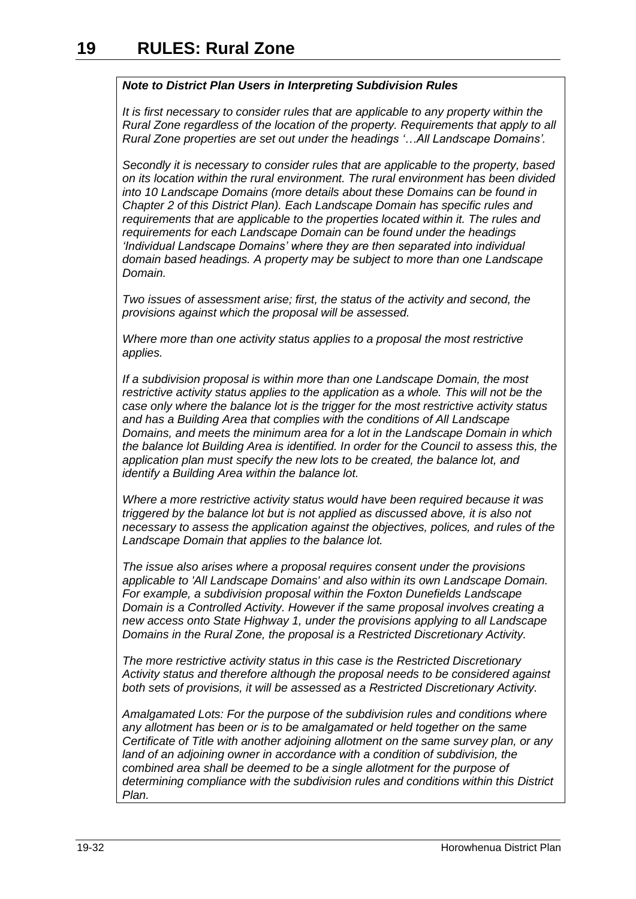# 19 RULES: Rural Zone

***Note to District Plan Users in Interpreting Subdivision Rules***

*It is first necessary to consider rules that are applicable to any property within the Rural Zone regardless of the location of the property. Requirements that apply to all Rural Zone properties are set out under the headings '…All Landscape Domains'.*

*Secondly it is necessary to consider rules that are applicable to the property, based on its location within the rural environment. The rural environment has been divided into 10 Landscape Domains (more details about these Domains can be found in Chapter 2 of this District Plan). Each Landscape Domain has specific rules and requirements that are applicable to the properties located within it. The rules and requirements for each Landscape Domain can be found under the headings 'Individual Landscape Domains' where they are then separated into individual domain based headings. A property may be subject to more than one Landscape Domain.*

*Two issues of assessment arise; first, the status of the activity and second, the provisions against which the proposal will be assessed.*

*Where more than one activity status applies to a proposal the most restrictive applies.*

*If a subdivision proposal is within more than one Landscape Domain, the most restrictive activity status applies to the application as a whole. This will not be the case only where the balance lot is the trigger for the most restrictive activity status and has a Building Area that complies with the conditions of All Landscape Domains, and meets the minimum area for a lot in the Landscape Domain in which the balance lot Building Area is identified. In order for the Council to assess this, the application plan must specify the new lots to be created, the balance lot, and identify a Building Area within the balance lot.*

*Where a more restrictive activity status would have been required because it was triggered by the balance lot but is not applied as discussed above, it is also not necessary to assess the application against the objectives, polices, and rules of the Landscape Domain that applies to the balance lot.*

*The issue also arises where a proposal requires consent under the provisions applicable to 'All Landscape Domains' and also within its own Landscape Domain. For example, a subdivision proposal within the Foxton Dunefields Landscape Domain is a Controlled Activity. However if the same proposal involves creating a new access onto State Highway 1, under the provisions applying to all Landscape Domains in the Rural Zone, the proposal is a Restricted Discretionary Activity.*

*The more restrictive activity status in this case is the Restricted Discretionary Activity status and therefore although the proposal needs to be considered against both sets of provisions, it will be assessed as a Restricted Discretionary Activity.*

*Amalgamated Lots: For the purpose of the subdivision rules and conditions where any allotment has been or is to be amalgamated or held together on the same Certificate of Title with another adjoining allotment on the same survey plan, or any land of an adjoining owner in accordance with a condition of subdivision, the combined area shall be deemed to be a single allotment for the purpose of determining compliance with the subdivision rules and conditions within this District Plan.*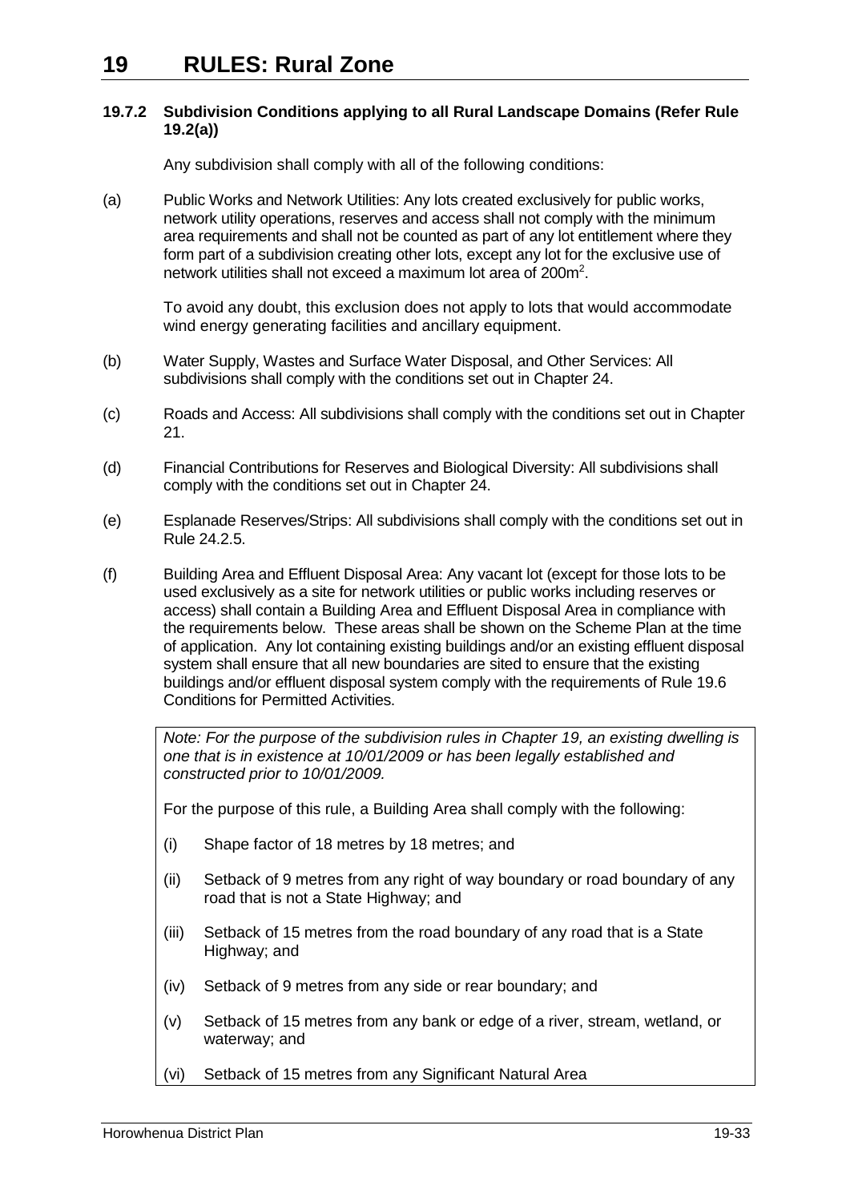#### 19.7.2 Subdivision Conditions applying to all Rural Landscape Domains (Refer Rule 19.2(a))

Any subdivision shall comply with all of the following conditions:

(a) Public Works and Network Utilities: Any lots created exclusively for public works, network utility operations, reserves and access shall not comply with the minimum area requirements and shall not be counted as part of any lot entitlement where they form part of a subdivision creating other lots, except any lot for the exclusive use of network utilities shall not exceed a maximum lot area of 200m$^2$.

To avoid any doubt, this exclusion does not apply to lots that would accommodate wind energy generating facilities and ancillary equipment.

(b) Water Supply, Wastes and Surface Water Disposal, and Other Services: All subdivisions shall comply with the conditions set out in Chapter 24.

(c) Roads and Access: All subdivisions shall comply with the conditions set out in Chapter 21.

(d) Financial Contributions for Reserves and Biological Diversity: All subdivisions shall comply with the conditions set out in Chapter 24.

(e) Esplanade Reserves/Strips: All subdivisions shall comply with the conditions set out in Rule 24.2.5.

(f) Building Area and Effluent Disposal Area: Any vacant lot (except for those lots to be used exclusively as a site for network utilities or public works including reserves or access) shall contain a Building Area and Effluent Disposal Area in compliance with the requirements below. These areas shall be shown on the Scheme Plan at the time of application. Any lot containing existing buildings and/or an existing effluent disposal system shall ensure that all new boundaries are sited to ensure that the existing buildings and/or effluent disposal system comply with the requirements of Rule 19.6 Conditions for Permitted Activities.

*Note: For the purpose of the subdivision rules in Chapter 19, an existing dwelling is one that is in existence at 10/01/2009 or has been legally established and constructed prior to 10/01/2009.*

For the purpose of this rule, a Building Area shall comply with the following:

(i) Shape factor of 18 metres by 18 metres; and

(ii) Setback of 9 metres from any right of way boundary or road boundary of any road that is not a State Highway; and

(iii) Setback of 15 metres from the road boundary of any road that is a State Highway; and

(iv) Setback of 9 metres from any side or rear boundary; and

(v) Setback of 15 metres from any bank or edge of a river, stream, wetland, or waterway; and

(vi) Setback of 15 metres from any Significant Natural Area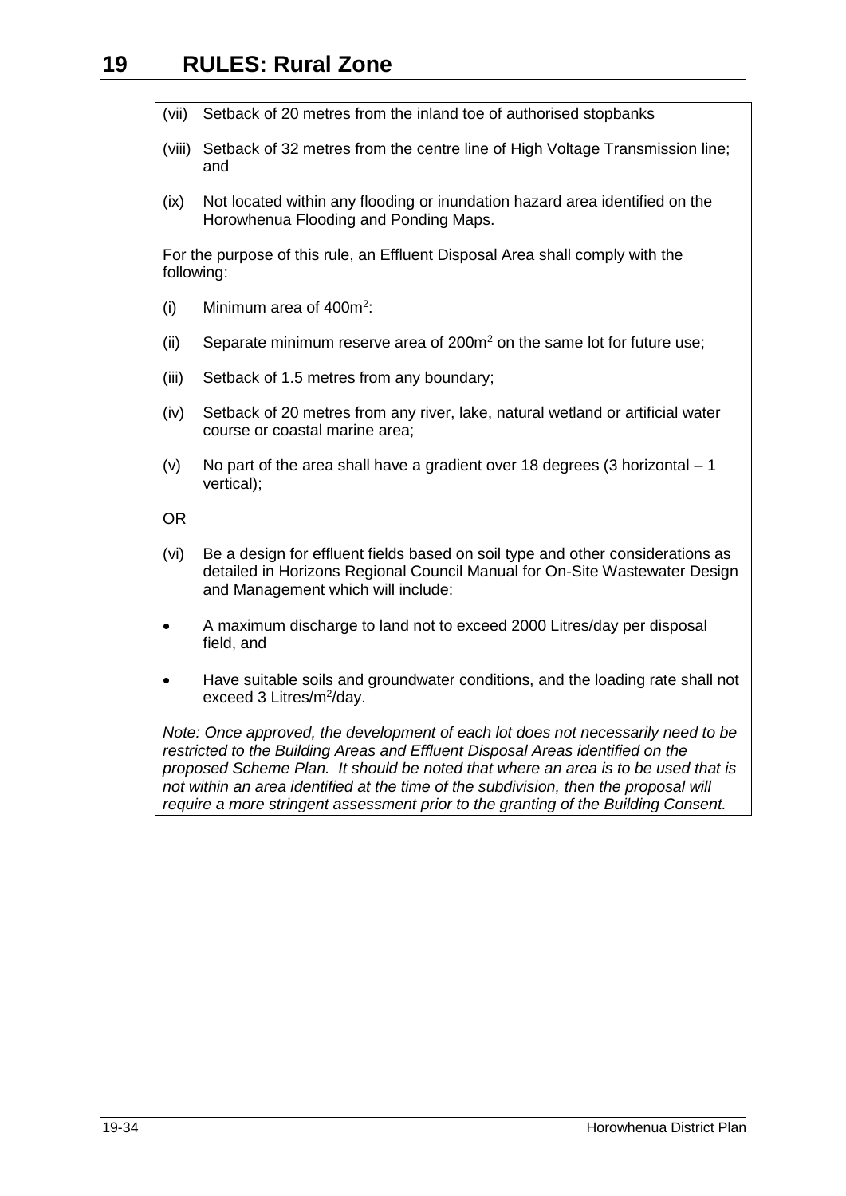(vii) Setback of 20 metres from the inland toe of authorised stopbanks

(viii) Setback of 32 metres from the centre line of High Voltage Transmission line; and

(ix) Not located within any flooding or inundation hazard area identified on the Horowhenua Flooding and Ponding Maps.

For the purpose of this rule, an Effluent Disposal Area shall comply with the following:

(i) Minimum area of $400m^2$:

(ii) Separate minimum reserve area of $200m^2$ on the same lot for future use;

(iii) Setback of 1.5 metres from any boundary;

(iv) Setback of 20 metres from any river, lake, natural wetland or artificial water course or coastal marine area;

(v) No part of the area shall have a gradient over 18 degrees (3 horizontal – 1 vertical);

OR

(vi) Be a design for effluent fields based on soil type and other considerations as detailed in Horizons Regional Council Manual for On-Site Wastewater Design and Management which will include:

- A maximum discharge to land not to exceed 2000 Litres/day per disposal field, and
- Have suitable soils and groundwater conditions, and the loading rate shall not exceed 3 Litres/$m^2$/day.

*Note: Once approved, the development of each lot does not necessarily need to be restricted to the Building Areas and Effluent Disposal Areas identified on the proposed Scheme Plan. It should be noted that where an area is to be used that is not within an area identified at the time of the subdivision, then the proposal will require a more stringent assessment prior to the granting of the Building Consent.*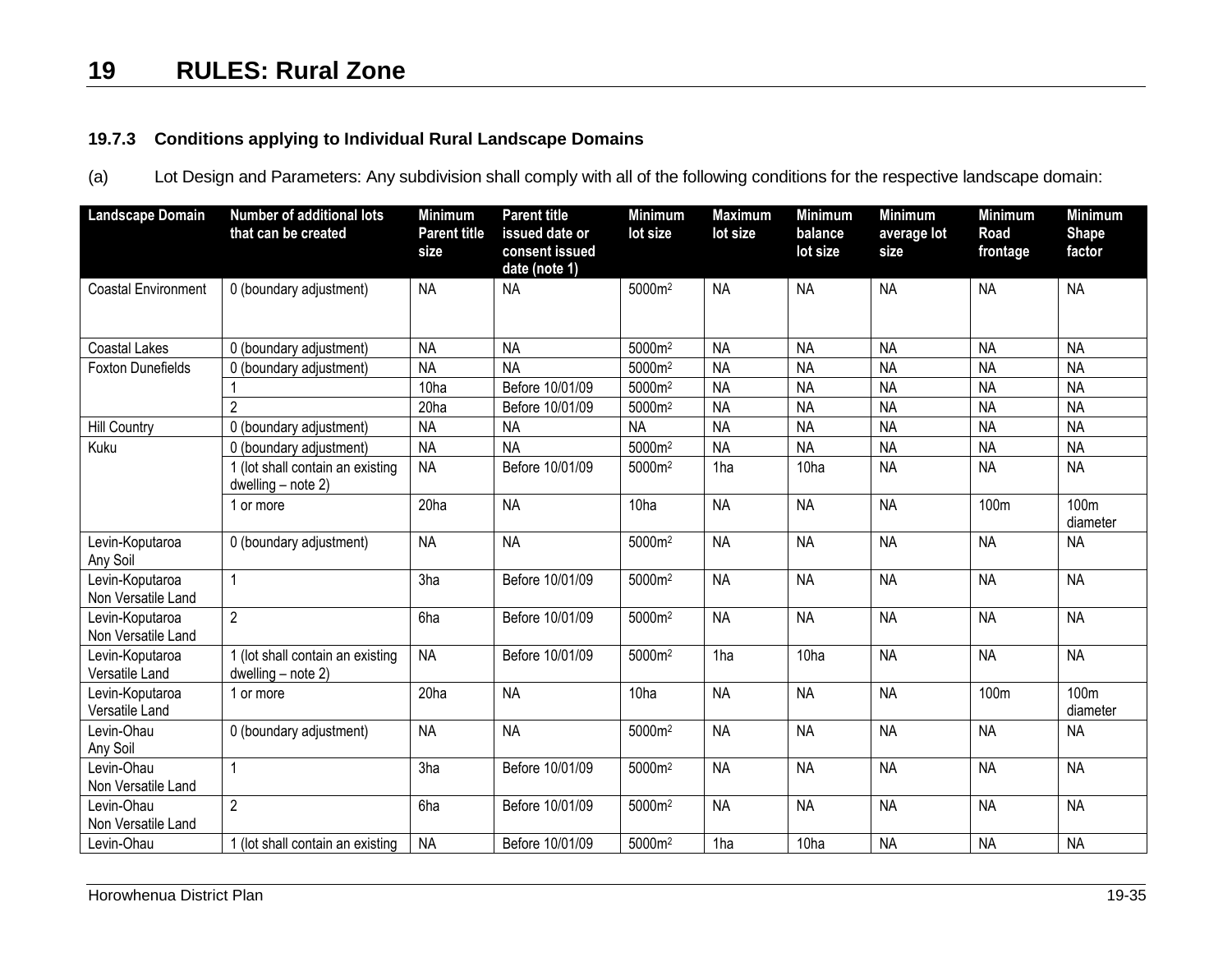# 19 RULES: Rural Zone

### 19.7.3 Conditions applying to Individual Rural Landscape Domains

(a) Lot Design and Parameters: Any subdivision shall comply with all of the following conditions for the respective landscape domain:

| Landscape Domain | Number of additional lots that can be created | Minimum Parent title size | Parent title issued date or consent issued date (note 1) | Minimum lot size | Maximum lot size | Minimum balance lot size | Minimum average lot size | Minimum Road frontage | Minimum Shape factor |
|---|---|---|---|---|---|---|---|---|---|
| Coastal Environment | 0 (boundary adjustment) | NA | NA | 5000m² | NA | NA | NA | NA | NA |
| Coastal Lakes | 0 (boundary adjustment) | NA | NA | 5000m² | NA | NA | NA | NA | NA |
| Foxton Dunefields | 0 (boundary adjustment) | NA | NA | 5000m² | NA | NA | NA | NA | NA |
| | 1 | 10ha | Before 10/01/09 | 5000m² | NA | NA | NA | NA | NA |
| | 2 | 20ha | Before 10/01/09 | 5000m² | NA | NA | NA | NA | NA |
| Hill Country | 0 (boundary adjustment) | NA | NA | NA | NA | NA | NA | NA | NA |
| Kuku | 0 (boundary adjustment) | NA | NA | 5000m² | NA | NA | NA | NA | NA |
| | 1 (lot shall contain an existing dwelling – note 2) | NA | Before 10/01/09 | 5000m² | 1ha | 10ha | NA | NA | NA |
| | 1 or more | 20ha | NA | 10ha | NA | NA | NA | 100m | 100m diameter |
| Levin-Koputaroa Any Soil | 0 (boundary adjustment) | NA | NA | 5000m² | NA | NA | NA | NA | NA |
| Levin-Koputaroa Non Versatile Land | 1 | 3ha | Before 10/01/09 | 5000m² | NA | NA | NA | NA | NA |
| Levin-Koputaroa Non Versatile Land | 2 | 6ha | Before 10/01/09 | 5000m² | NA | NA | NA | NA | NA |
| Levin-Koputaroa Versatile Land | 1 (lot shall contain an existing dwelling – note 2) | NA | Before 10/01/09 | 5000m² | 1ha | 10ha | NA | NA | NA |
| Levin-Koputaroa Versatile Land | 1 or more | 20ha | NA | 10ha | NA | NA | NA | 100m | 100m diameter |
| Levin-Ohau Any Soil | 0 (boundary adjustment) | NA | NA | 5000m² | NA | NA | NA | NA | NA |
| Levin-Ohau Non Versatile Land | 1 | 3ha | Before 10/01/09 | 5000m² | NA | NA | NA | NA | NA |
| Levin-Ohau Non Versatile Land | 2 | 6ha | Before 10/01/09 | 5000m² | NA | NA | NA | NA | NA |
| Levin-Ohau | 1 (lot shall contain an existing | NA | Before 10/01/09 | 5000m² | 1ha | 10ha | NA | NA | NA |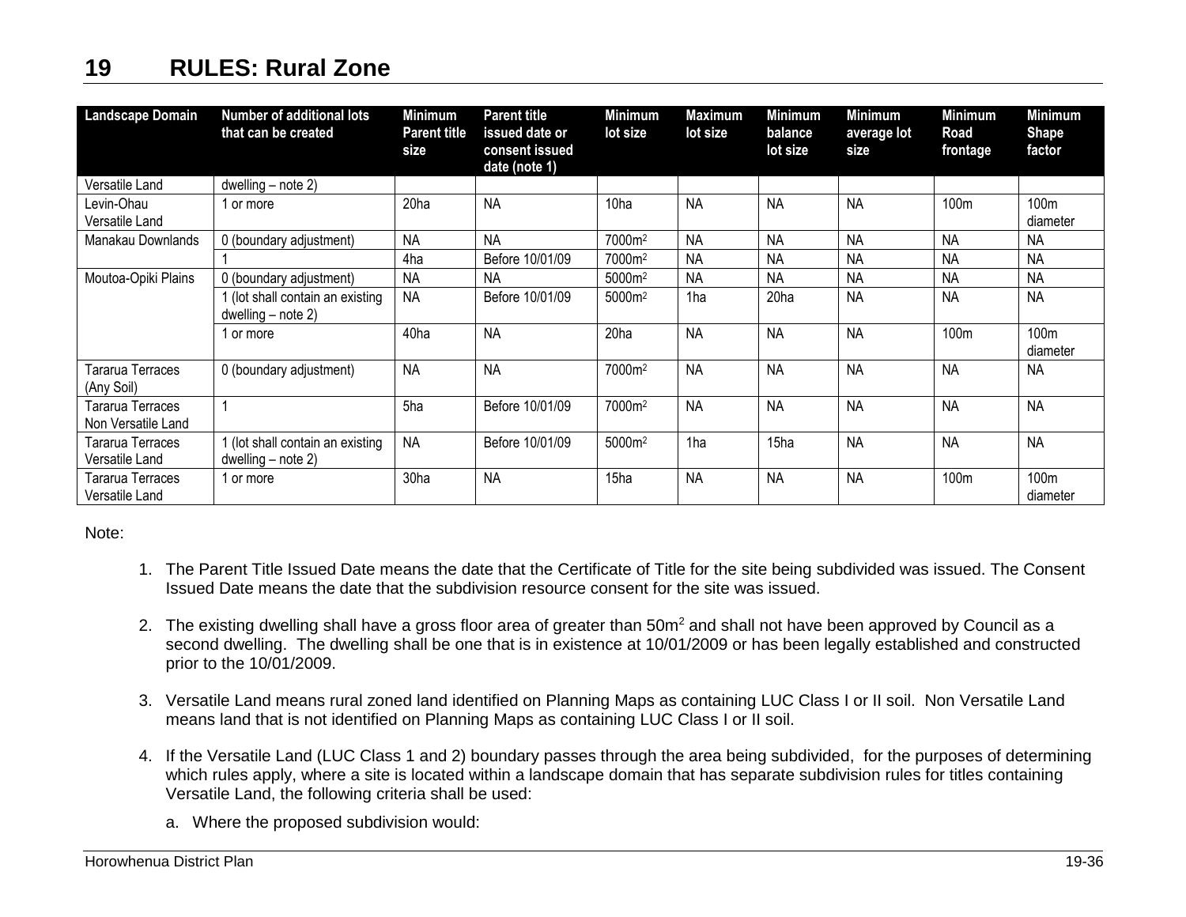# 19 RULES: Rural Zone

| Landscape Domain | Number of additional lots that can be created | Minimum Parent title size | Parent title issued date or consent issued date (note 1) | Minimum lot size | Maximum lot size | Minimum balance lot size | Minimum average lot size | Minimum Road frontage | Minimum Shape factor |
|---|---|---|---|---|---|---|---|---|---|
| Versatile Land | dwelling – note 2) | | | | | | | | |
| Levin-Ohau Versatile Land | 1 or more | 20ha | NA | 10ha | NA | NA | NA | 100m | 100m diameter |
| Manakau Downlands | 0 (boundary adjustment) | NA | NA | 7000m$^2$ | NA | NA | NA | NA | NA |
| | 1 | 4ha | Before 10/01/09 | 7000m$^2$ | NA | NA | NA | NA | NA |
| Moutoa-Opiki Plains | 0 (boundary adjustment) | NA | NA | 5000m$^2$ | NA | NA | NA | NA | NA |
| | 1 (lot shall contain an existing dwelling – note 2) | NA | Before 10/01/09 | 5000m$^2$ | 1ha | 20ha | NA | NA | NA |
| | 1 or more | 40ha | NA | 20ha | NA | NA | NA | 100m | 100m diameter |
| Tararua Terraces (Any Soil) | 0 (boundary adjustment) | NA | NA | 7000m$^2$ | NA | NA | NA | NA | NA |
| Tararua Terraces Non Versatile Land | 1 | 5ha | Before 10/01/09 | 7000m$^2$ | NA | NA | NA | NA | NA |
| Tararua Terraces Versatile Land | 1 (lot shall contain an existing dwelling – note 2) | NA | Before 10/01/09 | 5000m$^2$ | 1ha | 15ha | NA | NA | NA |
| Tararua Terraces Versatile Land | 1 or more | 30ha | NA | 15ha | NA | NA | NA | 100m | 100m diameter |

Note:

1. The Parent Title Issued Date means the date that the Certificate of Title for the site being subdivided was issued. The Consent Issued Date means the date that the subdivision resource consent for the site was issued.

2. The existing dwelling shall have a gross floor area of greater than 50m$^2$ and shall not have been approved by Council as a second dwelling. The dwelling shall be one that is in existence at 10/01/2009 or has been legally established and constructed prior to the 10/01/2009.

3. Versatile Land means rural zoned land identified on Planning Maps as containing LUC Class I or II soil. Non Versatile Land means land that is not identified on Planning Maps as containing LUC Class I or II soil.

4. If the Versatile Land (LUC Class 1 and 2) boundary passes through the area being subdivided, for the purposes of determining which rules apply, where a site is located within a landscape domain that has separate subdivision rules for titles containing Versatile Land, the following criteria shall be used:

   a. Where the proposed subdivision would: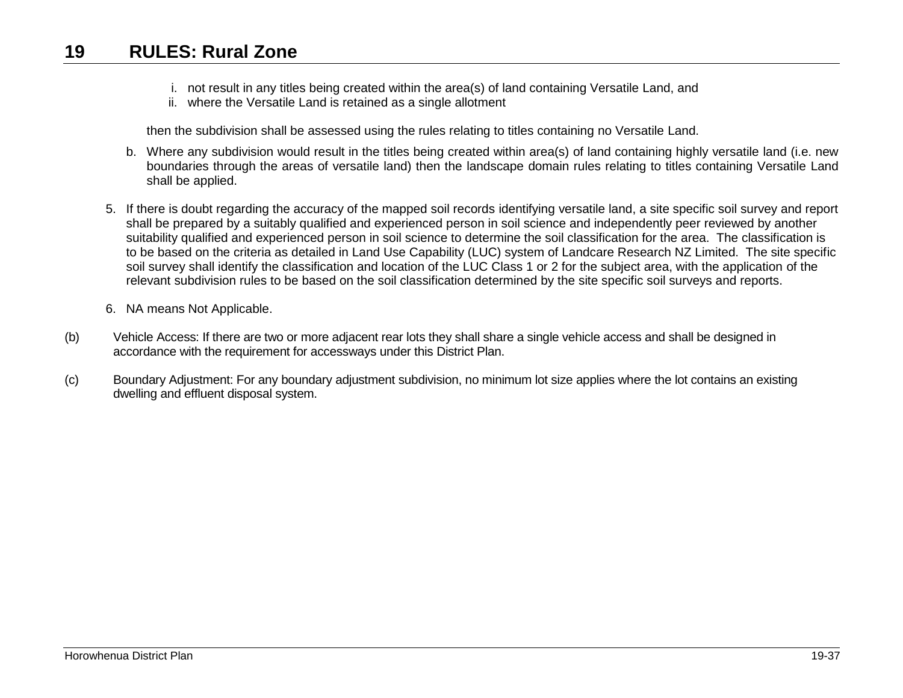i. not result in any titles being created within the area(s) of land containing Versatile Land, and
ii. where the Versatile Land is retained as a single allotment

then the subdivision shall be assessed using the rules relating to titles containing no Versatile Land.

b. Where any subdivision would result in the titles being created within area(s) of land containing highly versatile land (i.e. new boundaries through the areas of versatile land) then the landscape domain rules relating to titles containing Versatile Land shall be applied.

5. If there is doubt regarding the accuracy of the mapped soil records identifying versatile land, a site specific soil survey and report shall be prepared by a suitably qualified and experienced person in soil science and independently peer reviewed by another suitability qualified and experienced person in soil science to determine the soil classification for the area. The classification is to be based on the criteria as detailed in Land Use Capability (LUC) system of Landcare Research NZ Limited. The site specific soil survey shall identify the classification and location of the LUC Class 1 or 2 for the subject area, with the application of the relevant subdivision rules to be based on the soil classification determined by the site specific soil surveys and reports.

6. NA means Not Applicable.

(b) Vehicle Access: If there are two or more adjacent rear lots they shall share a single vehicle access and shall be designed in accordance with the requirement for accessways under this District Plan.

(c) Boundary Adjustment: For any boundary adjustment subdivision, no minimum lot size applies where the lot contains an existing dwelling and effluent disposal system.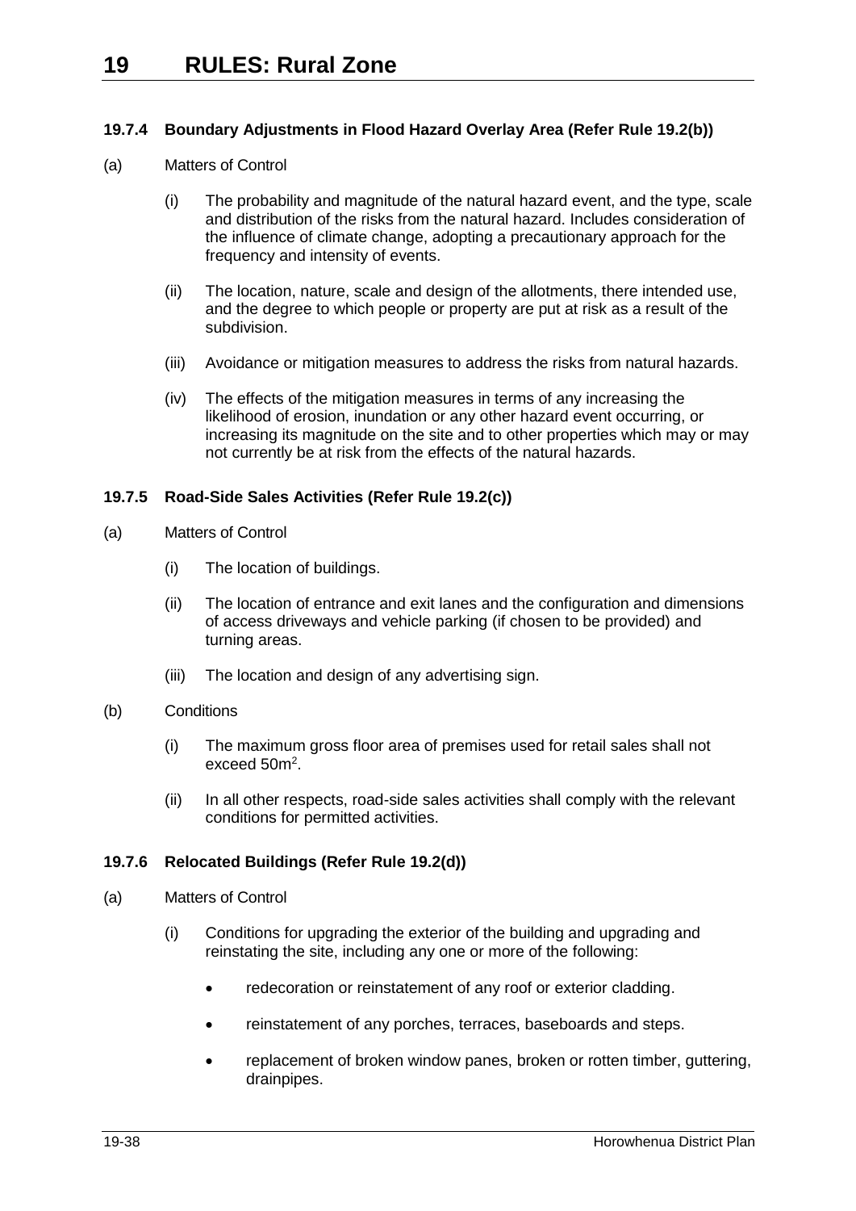### 19.7.4 Boundary Adjustments in Flood Hazard Overlay Area (Refer Rule 19.2(b))

(a) Matters of Control

(i) The probability and magnitude of the natural hazard event, and the type, scale and distribution of the risks from the natural hazard. Includes consideration of the influence of climate change, adopting a precautionary approach for the frequency and intensity of events.

(ii) The location, nature, scale and design of the allotments, there intended use, and the degree to which people or property are put at risk as a result of the subdivision.

(iii) Avoidance or mitigation measures to address the risks from natural hazards.

(iv) The effects of the mitigation measures in terms of any increasing the likelihood of erosion, inundation or any other hazard event occurring, or increasing its magnitude on the site and to other properties which may or may not currently be at risk from the effects of the natural hazards.

### 19.7.5 Road-Side Sales Activities (Refer Rule 19.2(c))

(a) Matters of Control

(i) The location of buildings.

(ii) The location of entrance and exit lanes and the configuration and dimensions of access driveways and vehicle parking (if chosen to be provided) and turning areas.

(iii) The location and design of any advertising sign.

(b) Conditions

(i) The maximum gross floor area of premises used for retail sales shall not exceed $50m^2$.

(ii) In all other respects, road-side sales activities shall comply with the relevant conditions for permitted activities.

### 19.7.6 Relocated Buildings (Refer Rule 19.2(d))

(a) Matters of Control

(i) Conditions for upgrading the exterior of the building and upgrading and reinstating the site, including any one or more of the following:

- redecoration or reinstatement of any roof or exterior cladding.
- reinstatement of any porches, terraces, baseboards and steps.
- replacement of broken window panes, broken or rotten timber, guttering, drainpipes.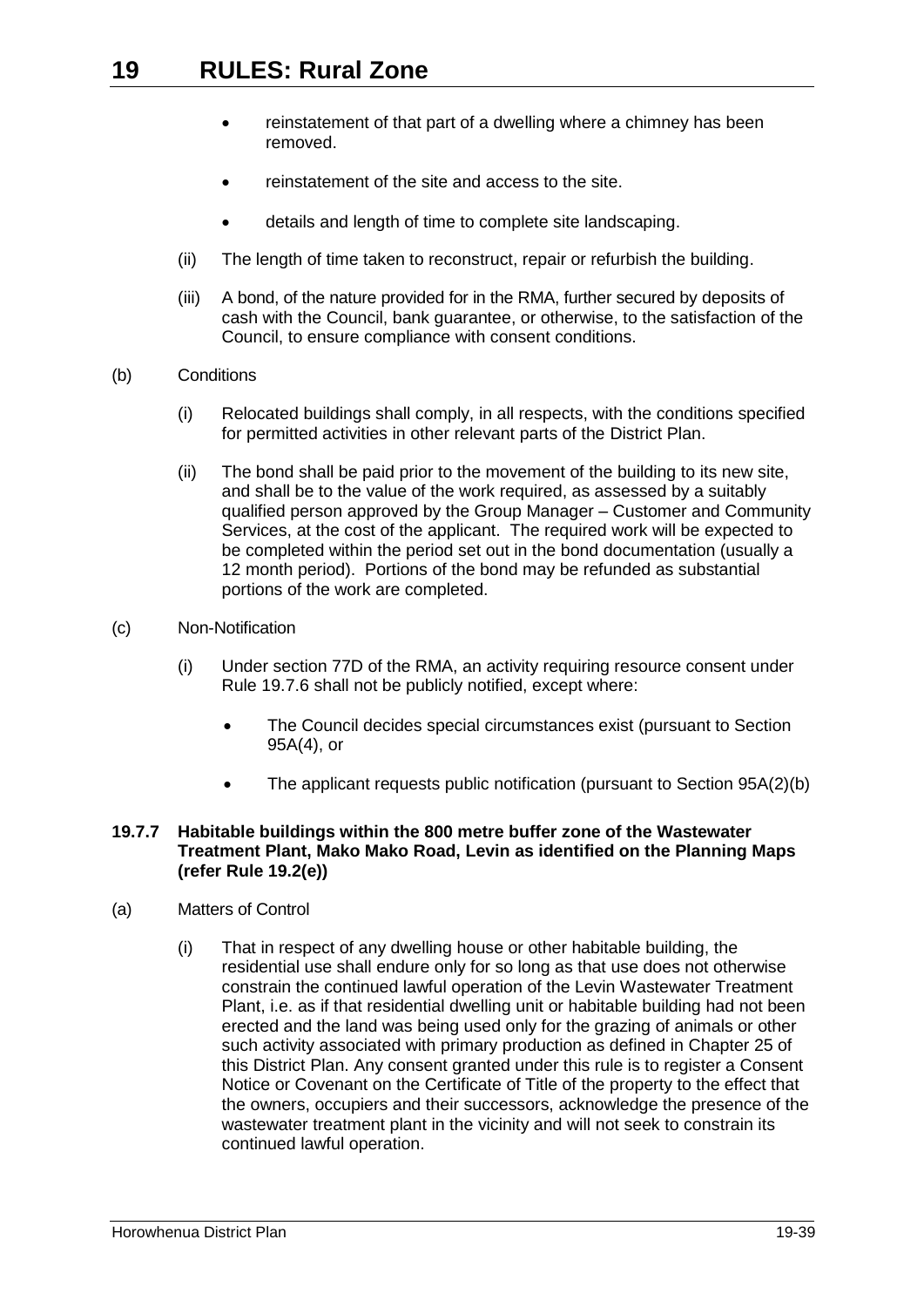- reinstatement of that part of a dwelling where a chimney has been removed.
- reinstatement of the site and access to the site.
- details and length of time to complete site landscaping.

(ii) The length of time taken to reconstruct, repair or refurbish the building.

(iii) A bond, of the nature provided for in the RMA, further secured by deposits of cash with the Council, bank guarantee, or otherwise, to the satisfaction of the Council, to ensure compliance with consent conditions.

(b) Conditions

(i) Relocated buildings shall comply, in all respects, with the conditions specified for permitted activities in other relevant parts of the District Plan.

(ii) The bond shall be paid prior to the movement of the building to its new site, and shall be to the value of the work required, as assessed by a suitably qualified person approved by the Group Manager – Customer and Community Services, at the cost of the applicant. The required work will be expected to be completed within the period set out in the bond documentation (usually a 12 month period). Portions of the bond may be refunded as substantial portions of the work are completed.

(c) Non-Notification

(i) Under section 77D of the RMA, an activity requiring resource consent under Rule 19.7.6 shall not be publicly notified, except where:

- The Council decides special circumstances exist (pursuant to Section 95A(4), or
- The applicant requests public notification (pursuant to Section 95A(2)(b)

**19.7.7 Habitable buildings within the 800 metre buffer zone of the Wastewater Treatment Plant, Mako Mako Road, Levin as identified on the Planning Maps (refer Rule 19.2(e))**

(a) Matters of Control

(i) That in respect of any dwelling house or other habitable building, the residential use shall endure only for so long as that use does not otherwise constrain the continued lawful operation of the Levin Wastewater Treatment Plant, i.e. as if that residential dwelling unit or habitable building had not been erected and the land was being used only for the grazing of animals or other such activity associated with primary production as defined in Chapter 25 of this District Plan. Any consent granted under this rule is to register a Consent Notice or Covenant on the Certificate of Title of the property to the effect that the owners, occupiers and their successors, acknowledge the presence of the wastewater treatment plant in the vicinity and will not seek to constrain its continued lawful operation.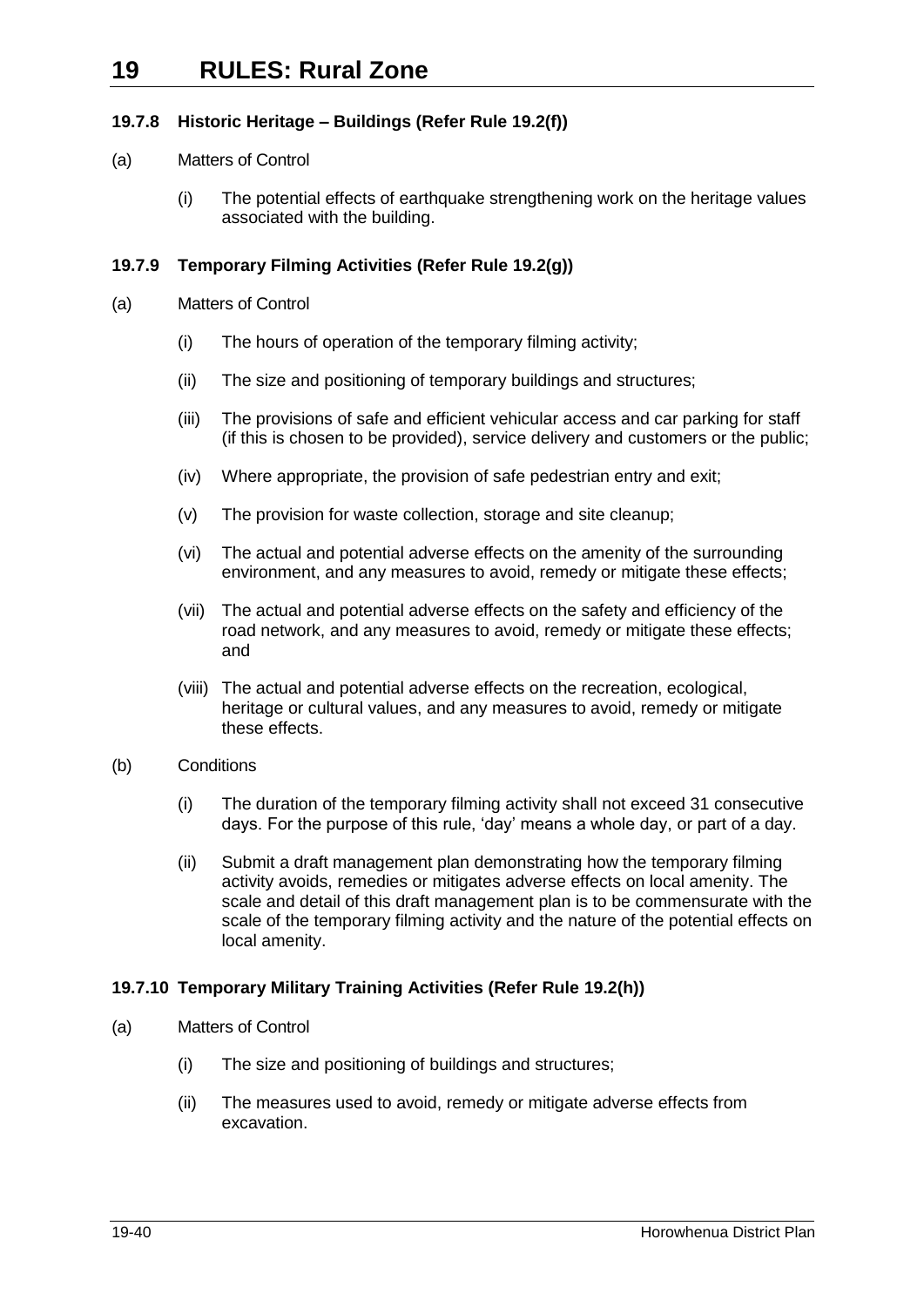### 19.7.8 Historic Heritage – Buildings (Refer Rule 19.2(f))

(a) Matters of Control

(i) The potential effects of earthquake strengthening work on the heritage values associated with the building.

### 19.7.9 Temporary Filming Activities (Refer Rule 19.2(g))

(a) Matters of Control

(i) The hours of operation of the temporary filming activity;

(ii) The size and positioning of temporary buildings and structures;

(iii) The provisions of safe and efficient vehicular access and car parking for staff (if this is chosen to be provided), service delivery and customers or the public;

(iv) Where appropriate, the provision of safe pedestrian entry and exit;

(v) The provision for waste collection, storage and site cleanup;

(vi) The actual and potential adverse effects on the amenity of the surrounding environment, and any measures to avoid, remedy or mitigate these effects;

(vii) The actual and potential adverse effects on the safety and efficiency of the road network, and any measures to avoid, remedy or mitigate these effects; and

(viii) The actual and potential adverse effects on the recreation, ecological, heritage or cultural values, and any measures to avoid, remedy or mitigate these effects.

(b) Conditions

(i) The duration of the temporary filming activity shall not exceed 31 consecutive days. For the purpose of this rule, 'day' means a whole day, or part of a day.

(ii) Submit a draft management plan demonstrating how the temporary filming activity avoids, remedies or mitigates adverse effects on local amenity. The scale and detail of this draft management plan is to be commensurate with the scale of the temporary filming activity and the nature of the potential effects on local amenity.

### 19.7.10 Temporary Military Training Activities (Refer Rule 19.2(h))

(a) Matters of Control

(i) The size and positioning of buildings and structures;

(ii) The measures used to avoid, remedy or mitigate adverse effects from excavation.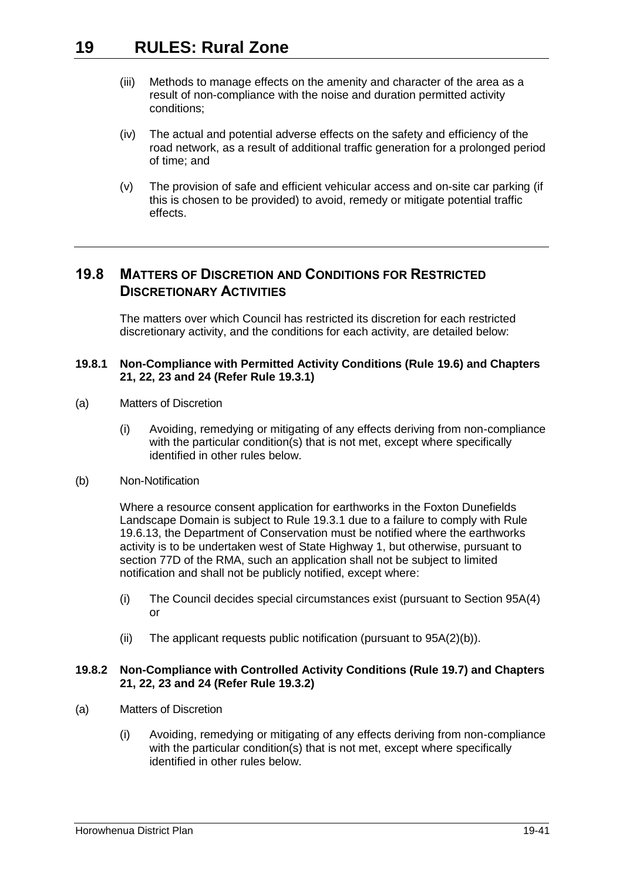(iii) Methods to manage effects on the amenity and character of the area as a result of non-compliance with the noise and duration permitted activity conditions;

(iv) The actual and potential adverse effects on the safety and efficiency of the road network, as a result of additional traffic generation for a prolonged period of time; and

(v) The provision of safe and efficient vehicular access and on-site car parking (if this is chosen to be provided) to avoid, remedy or mitigate potential traffic effects.

---

## 19.8 Matters of Discretion and Conditions for Restricted Discretionary Activities

The matters over which Council has restricted its discretion for each restricted discretionary activity, and the conditions for each activity, are detailed below:

### 19.8.1 Non-Compliance with Permitted Activity Conditions (Rule 19.6) and Chapters 21, 22, 23 and 24 (Refer Rule 19.3.1)

(a) Matters of Discretion

(i) Avoiding, remedying or mitigating of any effects deriving from non-compliance with the particular condition(s) that is not met, except where specifically identified in other rules below.

(b) Non-Notification

Where a resource consent application for earthworks in the Foxton Dunefields Landscape Domain is subject to Rule 19.3.1 due to a failure to comply with Rule 19.6.13, the Department of Conservation must be notified where the earthworks activity is to be undertaken west of State Highway 1, but otherwise, pursuant to section 77D of the RMA, such an application shall not be subject to limited notification and shall not be publicly notified, except where:

(i) The Council decides special circumstances exist (pursuant to Section 95A(4) or

(ii) The applicant requests public notification (pursuant to 95A(2)(b)).

### 19.8.2 Non-Compliance with Controlled Activity Conditions (Rule 19.7) and Chapters 21, 22, 23 and 24 (Refer Rule 19.3.2)

(a) Matters of Discretion

(i) Avoiding, remedying or mitigating of any effects deriving from non-compliance with the particular condition(s) that is not met, except where specifically identified in other rules below.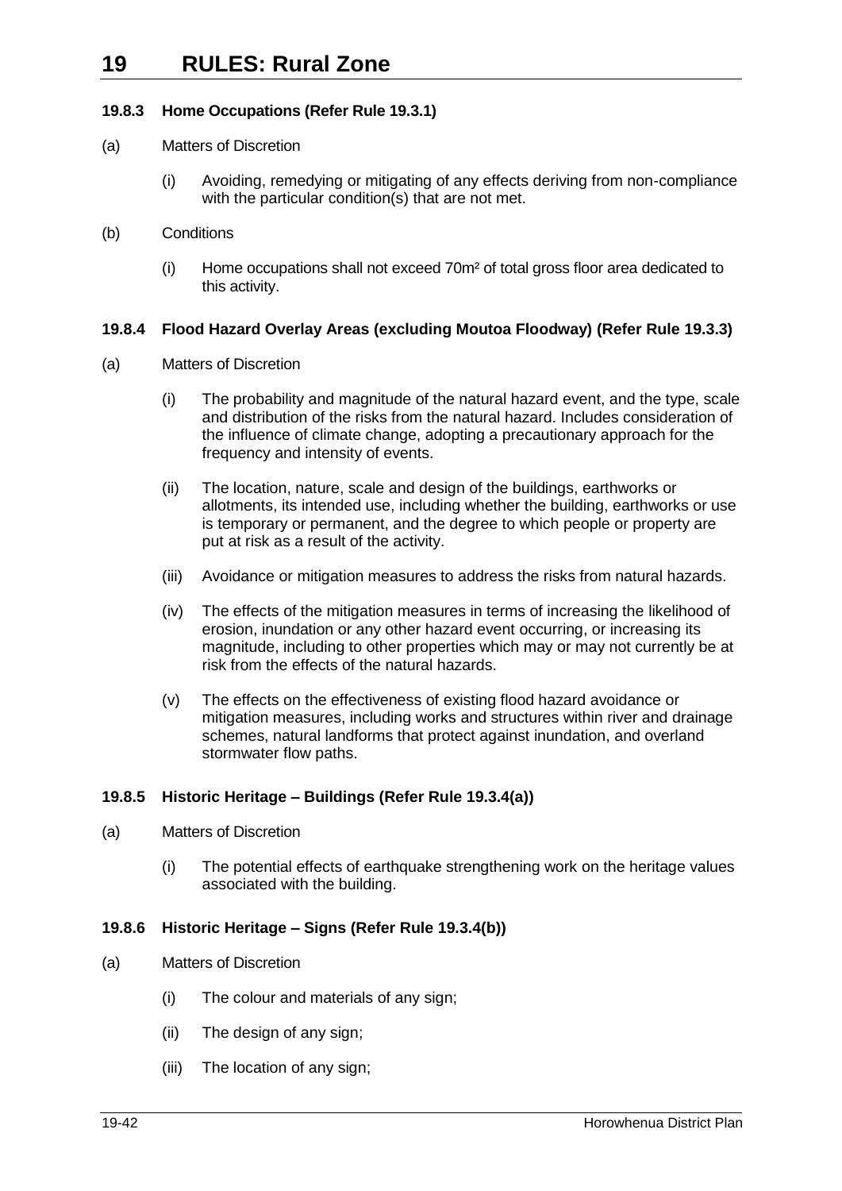### 19.8.3 Home Occupations (Refer Rule 19.3.1)

(a) Matters of Discretion

(i) Avoiding, remedying or mitigating of any effects deriving from non-compliance with the particular condition(s) that are not met.

(b) Conditions

(i) Home occupations shall not exceed 70m² of total gross floor area dedicated to this activity.

### 19.8.4 Flood Hazard Overlay Areas (excluding Moutoa Floodway) (Refer Rule 19.3.3)

(a) Matters of Discretion

(i) The probability and magnitude of the natural hazard event, and the type, scale and distribution of the risks from the natural hazard. Includes consideration of the influence of climate change, adopting a precautionary approach for the frequency and intensity of events.

(ii) The location, nature, scale and design of the buildings, earthworks or allotments, its intended use, including whether the building, earthworks or use is temporary or permanent, and the degree to which people or property are put at risk as a result of the activity.

(iii) Avoidance or mitigation measures to address the risks from natural hazards.

(iv) The effects of the mitigation measures in terms of increasing the likelihood of erosion, inundation or any other hazard event occurring, or increasing its magnitude, including to other properties which may or may not currently be at risk from the effects of the natural hazards.

(v) The effects on the effectiveness of existing flood hazard avoidance or mitigation measures, including works and structures within river and drainage schemes, natural landforms that protect against inundation, and overland stormwater flow paths.

### 19.8.5 Historic Heritage – Buildings (Refer Rule 19.3.4(a))

(a) Matters of Discretion

(i) The potential effects of earthquake strengthening work on the heritage values associated with the building.

### 19.8.6 Historic Heritage – Signs (Refer Rule 19.3.4(b))

(a) Matters of Discretion

(i) The colour and materials of any sign;

(ii) The design of any sign;

(iii) The location of any sign;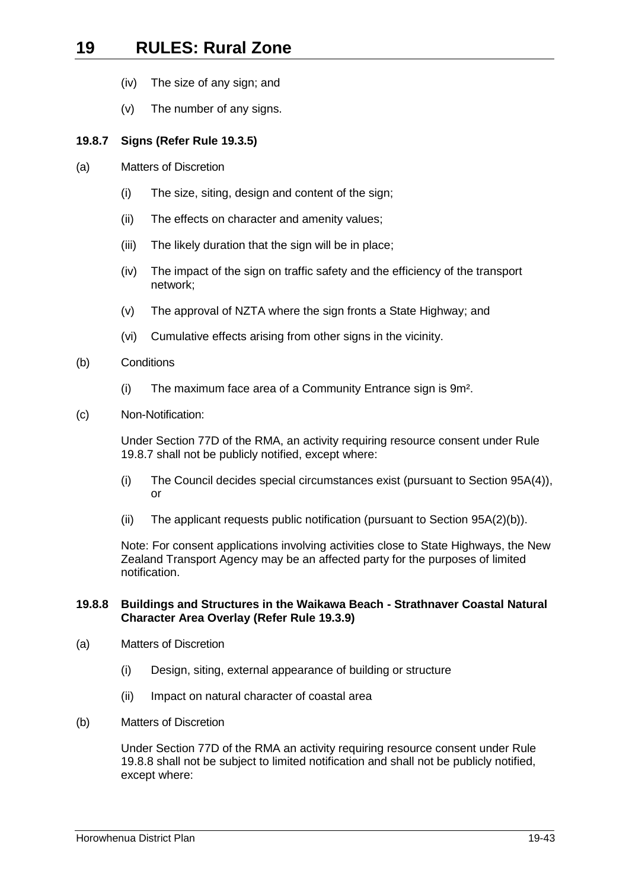(iv) The size of any sign; and

(v) The number of any signs.

### 19.8.7 Signs (Refer Rule 19.3.5)

(a) Matters of Discretion

(i) The size, siting, design and content of the sign;

(ii) The effects on character and amenity values;

(iii) The likely duration that the sign will be in place;

(iv) The impact of the sign on traffic safety and the efficiency of the transport network;

(v) The approval of NZTA where the sign fronts a State Highway; and

(vi) Cumulative effects arising from other signs in the vicinity.

(b) Conditions

(i) The maximum face area of a Community Entrance sign is 9m².

(c) Non-Notification:

Under Section 77D of the RMA, an activity requiring resource consent under Rule 19.8.7 shall not be publicly notified, except where:

(i) The Council decides special circumstances exist (pursuant to Section 95A(4)), or

(ii) The applicant requests public notification (pursuant to Section 95A(2)(b)).

Note: For consent applications involving activities close to State Highways, the New Zealand Transport Agency may be an affected party for the purposes of limited notification.

### 19.8.8 Buildings and Structures in the Waikawa Beach - Strathnaver Coastal Natural Character Area Overlay (Refer Rule 19.3.9)

(a) Matters of Discretion

(i) Design, siting, external appearance of building or structure

(ii) Impact on natural character of coastal area

(b) Matters of Discretion

Under Section 77D of the RMA an activity requiring resource consent under Rule 19.8.8 shall not be subject to limited notification and shall not be publicly notified, except where: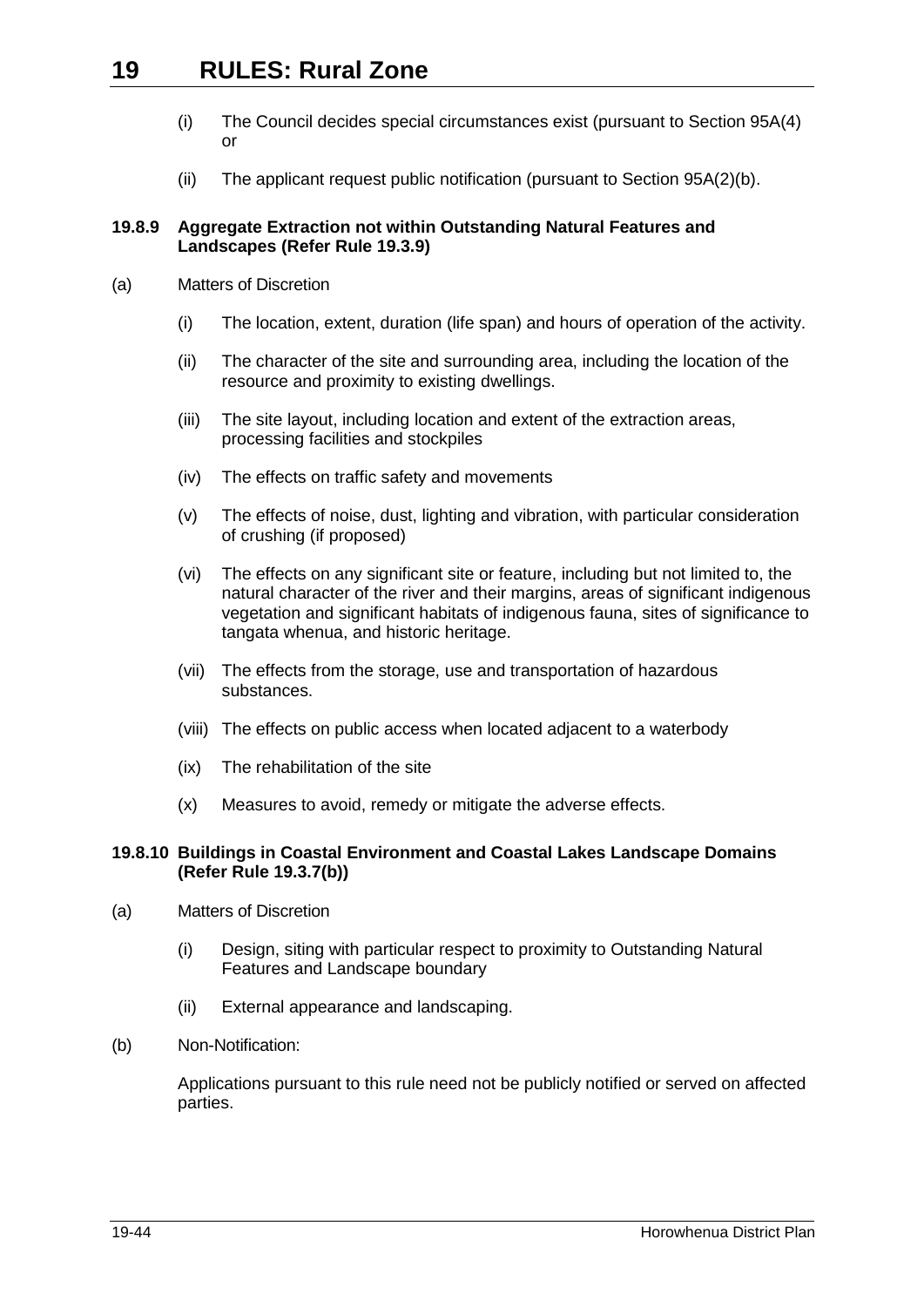(i) The Council decides special circumstances exist (pursuant to Section 95A(4) or

(ii) The applicant request public notification (pursuant to Section 95A(2)(b).

**19.8.9 Aggregate Extraction not within Outstanding Natural Features and Landscapes (Refer Rule 19.3.9)**

(a) Matters of Discretion

(i) The location, extent, duration (life span) and hours of operation of the activity.

(ii) The character of the site and surrounding area, including the location of the resource and proximity to existing dwellings.

(iii) The site layout, including location and extent of the extraction areas, processing facilities and stockpiles

(iv) The effects on traffic safety and movements

(v) The effects of noise, dust, lighting and vibration, with particular consideration of crushing (if proposed)

(vi) The effects on any significant site or feature, including but not limited to, the natural character of the river and their margins, areas of significant indigenous vegetation and significant habitats of indigenous fauna, sites of significance to tangata whenua, and historic heritage.

(vii) The effects from the storage, use and transportation of hazardous substances.

(viii) The effects on public access when located adjacent to a waterbody

(ix) The rehabilitation of the site

(x) Measures to avoid, remedy or mitigate the adverse effects.

**19.8.10 Buildings in Coastal Environment and Coastal Lakes Landscape Domains (Refer Rule 19.3.7(b))**

(a) Matters of Discretion

(i) Design, siting with particular respect to proximity to Outstanding Natural Features and Landscape boundary

(ii) External appearance and landscaping.

(b) Non-Notification:

Applications pursuant to this rule need not be publicly notified or served on affected parties.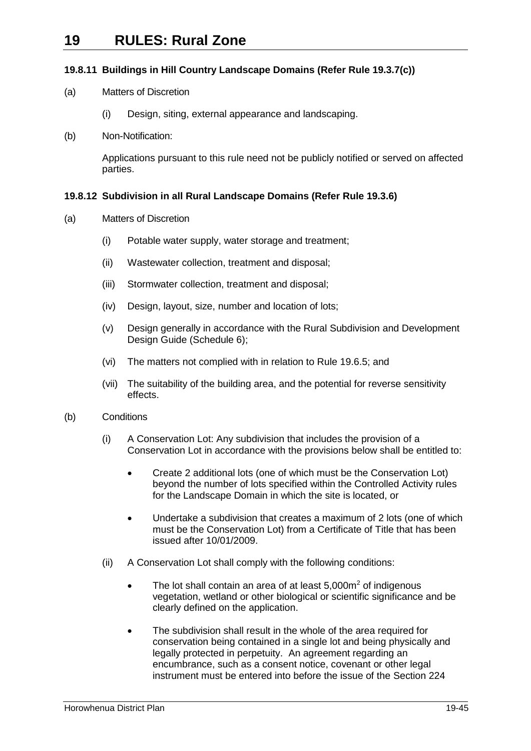#### 19.8.11 Buildings in Hill Country Landscape Domains (Refer Rule 19.3.7(c))

(a) Matters of Discretion

(i) Design, siting, external appearance and landscaping.

(b) Non-Notification:

Applications pursuant to this rule need not be publicly notified or served on affected parties.

#### 19.8.12 Subdivision in all Rural Landscape Domains (Refer Rule 19.3.6)

(a) Matters of Discretion

(i) Potable water supply, water storage and treatment;

(ii) Wastewater collection, treatment and disposal;

(iii) Stormwater collection, treatment and disposal;

(iv) Design, layout, size, number and location of lots;

(v) Design generally in accordance with the Rural Subdivision and Development Design Guide (Schedule 6);

(vi) The matters not complied with in relation to Rule 19.6.5; and

(vii) The suitability of the building area, and the potential for reverse sensitivity effects.

(b) Conditions

(i) A Conservation Lot: Any subdivision that includes the provision of a Conservation Lot in accordance with the provisions below shall be entitled to:

- Create 2 additional lots (one of which must be the Conservation Lot) beyond the number of lots specified within the Controlled Activity rules for the Landscape Domain in which the site is located, or
- Undertake a subdivision that creates a maximum of 2 lots (one of which must be the Conservation Lot) from a Certificate of Title that has been issued after 10/01/2009.

(ii) A Conservation Lot shall comply with the following conditions:

- The lot shall contain an area of at least 5,000m$^2$ of indigenous vegetation, wetland or other biological or scientific significance and be clearly defined on the application.
- The subdivision shall result in the whole of the area required for conservation being contained in a single lot and being physically and legally protected in perpetuity. An agreement regarding an encumbrance, such as a consent notice, covenant or other legal instrument must be entered into before the issue of the Section 224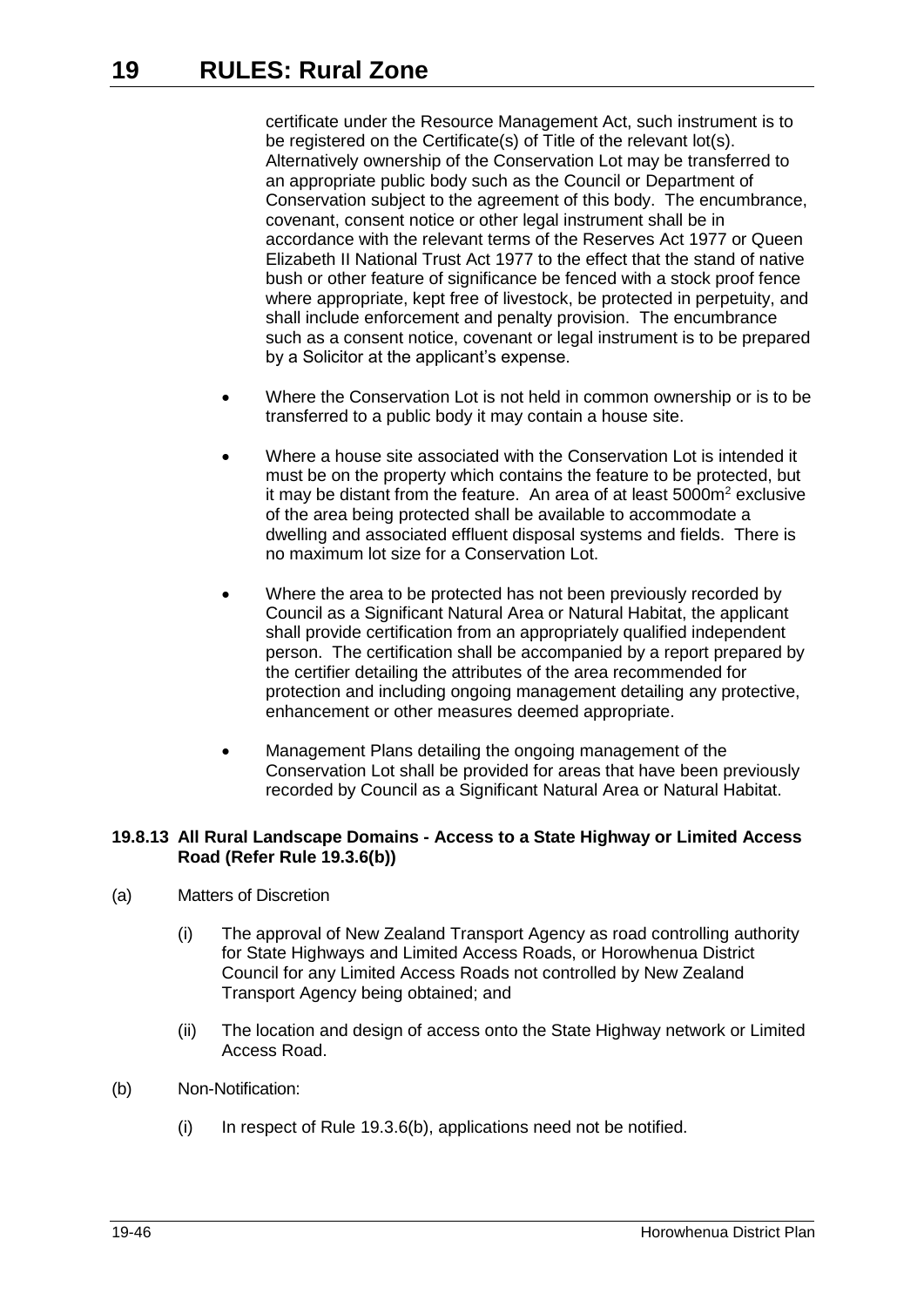certificate under the Resource Management Act, such instrument is to be registered on the Certificate(s) of Title of the relevant lot(s). Alternatively ownership of the Conservation Lot may be transferred to an appropriate public body such as the Council or Department of Conservation subject to the agreement of this body. The encumbrance, covenant, consent notice or other legal instrument shall be in accordance with the relevant terms of the Reserves Act 1977 or Queen Elizabeth II National Trust Act 1977 to the effect that the stand of native bush or other feature of significance be fenced with a stock proof fence where appropriate, kept free of livestock, be protected in perpetuity, and shall include enforcement and penalty provision. The encumbrance such as a consent notice, covenant or legal instrument is to be prepared by a Solicitor at the applicant's expense.

- Where the Conservation Lot is not held in common ownership or is to be transferred to a public body it may contain a house site.
- Where a house site associated with the Conservation Lot is intended it must be on the property which contains the feature to be protected, but it may be distant from the feature. An area of at least 5000m$^2$ exclusive of the area being protected shall be available to accommodate a dwelling and associated effluent disposal systems and fields. There is no maximum lot size for a Conservation Lot.
- Where the area to be protected has not been previously recorded by Council as a Significant Natural Area or Natural Habitat, the applicant shall provide certification from an appropriately qualified independent person. The certification shall be accompanied by a report prepared by the certifier detailing the attributes of the area recommended for protection and including ongoing management detailing any protective, enhancement or other measures deemed appropriate.
- Management Plans detailing the ongoing management of the Conservation Lot shall be provided for areas that have been previously recorded by Council as a Significant Natural Area or Natural Habitat.

#### 19.8.13 All Rural Landscape Domains - Access to a State Highway or Limited Access Road (Refer Rule 19.3.6(b))

(a) Matters of Discretion

(i) The approval of New Zealand Transport Agency as road controlling authority for State Highways and Limited Access Roads, or Horowhenua District Council for any Limited Access Roads not controlled by New Zealand Transport Agency being obtained; and

(ii) The location and design of access onto the State Highway network or Limited Access Road.

(b) Non-Notification:

(i) In respect of Rule 19.3.6(b), applications need not be notified.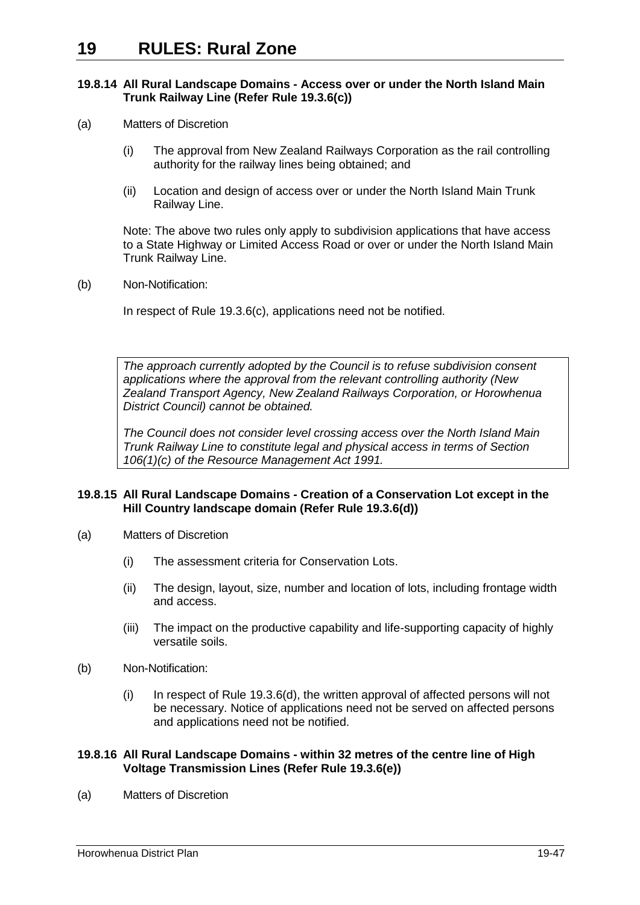#### 19.8.14 All Rural Landscape Domains - Access over or under the North Island Main Trunk Railway Line (Refer Rule 19.3.6(c))

(a) Matters of Discretion

(i) The approval from New Zealand Railways Corporation as the rail controlling authority for the railway lines being obtained; and

(ii) Location and design of access over or under the North Island Main Trunk Railway Line.

Note: The above two rules only apply to subdivision applications that have access to a State Highway or Limited Access Road or over or under the North Island Main Trunk Railway Line.

(b) Non-Notification:

In respect of Rule 19.3.6(c), applications need not be notified.

> *The approach currently adopted by the Council is to refuse subdivision consent applications where the approval from the relevant controlling authority (New Zealand Transport Agency, New Zealand Railways Corporation, or Horowhenua District Council) cannot be obtained.*
>
> *The Council does not consider level crossing access over the North Island Main Trunk Railway Line to constitute legal and physical access in terms of Section 106(1)(c) of the Resource Management Act 1991.*

#### 19.8.15 All Rural Landscape Domains - Creation of a Conservation Lot except in the Hill Country landscape domain (Refer Rule 19.3.6(d))

(a) Matters of Discretion

(i) The assessment criteria for Conservation Lots.

(ii) The design, layout, size, number and location of lots, including frontage width and access.

(iii) The impact on the productive capability and life-supporting capacity of highly versatile soils.

(b) Non-Notification:

(i) In respect of Rule 19.3.6(d), the written approval of affected persons will not be necessary. Notice of applications need not be served on affected persons and applications need not be notified.

#### 19.8.16 All Rural Landscape Domains - within 32 metres of the centre line of High Voltage Transmission Lines (Refer Rule 19.3.6(e))

(a) Matters of Discretion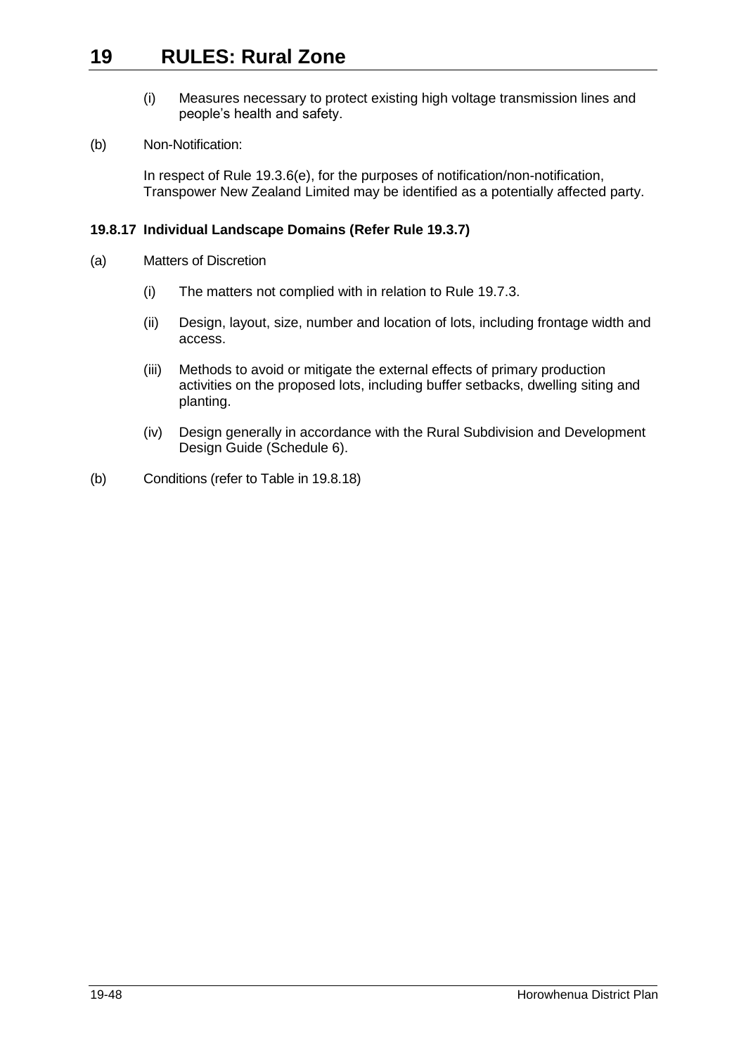(i) Measures necessary to protect existing high voltage transmission lines and people's health and safety.

(b) Non-Notification:

In respect of Rule 19.3.6(e), for the purposes of notification/non-notification, Transpower New Zealand Limited may be identified as a potentially affected party.

### 19.8.17 Individual Landscape Domains (Refer Rule 19.3.7)

(a) Matters of Discretion

(i) The matters not complied with in relation to Rule 19.7.3.

(ii) Design, layout, size, number and location of lots, including frontage width and access.

(iii) Methods to avoid or mitigate the external effects of primary production activities on the proposed lots, including buffer setbacks, dwelling siting and planting.

(iv) Design generally in accordance with the Rural Subdivision and Development Design Guide (Schedule 6).

(b) Conditions (refer to Table in 19.8.18)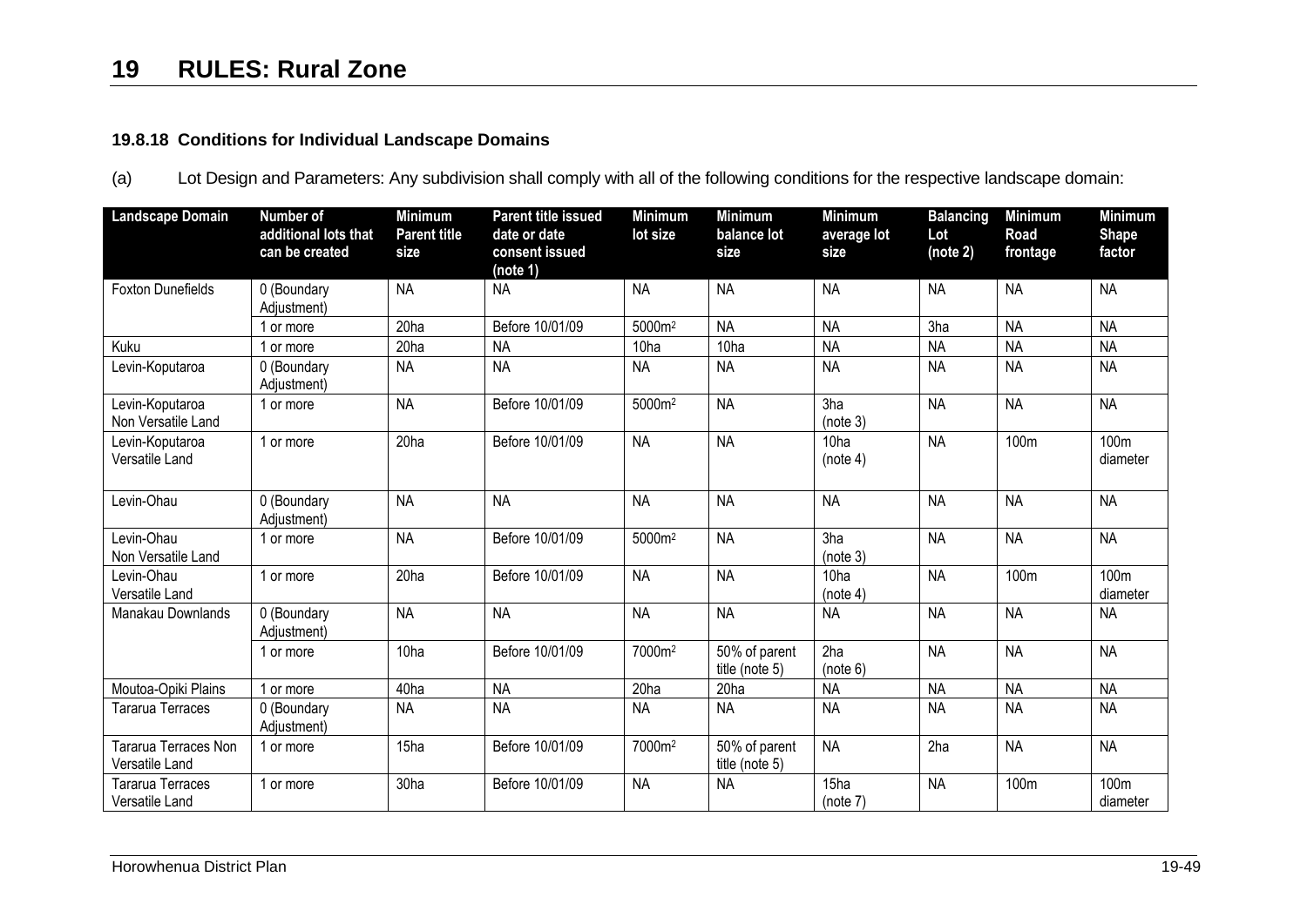### 19.8.18 Conditions for Individual Landscape Domains

(a) Lot Design and Parameters: Any subdivision shall comply with all of the following conditions for the respective landscape domain:

| Landscape Domain | Number of additional lots that can be created | Minimum Parent title size | Parent title issued date or date consent issued (note 1) | Minimum lot size | Minimum balance lot size | Minimum average lot size | Balancing Lot (note 2) | Minimum Road frontage | Minimum Shape factor |
|---|---|---|---|---|---|---|---|---|---|
| Foxton Dunefields | 0 (Boundary Adjustment) | NA | NA | NA | NA | NA | NA | NA | NA |
| | 1 or more | 20ha | Before 10/01/09 | 5000m² | NA | NA | 3ha | NA | NA |
| Kuku | 1 or more | 20ha | NA | 10ha | 10ha | NA | NA | NA | NA |
| Levin-Koputaroa | 0 (Boundary Adjustment) | NA | NA | NA | NA | NA | NA | NA | NA |
| Levin-Koputaroa Non Versatile Land | 1 or more | NA | Before 10/01/09 | 5000m² | NA | 3ha (note 3) | NA | NA | NA |
| Levin-Koputaroa Versatile Land | 1 or more | 20ha | Before 10/01/09 | NA | NA | 10ha (note 4) | NA | 100m | 100m diameter |
| Levin-Ohau | 0 (Boundary Adjustment) | NA | NA | NA | NA | NA | NA | NA | NA |
| Levin-Ohau Non Versatile Land | 1 or more | NA | Before 10/01/09 | 5000m² | NA | 3ha (note 3) | NA | NA | NA |
| Levin-Ohau Versatile Land | 1 or more | 20ha | Before 10/01/09 | NA | NA | 10ha (note 4) | NA | 100m | 100m diameter |
| Manakau Downlands | 0 (Boundary Adjustment) | NA | NA | NA | NA | NA | NA | NA | NA |
| | 1 or more | 10ha | Before 10/01/09 | 7000m² | 50% of parent title (note 5) | 2ha (note 6) | NA | NA | NA |
| Moutoa-Opiki Plains | 1 or more | 40ha | NA | 20ha | 20ha | NA | NA | NA | NA |
| Tararua Terraces | 0 (Boundary Adjustment) | NA | NA | NA | NA | NA | NA | NA | NA |
| Tararua Terraces Non Versatile Land | 1 or more | 15ha | Before 10/01/09 | 7000m² | 50% of parent title (note 5) | NA | 2ha | NA | NA |
| Tararua Terraces Versatile Land | 1 or more | 30ha | Before 10/01/09 | NA | NA | 15ha (note 7) | NA | 100m | 100m diameter |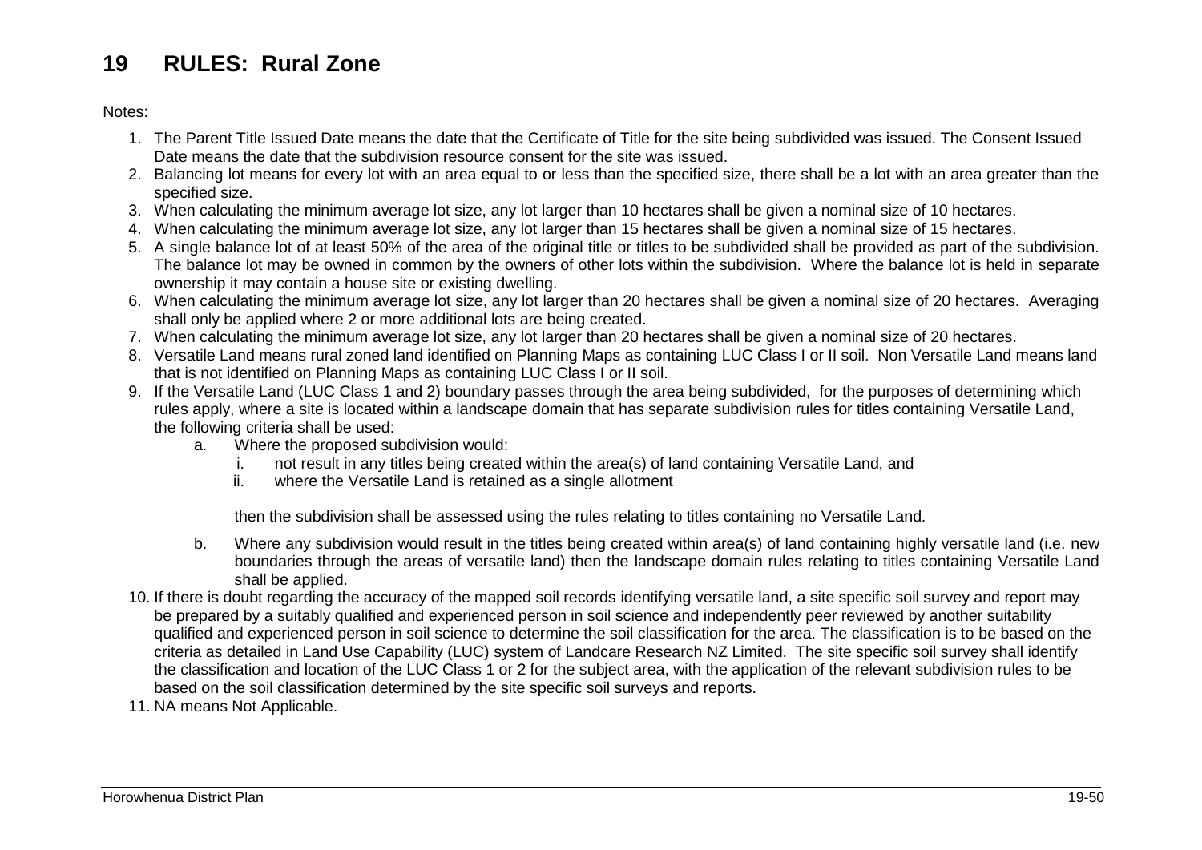# 19 RULES: Rural Zone

Notes:

1. The Parent Title Issued Date means the date that the Certificate of Title for the site being subdivided was issued. The Consent Issued Date means the date that the subdivision resource consent for the site was issued.
2. Balancing lot means for every lot with an area equal to or less than the specified size, there shall be a lot with an area greater than the specified size.
3. When calculating the minimum average lot size, any lot larger than 10 hectares shall be given a nominal size of 10 hectares.
4. When calculating the minimum average lot size, any lot larger than 15 hectares shall be given a nominal size of 15 hectares.
5. A single balance lot of at least 50% of the area of the original title or titles to be subdivided shall be provided as part of the subdivision. The balance lot may be owned in common by the owners of other lots within the subdivision. Where the balance lot is held in separate ownership it may contain a house site or existing dwelling.
6. When calculating the minimum average lot size, any lot larger than 20 hectares shall be given a nominal size of 20 hectares. Averaging shall only be applied where 2 or more additional lots are being created.
7. When calculating the minimum average lot size, any lot larger than 20 hectares shall be given a nominal size of 20 hectares.
8. Versatile Land means rural zoned land identified on Planning Maps as containing LUC Class I or II soil. Non Versatile Land means land that is not identified on Planning Maps as containing LUC Class I or II soil.
9. If the Versatile Land (LUC Class 1 and 2) boundary passes through the area being subdivided, for the purposes of determining which rules apply, where a site is located within a landscape domain that has separate subdivision rules for titles containing Versatile Land, the following criteria shall be used:
   a. Where the proposed subdivision would:
      i. not result in any titles being created within the area(s) of land containing Versatile Land, and
      ii. where the Versatile Land is retained as a single allotment

      then the subdivision shall be assessed using the rules relating to titles containing no Versatile Land.

   b. Where any subdivision would result in the titles being created within area(s) of land containing highly versatile land (i.e. new boundaries through the areas of versatile land) then the landscape domain rules relating to titles containing Versatile Land shall be applied.
10. If there is doubt regarding the accuracy of the mapped soil records identifying versatile land, a site specific soil survey and report may be prepared by a suitably qualified and experienced person in soil science and independently peer reviewed by another suitability qualified and experienced person in soil science to determine the soil classification for the area. The classification is to be based on the criteria as detailed in Land Use Capability (LUC) system of Landcare Research NZ Limited. The site specific soil survey shall identify the classification and location of the LUC Class 1 or 2 for the subject area, with the application of the relevant subdivision rules to be based on the soil classification determined by the site specific soil surveys and reports.
11. NA means Not Applicable.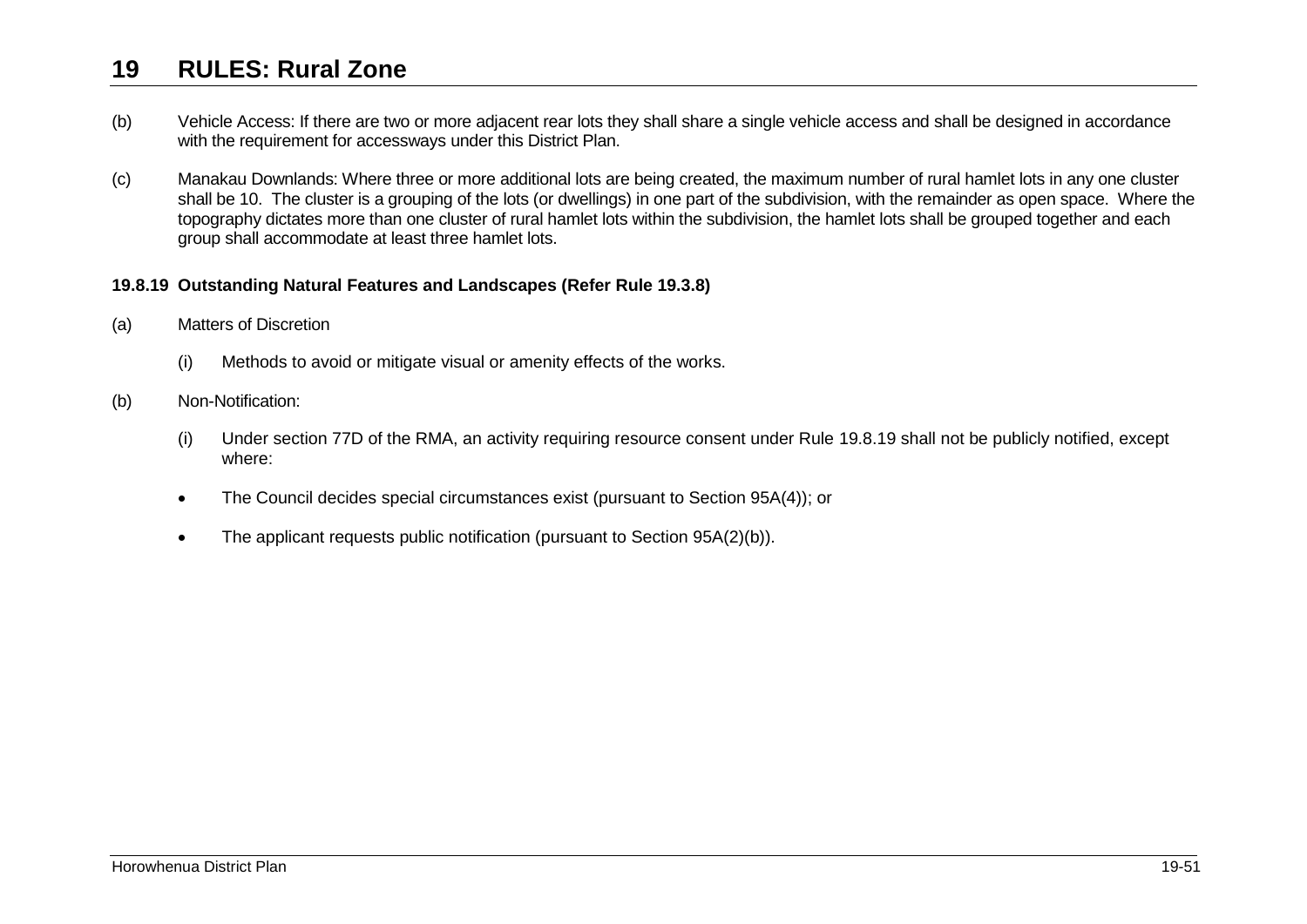(b) Vehicle Access: If there are two or more adjacent rear lots they shall share a single vehicle access and shall be designed in accordance with the requirement for accessways under this District Plan.

(c) Manakau Downlands: Where three or more additional lots are being created, the maximum number of rural hamlet lots in any one cluster shall be 10. The cluster is a grouping of the lots (or dwellings) in one part of the subdivision, with the remainder as open space. Where the topography dictates more than one cluster of rural hamlet lots within the subdivision, the hamlet lots shall be grouped together and each group shall accommodate at least three hamlet lots.

**19.8.19 Outstanding Natural Features and Landscapes (Refer Rule 19.3.8)**

(a) Matters of Discretion

(i) Methods to avoid or mitigate visual or amenity effects of the works.

(b) Non-Notification:

(i) Under section 77D of the RMA, an activity requiring resource consent under Rule 19.8.19 shall not be publicly notified, except where:

- The Council decides special circumstances exist (pursuant to Section 95A(4)); or
- The applicant requests public notification (pursuant to Section 95A(2)(b)).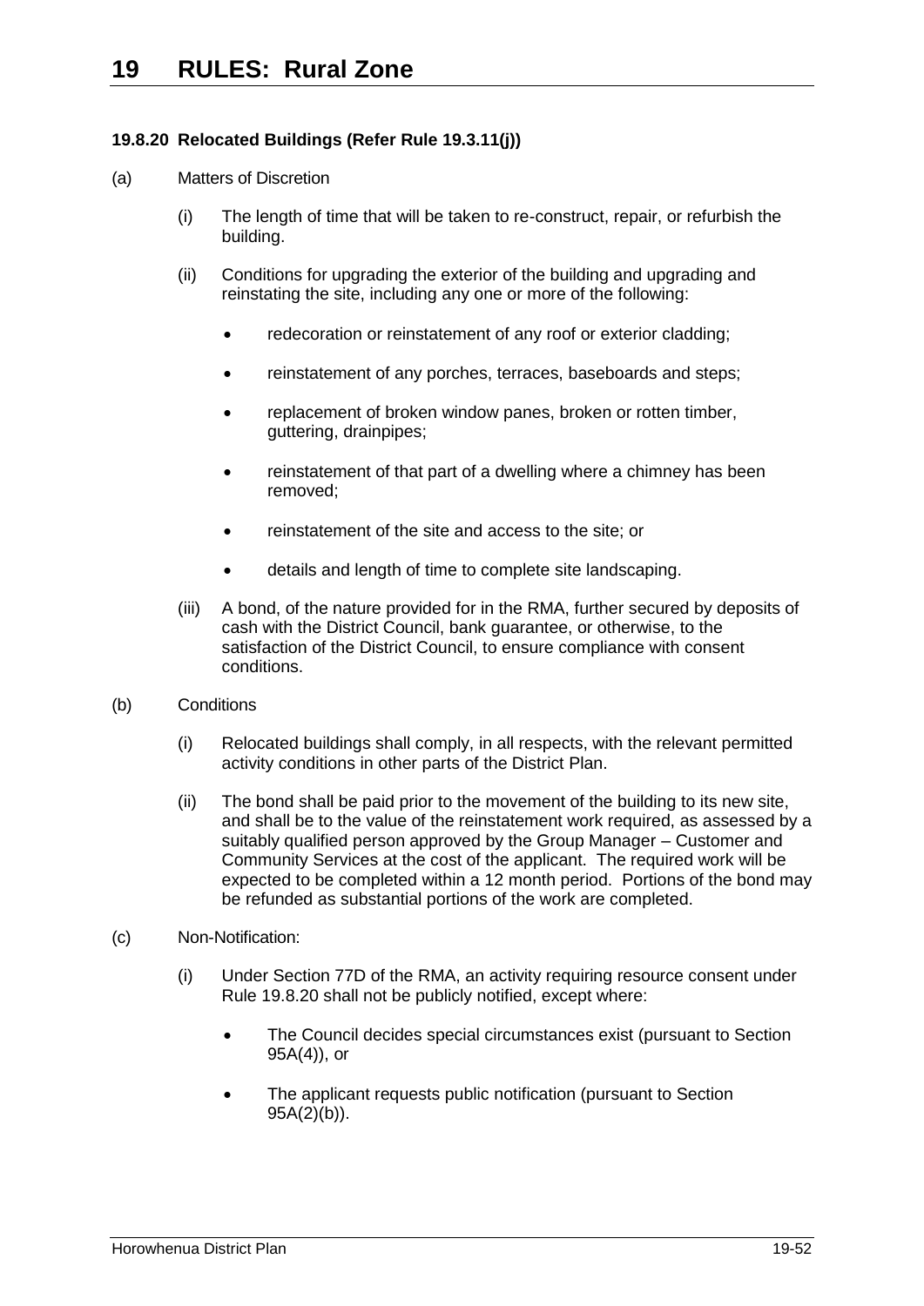#### 19.8.20 Relocated Buildings (Refer Rule 19.3.11(j))

(a) Matters of Discretion

(i) The length of time that will be taken to re-construct, repair, or refurbish the building.

(ii) Conditions for upgrading the exterior of the building and upgrading and reinstating the site, including any one or more of the following:

- redecoration or reinstatement of any roof or exterior cladding;
- reinstatement of any porches, terraces, baseboards and steps;
- replacement of broken window panes, broken or rotten timber, guttering, drainpipes;
- reinstatement of that part of a dwelling where a chimney has been removed;
- reinstatement of the site and access to the site; or
- details and length of time to complete site landscaping.

(iii) A bond, of the nature provided for in the RMA, further secured by deposits of cash with the District Council, bank guarantee, or otherwise, to the satisfaction of the District Council, to ensure compliance with consent conditions.

(b) Conditions

(i) Relocated buildings shall comply, in all respects, with the relevant permitted activity conditions in other parts of the District Plan.

(ii) The bond shall be paid prior to the movement of the building to its new site, and shall be to the value of the reinstatement work required, as assessed by a suitably qualified person approved by the Group Manager – Customer and Community Services at the cost of the applicant. The required work will be expected to be completed within a 12 month period. Portions of the bond may be refunded as substantial portions of the work are completed.

(c) Non-Notification:

(i) Under Section 77D of the RMA, an activity requiring resource consent under Rule 19.8.20 shall not be publicly notified, except where:

- The Council decides special circumstances exist (pursuant to Section 95A(4)), or
- The applicant requests public notification (pursuant to Section 95A(2)(b)).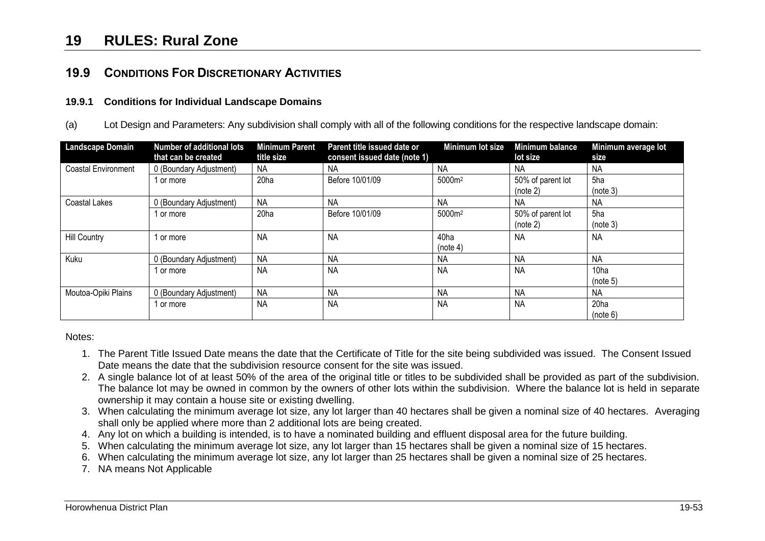# 19 RULES: Rural Zone

## 19.9 CONDITIONS FOR DISCRETIONARY ACTIVITIES

### 19.9.1 Conditions for Individual Landscape Domains

(a) Lot Design and Parameters: Any subdivision shall comply with all of the following conditions for the respective landscape domain:

| Landscape Domain | Number of additional lots that can be created | Minimum Parent title size | Parent title issued date or consent issued date (note 1) | Minimum lot size | Minimum balance lot size | Minimum average lot size |
|---|---|---|---|---|---|---|
| Coastal Environment | 0 (Boundary Adjustment) | NA | NA | NA | NA | NA |
| | 1 or more | 20ha | Before 10/01/09 | 5000m$^2$ | 50% of parent lot (note 2) | 5ha (note 3) |
| Coastal Lakes | 0 (Boundary Adjustment) | NA | NA | NA | NA | NA |
| | 1 or more | 20ha | Before 10/01/09 | 5000m$^2$ | 50% of parent lot (note 2) | 5ha (note 3) |
| Hill Country | 1 or more | NA | NA | 40ha (note 4) | NA | NA |
| Kuku | 0 (Boundary Adjustment) | NA | NA | NA | NA | NA |
| | 1 or more | NA | NA | NA | NA | 10ha (note 5) |
| Moutoa-Opiki Plains | 0 (Boundary Adjustment) | NA | NA | NA | NA | NA |
| | 1 or more | NA | NA | NA | NA | 20ha (note 6) |

Notes:

1. The Parent Title Issued Date means the date that the Certificate of Title for the site being subdivided was issued. The Consent Issued Date means the date that the subdivision resource consent for the site was issued.
2. A single balance lot of at least 50% of the area of the original title or titles to be subdivided shall be provided as part of the subdivision. The balance lot may be owned in common by the owners of other lots within the subdivision. Where the balance lot is held in separate ownership it may contain a house site or existing dwelling.
3. When calculating the minimum average lot size, any lot larger than 40 hectares shall be given a nominal size of 40 hectares. Averaging shall only be applied where more than 2 additional lots are being created.
4. Any lot on which a building is intended, is to have a nominated building and effluent disposal area for the future building.
5. When calculating the minimum average lot size, any lot larger than 15 hectares shall be given a nominal size of 15 hectares.
6. When calculating the minimum average lot size, any lot larger than 25 hectares shall be given a nominal size of 25 hectares.
7. NA means Not Applicable